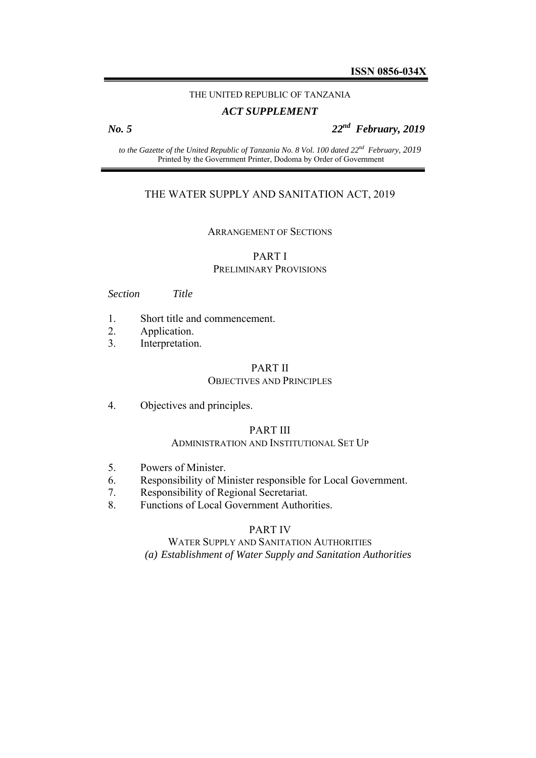**ISSN 0856-034X**

THE UNITED REPUBLIC OF TANZANIA

***ACT SUPPLEMENT***

***No. 5*** ***22nd February, 2019***

*to the Gazette of the United Republic of Tanzania No. 8 Vol. 100 dated 22nd February, 2019*
Printed by the Government Printer, Dodoma by Order of Government

# THE WATER SUPPLY AND SANITATION ACT, 2019

## ARRANGEMENT OF SECTIONS

### PART I
PRELIMINARY PROVISIONS

*Section* *Title*

1. Short title and commencement.
2. Application.
3. Interpretation.

### PART II
OBJECTIVES AND PRINCIPLES

4. Objectives and principles.

### PART III
ADMINISTRATION AND INSTITUTIONAL SET UP

5. Powers of Minister.
6. Responsibility of Minister responsible for Local Government.
7. Responsibility of Regional Secretariat.
8. Functions of Local Government Authorities.

### PART IV
WATER SUPPLY AND SANITATION AUTHORITIES

*(a) Establishment of Water Supply and Sanitation Authorities*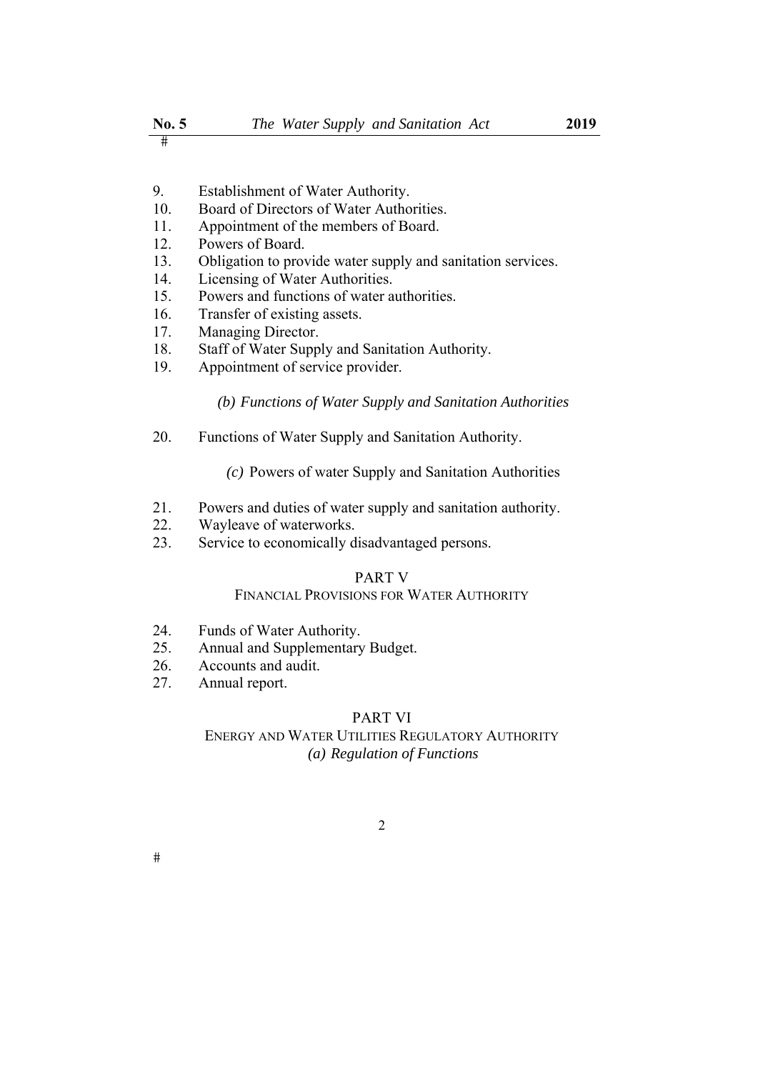9. Establishment of Water Authority.
10. Board of Directors of Water Authorities.
11. Appointment of the members of Board.
12. Powers of Board.
13. Obligation to provide water supply and sanitation services.
14. Licensing of Water Authorities.
15. Powers and functions of water authorities.
16. Transfer of existing assets.
17. Managing Director.
18. Staff of Water Supply and Sanitation Authority.
19. Appointment of service provider.

*(b) Functions of Water Supply and Sanitation Authorities*

20. Functions of Water Supply and Sanitation Authority.

*(c)* Powers of water Supply and Sanitation Authorities

21. Powers and duties of water supply and sanitation authority.
22. Wayleave of waterworks.
23. Service to economically disadvantaged persons.

## PART V
## FINANCIAL PROVISIONS FOR WATER AUTHORITY

24. Funds of Water Authority.
25. Annual and Supplementary Budget.
26. Accounts and audit.
27. Annual report.

## PART VI
## ENERGY AND WATER UTILITIES REGULATORY AUTHORITY

*(a) Regulation of Functions*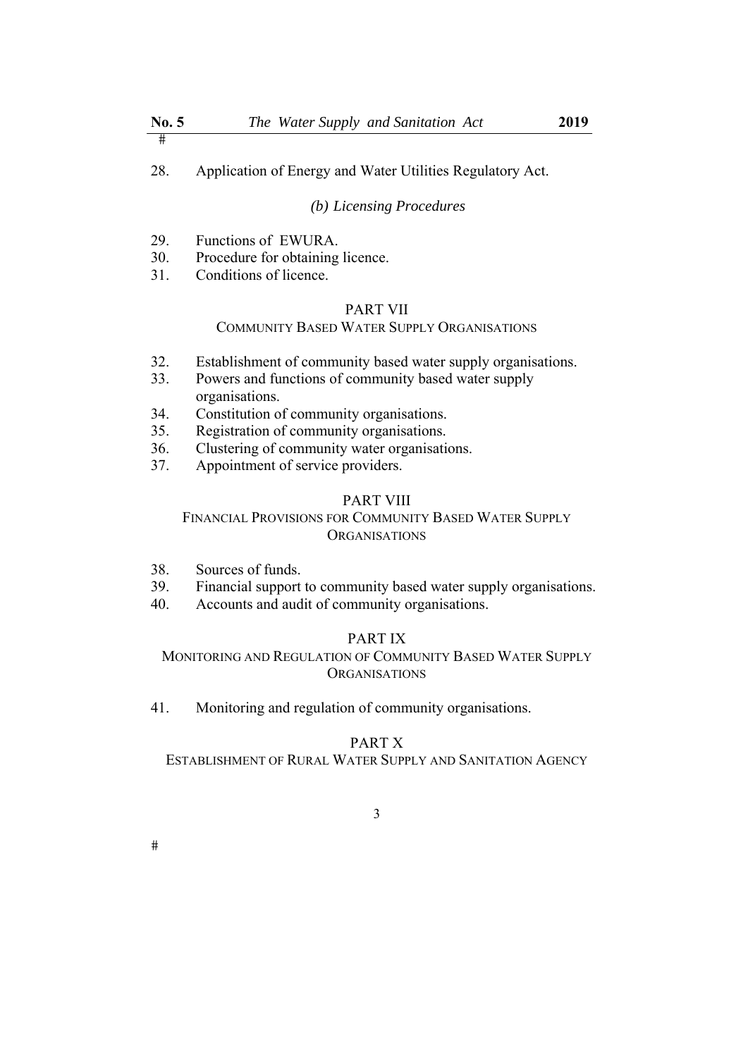28. Application of Energy and Water Utilities Regulatory Act.

*(b) Licensing Procedures*

29. Functions of EWURA.
30. Procedure for obtaining licence.
31. Conditions of licence.

PART VII
COMMUNITY BASED WATER SUPPLY ORGANISATIONS

32. Establishment of community based water supply organisations.
33. Powers and functions of community based water supply organisations.
34. Constitution of community organisations.
35. Registration of community organisations.
36. Clustering of community water organisations.
37. Appointment of service providers.

PART VIII
FINANCIAL PROVISIONS FOR COMMUNITY BASED WATER SUPPLY ORGANISATIONS

38. Sources of funds.
39. Financial support to community based water supply organisations.
40. Accounts and audit of community organisations.

PART IX
MONITORING AND REGULATION OF COMMUNITY BASED WATER SUPPLY ORGANISATIONS

41. Monitoring and regulation of community organisations.

PART X
ESTABLISHMENT OF RURAL WATER SUPPLY AND SANITATION AGENCY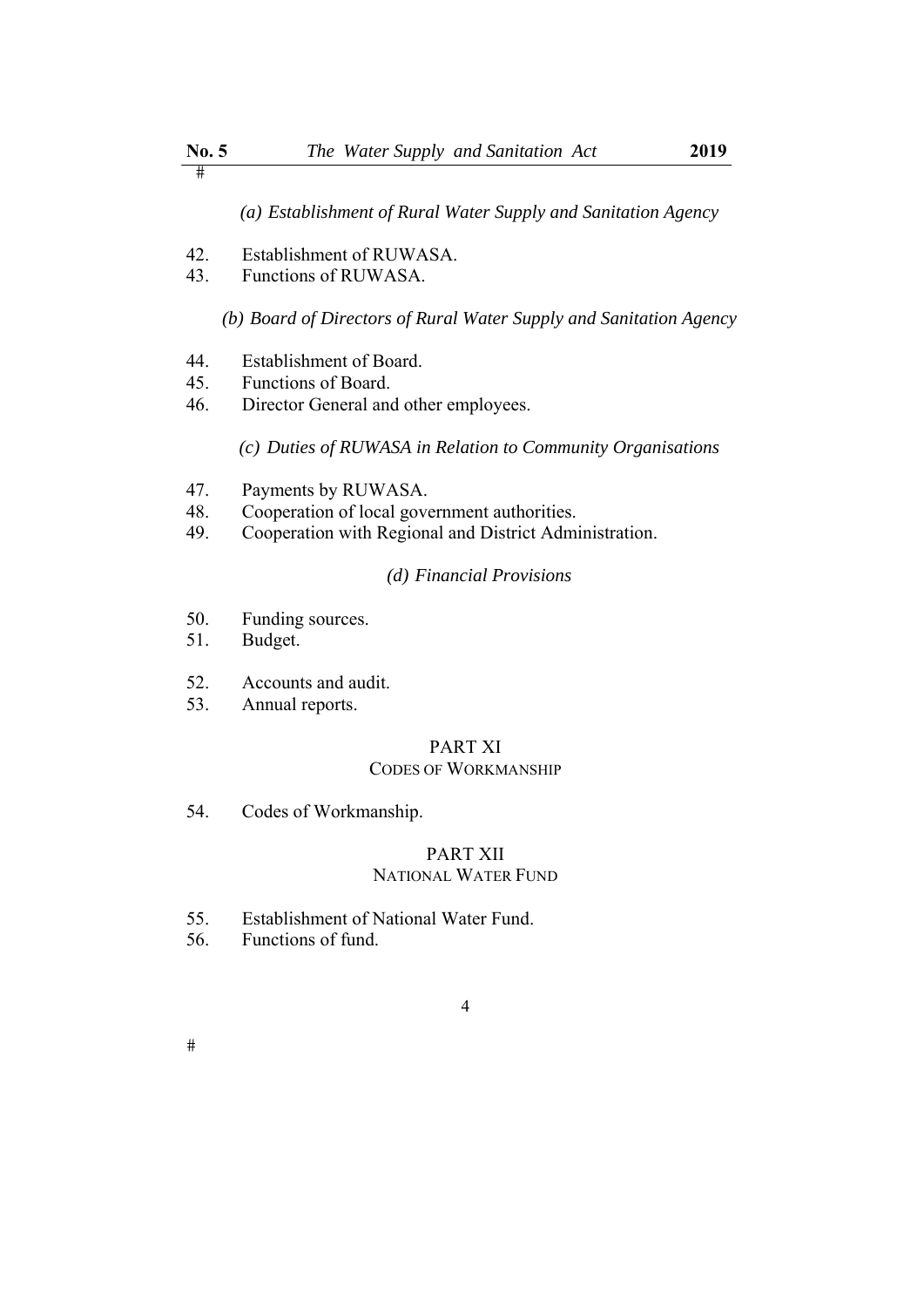*(a) Establishment of Rural Water Supply and Sanitation Agency*

42. Establishment of RUWASA.
43. Functions of RUWASA.

*(b) Board of Directors of Rural Water Supply and Sanitation Agency*

44. Establishment of Board.
45. Functions of Board.
46. Director General and other employees.

*(c) Duties of RUWASA in Relation to Community Organisations*

47. Payments by RUWASA.
48. Cooperation of local government authorities.
49. Cooperation with Regional and District Administration.

*(d) Financial Provisions*

50. Funding sources.
51. Budget.
52. Accounts and audit.
53. Annual reports.

PART XI
CODES OF WORKMANSHIP

54. Codes of Workmanship.

PART XII
NATIONAL WATER FUND

55. Establishment of National Water Fund.
56. Functions of fund.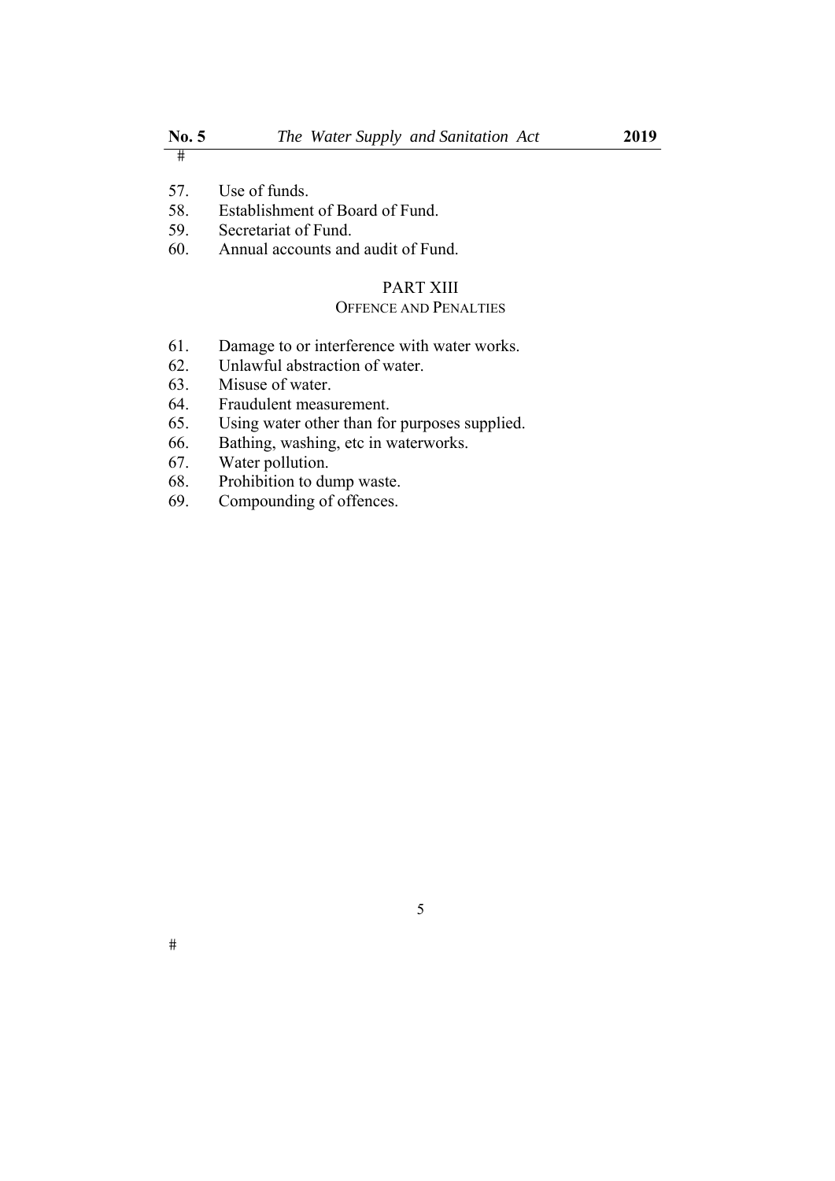57. Use of funds.
58. Establishment of Board of Fund.
59. Secretariat of Fund.
60. Annual accounts and audit of Fund.

## PART XIII
### OFFENCE AND PENALTIES

61. Damage to or interference with water works.
62. Unlawful abstraction of water.
63. Misuse of water.
64. Fraudulent measurement.
65. Using water other than for purposes supplied.
66. Bathing, washing, etc in waterworks.
67. Water pollution.
68. Prohibition to dump waste.
69. Compounding of offences.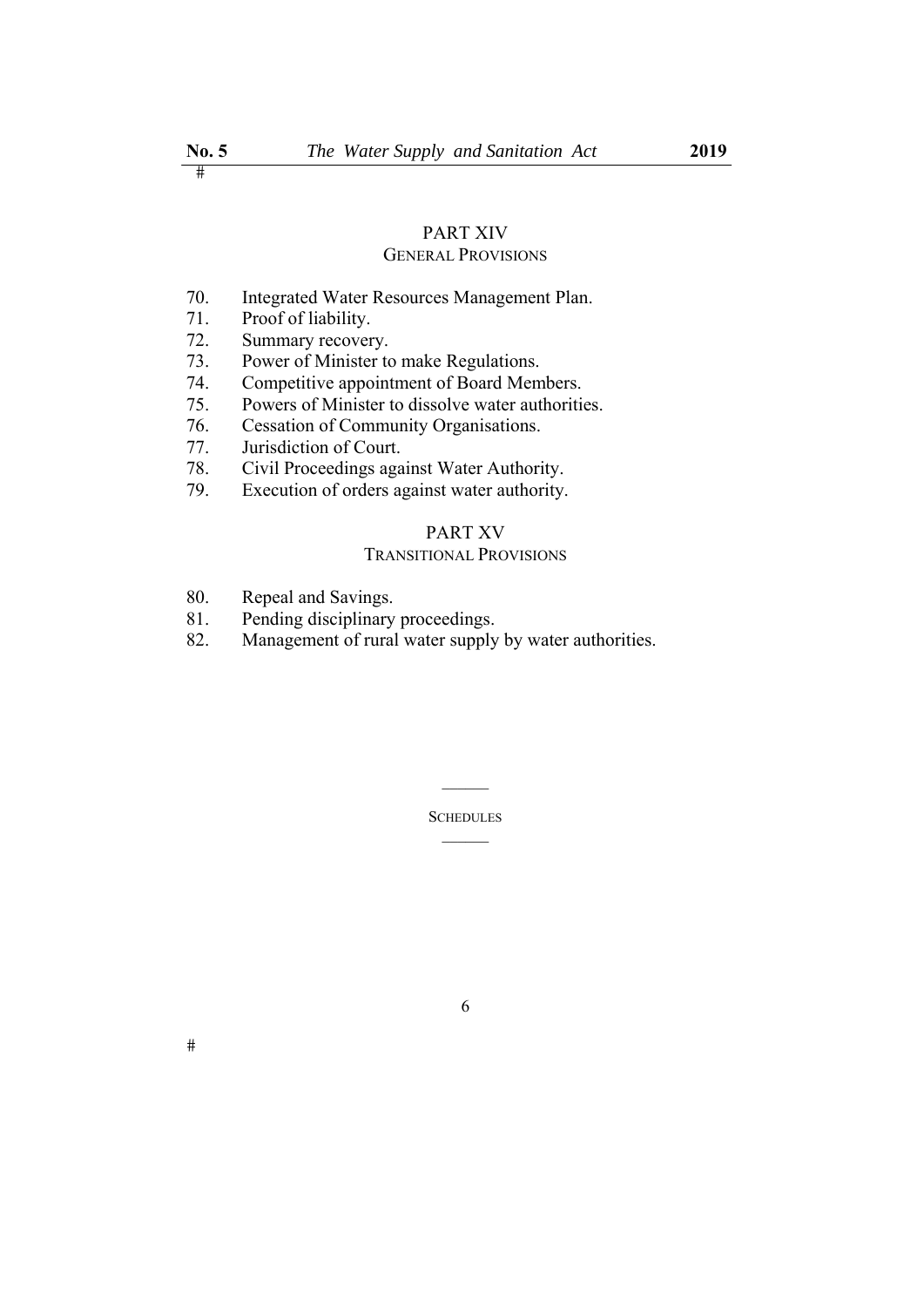PART XIV
GENERAL PROVISIONS

70. Integrated Water Resources Management Plan.
71. Proof of liability.
72. Summary recovery.
73. Power of Minister to make Regulations.
74. Competitive appointment of Board Members.
75. Powers of Minister to dissolve water authorities.
76. Cessation of Community Organisations.
77. Jurisdiction of Court.
78. Civil Proceedings against Water Authority.
79. Execution of orders against water authority.

PART XV
TRANSITIONAL PROVISIONS

80. Repeal and Savings.
81. Pending disciplinary proceedings.
82. Management of rural water supply by water authorities.

SCHEDULES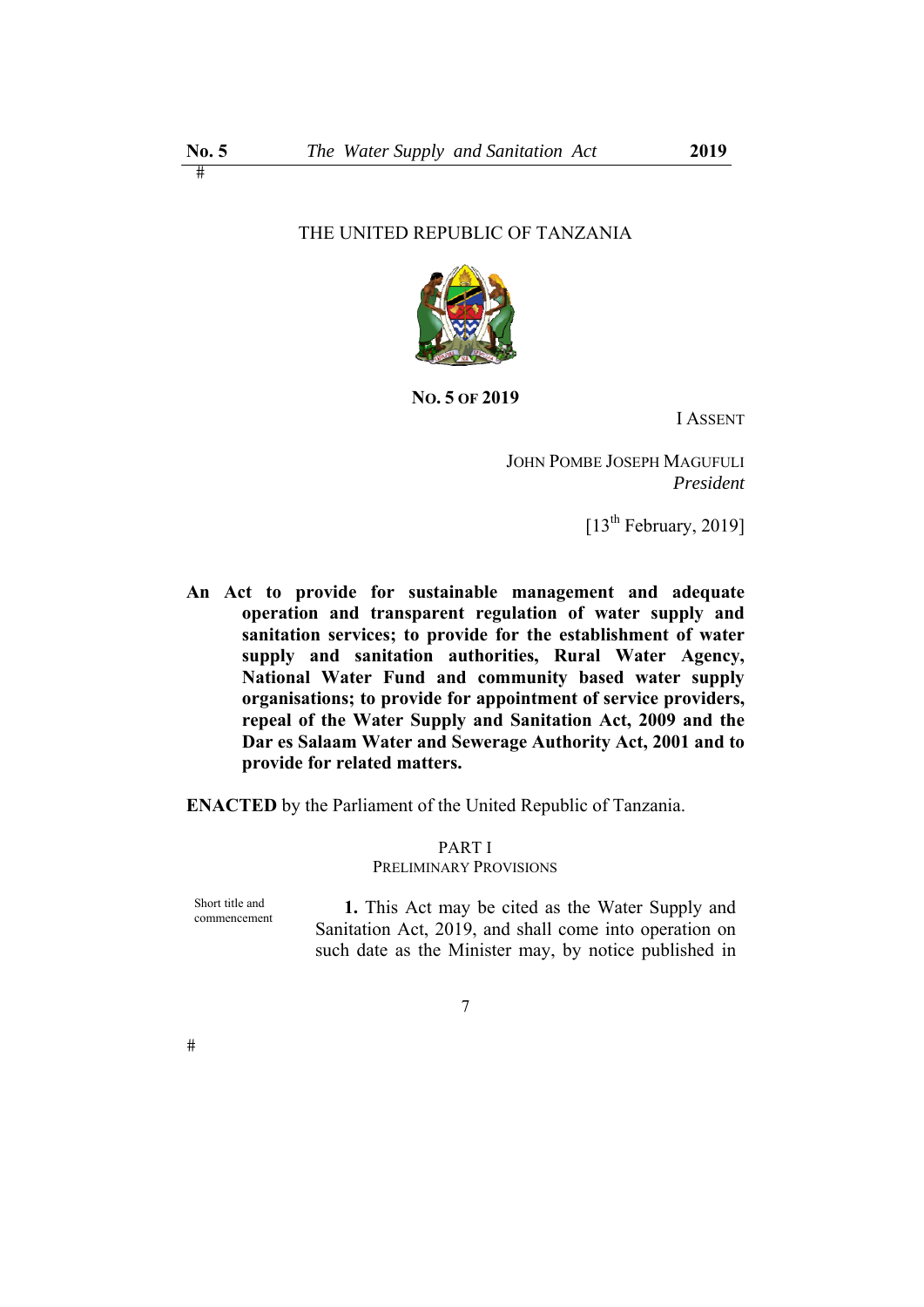THE UNITED REPUBLIC OF TANZANIA

**NO. 5 OF 2019**

I ASSENT

JOHN POMBE JOSEPH MAGUFULI
*President*

[13th February, 2019]

**An Act to provide for sustainable management and adequate operation and transparent regulation of water supply and sanitation services; to provide for the establishment of water supply and sanitation authorities, Rural Water Agency, National Water Fund and community based water supply organisations; to provide for appointment of service providers, repeal of the Water Supply and Sanitation Act, 2009 and the Dar es Salaam Water and Sewerage Authority Act, 2001 and to provide for related matters.**

**ENACTED** by the Parliament of the United Republic of Tanzania.

## PART I
## PRELIMINARY PROVISIONS

Short title and commencement

**1.** This Act may be cited as the Water Supply and Sanitation Act, 2019, and shall come into operation on such date as the Minister may, by notice published in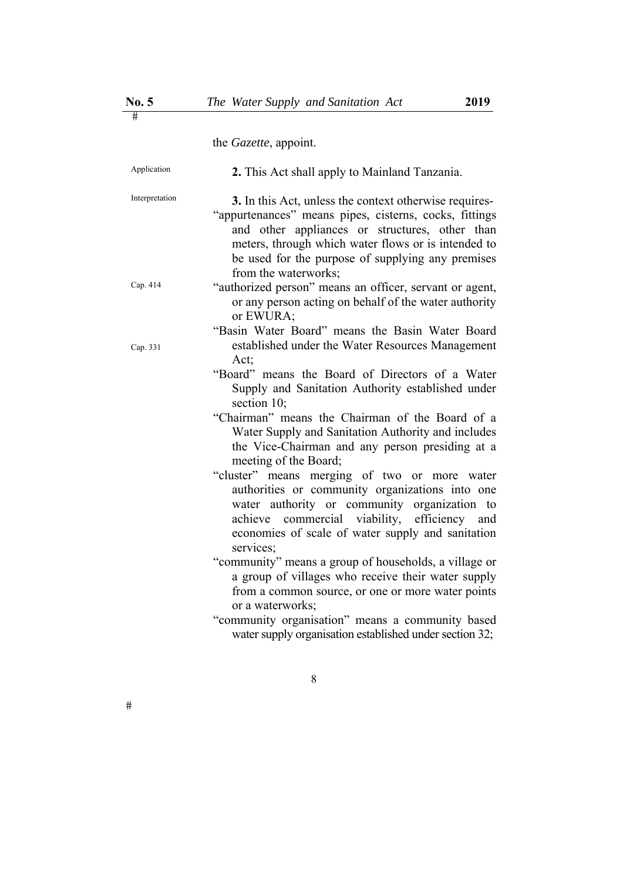the *Gazette*, appoint.

Application

**2.** This Act shall apply to Mainland Tanzania.

Interpretation

**3.** In this Act, unless the context otherwise requires-

"appurtenances" means pipes, cisterns, cocks, fittings and other appliances or structures, other than meters, through which water flows or is intended to be used for the purpose of supplying any premises from the waterworks;

Cap. 414

"authorized person" means an officer, servant or agent, or any person acting on behalf of the water authority or EWURA;

Cap. 331

"Basin Water Board" means the Basin Water Board established under the Water Resources Management Act;

"Board" means the Board of Directors of a Water Supply and Sanitation Authority established under section 10;

"Chairman" means the Chairman of the Board of a Water Supply and Sanitation Authority and includes the Vice-Chairman and any person presiding at a meeting of the Board;

"cluster" means merging of two or more water authorities or community organizations into one water authority or community organization to achieve commercial viability, efficiency and economies of scale of water supply and sanitation services;

"community" means a group of households, a village or a group of villages who receive their water supply from a common source, or one or more water points or a waterworks;

"community organisation" means a community based water supply organisation established under section 32;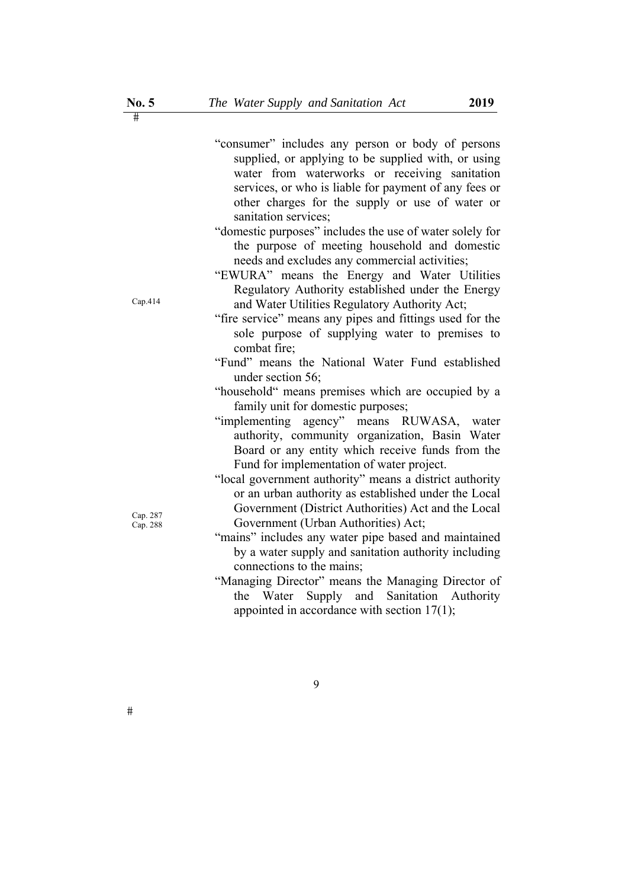"consumer" includes any person or body of persons supplied, or applying to be supplied with, or using water from waterworks or receiving sanitation services, or who is liable for payment of any fees or other charges for the supply or use of water or sanitation services;

"domestic purposes" includes the use of water solely for the purpose of meeting household and domestic needs and excludes any commercial activities;

"EWURA" means the Energy and Water Utilities Regulatory Authority established under the Energy and Water Utilities Regulatory Authority Act; Cap.414

"fire service" means any pipes and fittings used for the sole purpose of supplying water to premises to combat fire;

"Fund" means the National Water Fund established under section 56;

"household" means premises which are occupied by a family unit for domestic purposes;

"implementing agency" means RUWASA, water authority, community organization, Basin Water Board or any entity which receive funds from the Fund for implementation of water project.

"local government authority" means a district authority or an urban authority as established under the Local Government (District Authorities) Act and the Local Government (Urban Authorities) Act; Cap. 287 Cap. 288

"mains" includes any water pipe based and maintained by a water supply and sanitation authority including connections to the mains;

"Managing Director" means the Managing Director of the Water Supply and Sanitation Authority appointed in accordance with section 17(1);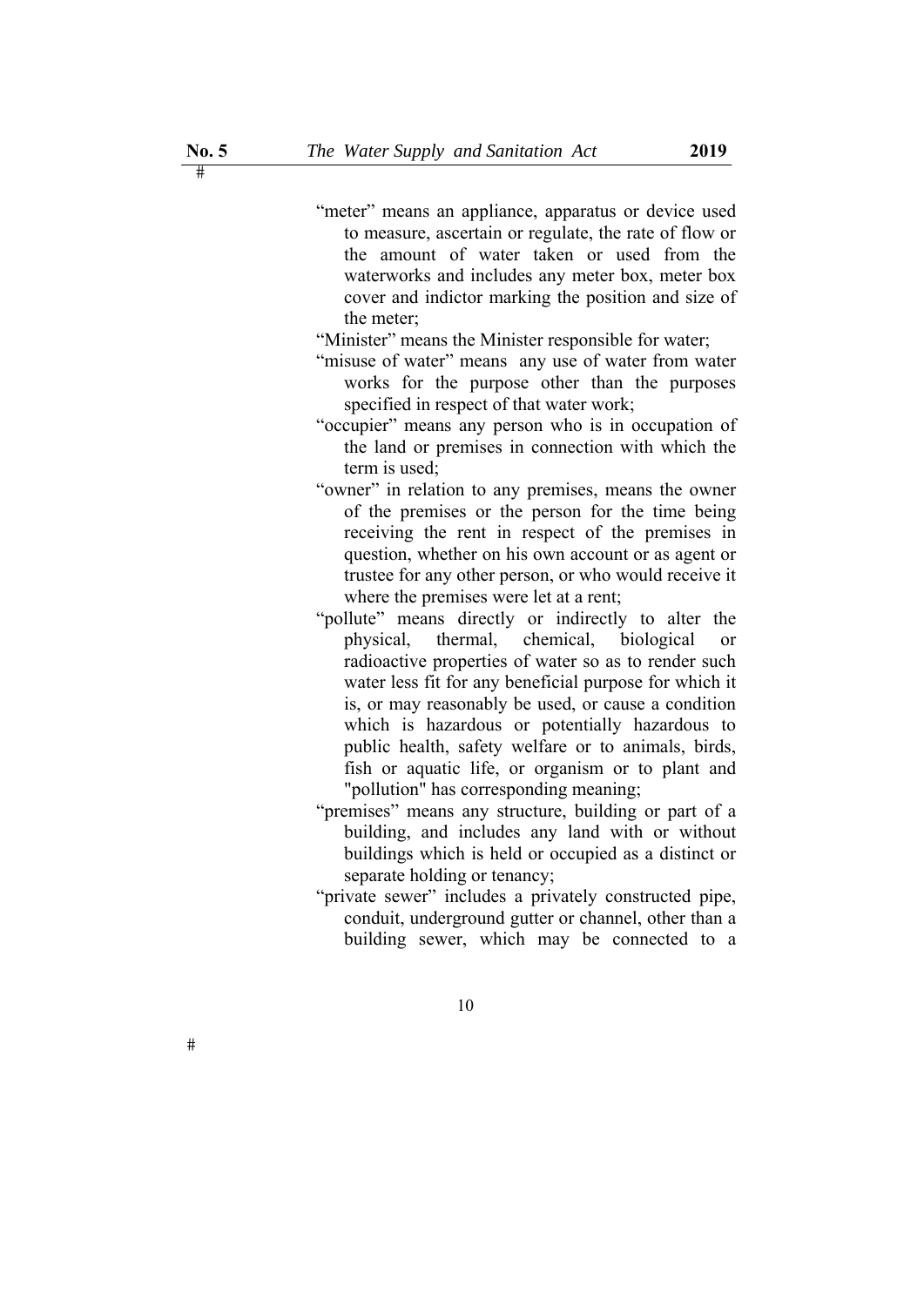"meter" means an appliance, apparatus or device used to measure, ascertain or regulate, the rate of flow or the amount of water taken or used from the waterworks and includes any meter box, meter box cover and indictor marking the position and size of the meter;

"Minister" means the Minister responsible for water;

"misuse of water" means any use of water from water works for the purpose other than the purposes specified in respect of that water work;

"occupier" means any person who is in occupation of the land or premises in connection with which the term is used;

"owner" in relation to any premises, means the owner of the premises or the person for the time being receiving the rent in respect of the premises in question, whether on his own account or as agent or trustee for any other person, or who would receive it where the premises were let at a rent;

"pollute" means directly or indirectly to alter the physical, thermal, chemical, biological or radioactive properties of water so as to render such water less fit for any beneficial purpose for which it is, or may reasonably be used, or cause a condition which is hazardous or potentially hazardous to public health, safety welfare or to animals, birds, fish or aquatic life, or organism or to plant and "pollution" has corresponding meaning;

"premises" means any structure, building or part of a building, and includes any land with or without buildings which is held or occupied as a distinct or separate holding or tenancy;

"private sewer" includes a privately constructed pipe, conduit, underground gutter or channel, other than a building sewer, which may be connected to a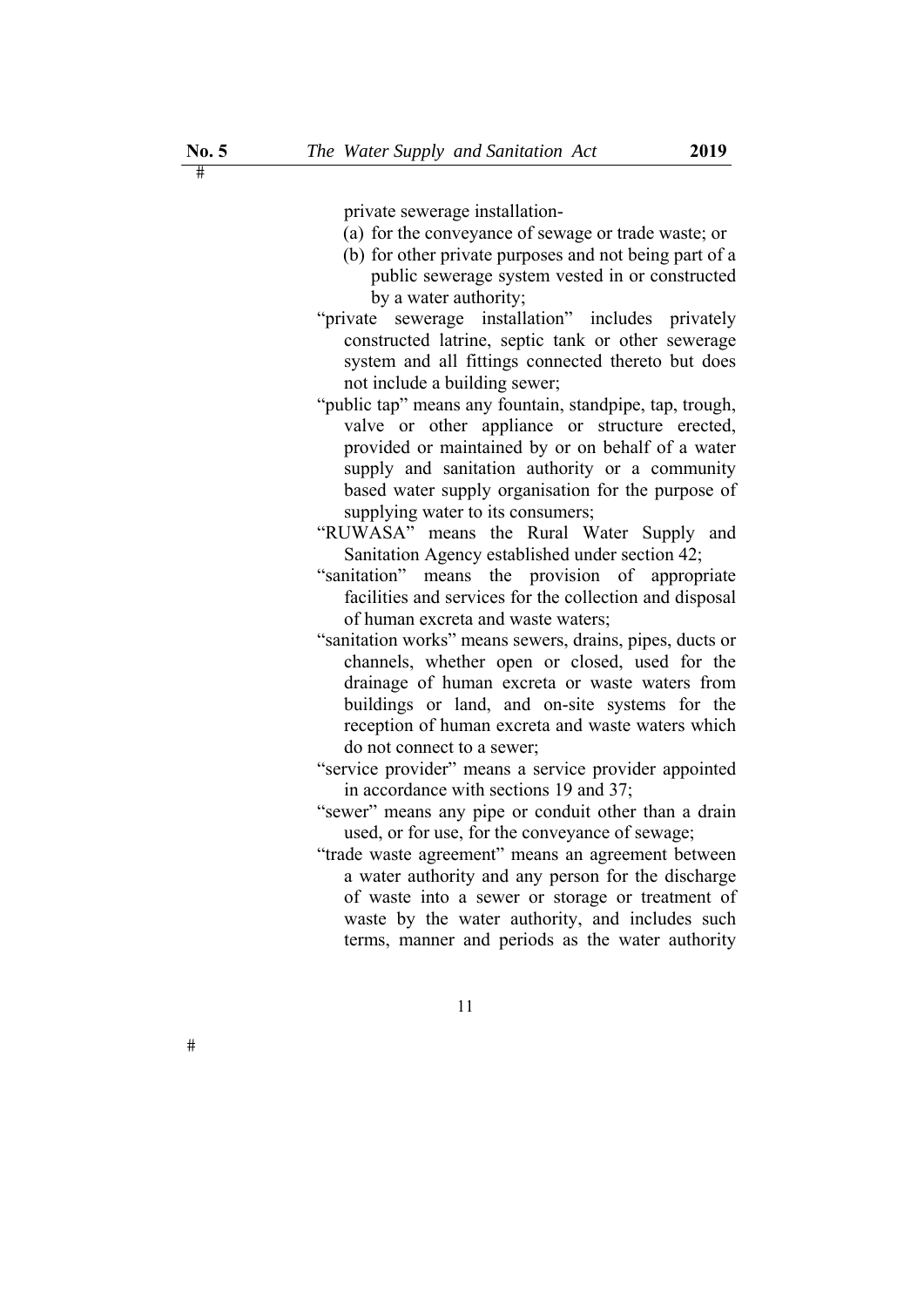private sewerage installation-

(a) for the conveyance of sewage or trade waste; or

(b) for other private purposes and not being part of a public sewerage system vested in or constructed by a water authority;

"private sewerage installation" includes privately constructed latrine, septic tank or other sewerage system and all fittings connected thereto but does not include a building sewer;

"public tap" means any fountain, standpipe, tap, trough, valve or other appliance or structure erected, provided or maintained by or on behalf of a water supply and sanitation authority or a community based water supply organisation for the purpose of supplying water to its consumers;

"RUWASA" means the Rural Water Supply and Sanitation Agency established under section 42;

"sanitation" means the provision of appropriate facilities and services for the collection and disposal of human excreta and waste waters;

"sanitation works" means sewers, drains, pipes, ducts or channels, whether open or closed, used for the drainage of human excreta or waste waters from buildings or land, and on-site systems for the reception of human excreta and waste waters which do not connect to a sewer;

"service provider" means a service provider appointed in accordance with sections 19 and 37;

"sewer" means any pipe or conduit other than a drain used, or for use, for the conveyance of sewage;

"trade waste agreement" means an agreement between a water authority and any person for the discharge of waste into a sewer or storage or treatment of waste by the water authority, and includes such terms, manner and periods as the water authority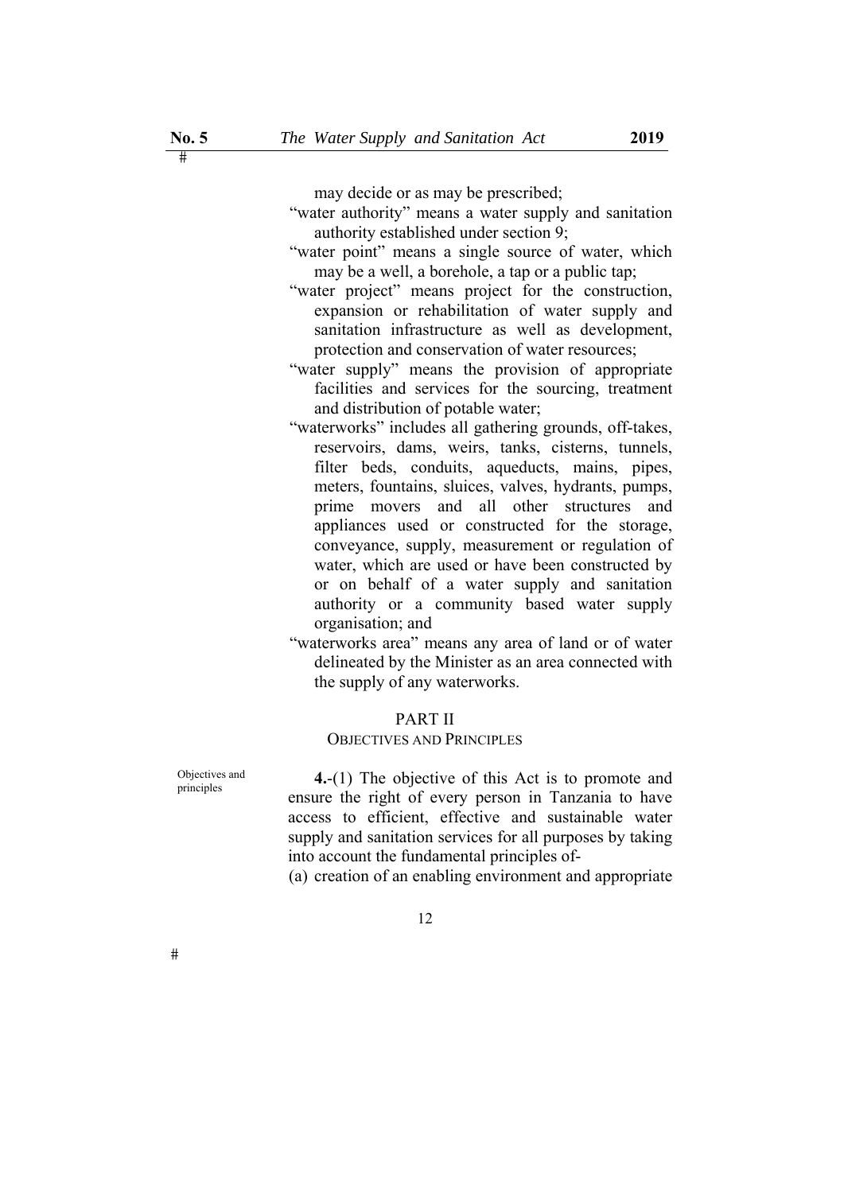may decide or as may be prescribed;

"water authority" means a water supply and sanitation authority established under section 9;

"water point" means a single source of water, which may be a well, a borehole, a tap or a public tap;

"water project" means project for the construction, expansion or rehabilitation of water supply and sanitation infrastructure as well as development, protection and conservation of water resources;

"water supply" means the provision of appropriate facilities and services for the sourcing, treatment and distribution of potable water;

"waterworks" includes all gathering grounds, off-takes, reservoirs, dams, weirs, tanks, cisterns, tunnels, filter beds, conduits, aqueducts, mains, pipes, meters, fountains, sluices, valves, hydrants, pumps, prime movers and all other structures and appliances used or constructed for the storage, conveyance, supply, measurement or regulation of water, which are used or have been constructed by or on behalf of a water supply and sanitation authority or a community based water supply organisation; and

"waterworks area" means any area of land or of water delineated by the Minister as an area connected with the supply of any waterworks.

## PART II
### OBJECTIVES AND PRINCIPLES

Objectives and principles

**4.**-(1) The objective of this Act is to promote and ensure the right of every person in Tanzania to have access to efficient, effective and sustainable water supply and sanitation services for all purposes by taking into account the fundamental principles of-

(a) creation of an enabling environment and appropriate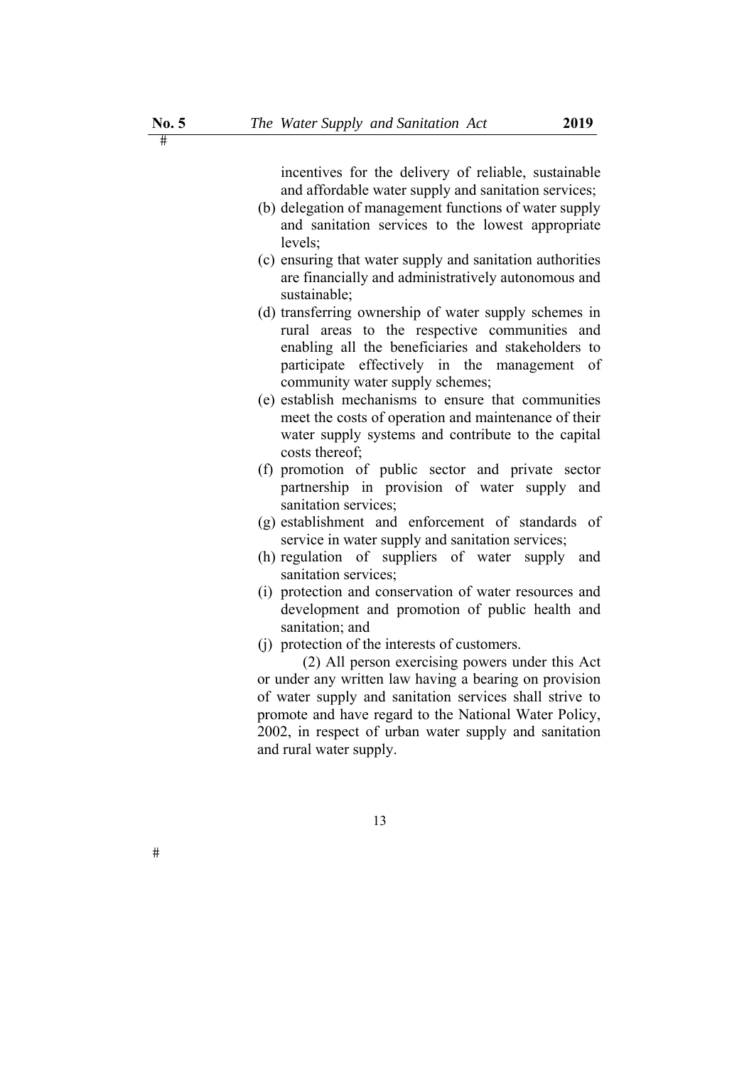incentives for the delivery of reliable, sustainable and affordable water supply and sanitation services;

(b) delegation of management functions of water supply and sanitation services to the lowest appropriate levels;

(c) ensuring that water supply and sanitation authorities are financially and administratively autonomous and sustainable;

(d) transferring ownership of water supply schemes in rural areas to the respective communities and enabling all the beneficiaries and stakeholders to participate effectively in the management of community water supply schemes;

(e) establish mechanisms to ensure that communities meet the costs of operation and maintenance of their water supply systems and contribute to the capital costs thereof;

(f) promotion of public sector and private sector partnership in provision of water supply and sanitation services;

(g) establishment and enforcement of standards of service in water supply and sanitation services;

(h) regulation of suppliers of water supply and sanitation services;

(i) protection and conservation of water resources and development and promotion of public health and sanitation; and

(j) protection of the interests of customers.

(2) All person exercising powers under this Act or under any written law having a bearing on provision of water supply and sanitation services shall strive to promote and have regard to the National Water Policy, 2002, in respect of urban water supply and sanitation and rural water supply.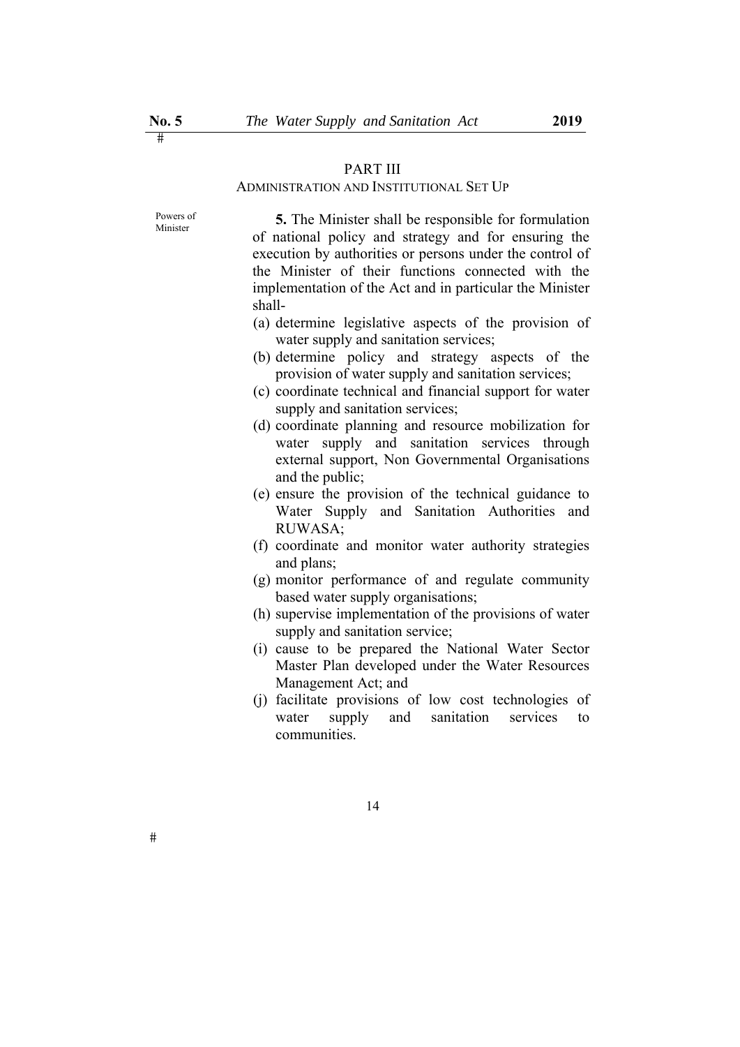## PART III

### ADMINISTRATION AND INSTITUTIONAL SET UP

Powers of Minister

**5.** The Minister shall be responsible for formulation of national policy and strategy and for ensuring the execution by authorities or persons under the control of the Minister of their functions connected with the implementation of the Act and in particular the Minister shall-

(a) determine legislative aspects of the provision of water supply and sanitation services;

(b) determine policy and strategy aspects of the provision of water supply and sanitation services;

(c) coordinate technical and financial support for water supply and sanitation services;

(d) coordinate planning and resource mobilization for water supply and sanitation services through external support, Non Governmental Organisations and the public;

(e) ensure the provision of the technical guidance to Water Supply and Sanitation Authorities and RUWASA;

(f) coordinate and monitor water authority strategies and plans;

(g) monitor performance of and regulate community based water supply organisations;

(h) supervise implementation of the provisions of water supply and sanitation service;

(i) cause to be prepared the National Water Sector Master Plan developed under the Water Resources Management Act; and

(j) facilitate provisions of low cost technologies of water supply and sanitation services to communities.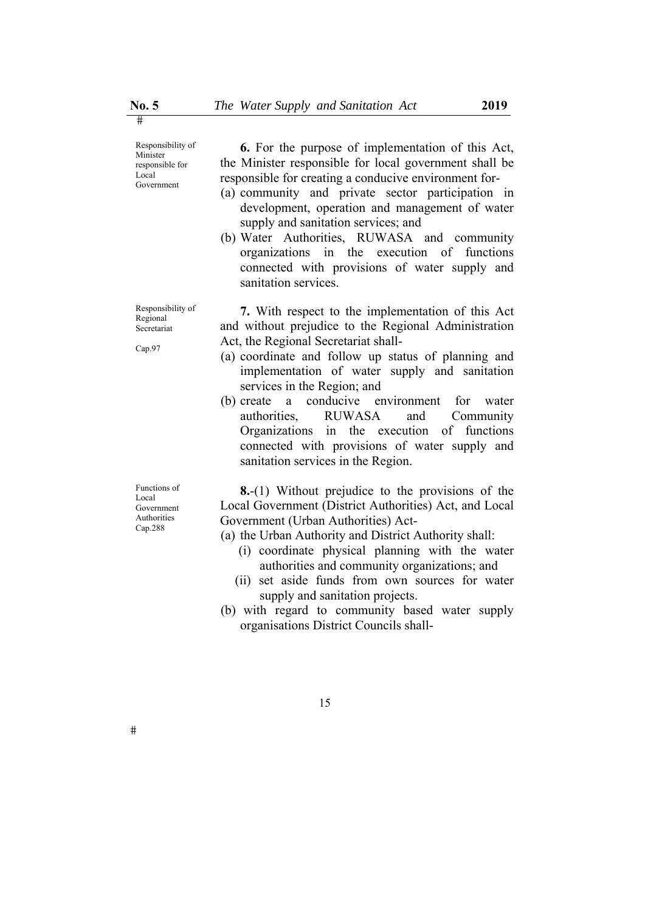Responsibility of Minister responsible for Local Government

**6.** For the purpose of implementation of this Act, the Minister responsible for local government shall be responsible for creating a conducive environment for-

(a) community and private sector participation in development, operation and management of water supply and sanitation services; and

(b) Water Authorities, RUWASA and community organizations in the execution of functions connected with provisions of water supply and sanitation services.

Responsibility of Regional Secretariat

Cap.97

**7.** With respect to the implementation of this Act and without prejudice to the Regional Administration Act, the Regional Secretariat shall-

(a) coordinate and follow up status of planning and implementation of water supply and sanitation services in the Region; and

(b) create a conducive environment for water authorities, RUWASA and Community Organizations in the execution of functions connected with provisions of water supply and sanitation services in the Region.

Functions of Local Government Authorities Cap.288

**8.**-(1) Without prejudice to the provisions of the Local Government (District Authorities) Act, and Local Government (Urban Authorities) Act-

(a) the Urban Authority and District Authority shall:

(i) coordinate physical planning with the water authorities and community organizations; and

(ii) set aside funds from own sources for water supply and sanitation projects.

(b) with regard to community based water supply organisations District Councils shall-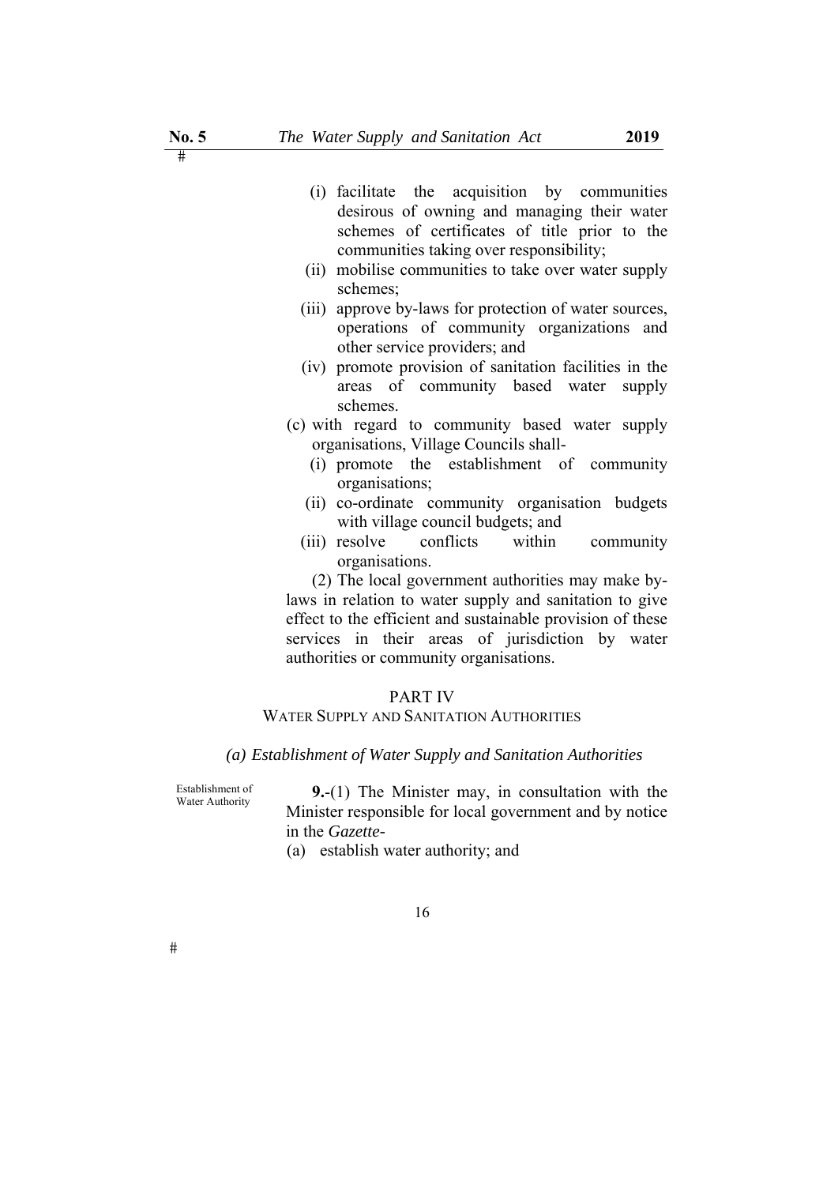(i) facilitate the acquisition by communities desirous of owning and managing their water schemes of certificates of title prior to the communities taking over responsibility;

(ii) mobilise communities to take over water supply schemes;

(iii) approve by-laws for protection of water sources, operations of community organizations and other service providers; and

(iv) promote provision of sanitation facilities in the areas of community based water supply schemes.

(c) with regard to community based water supply organisations, Village Councils shall-

(i) promote the establishment of community organisations;

(ii) co-ordinate community organisation budgets with village council budgets; and

(iii) resolve conflicts within community organisations.

(2) The local government authorities may make by-laws in relation to water supply and sanitation to give effect to the efficient and sustainable provision of these services in their areas of jurisdiction by water authorities or community organisations.

## PART IV

## WATER SUPPLY AND SANITATION AUTHORITIES

### *(a) Establishment of Water Supply and Sanitation Authorities*

Establishment of Water Authority

**9.**-(1) The Minister may, in consultation with the Minister responsible for local government and by notice in the *Gazette*-

(a) establish water authority; and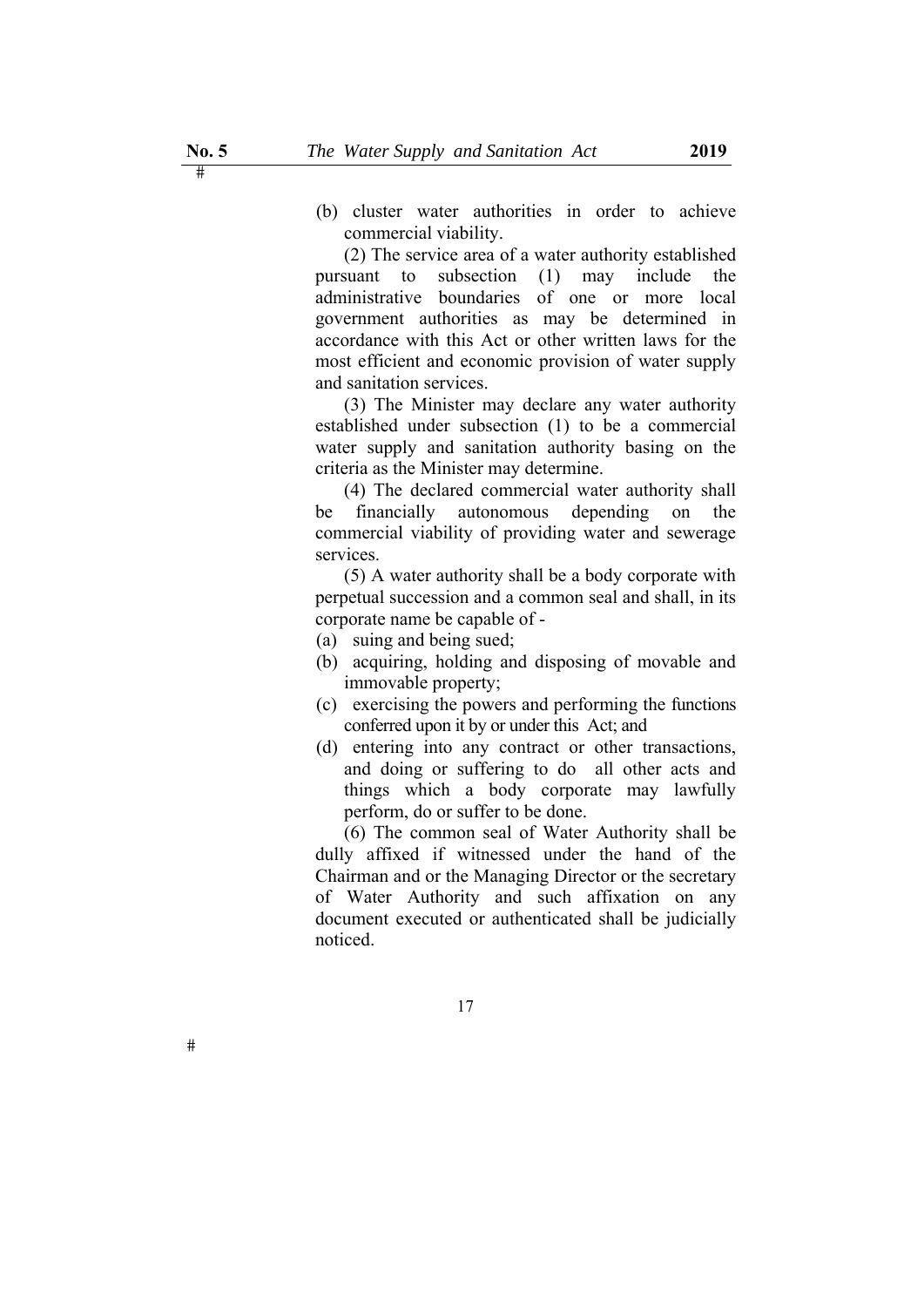(b) cluster water authorities in order to achieve commercial viability.

(2) The service area of a water authority established pursuant to subsection (1) may include the administrative boundaries of one or more local government authorities as may be determined in accordance with this Act or other written laws for the most efficient and economic provision of water supply and sanitation services.

(3) The Minister may declare any water authority established under subsection (1) to be a commercial water supply and sanitation authority basing on the criteria as the Minister may determine.

(4) The declared commercial water authority shall be financially autonomous depending on the commercial viability of providing water and sewerage services.

(5) A water authority shall be a body corporate with perpetual succession and a common seal and shall, in its corporate name be capable of -

(a) suing and being sued;

(b) acquiring, holding and disposing of movable and immovable property;

(c) exercising the powers and performing the functions conferred upon it by or under this Act; and

(d) entering into any contract or other transactions, and doing or suffering to do all other acts and things which a body corporate may lawfully perform, do or suffer to be done.

(6) The common seal of Water Authority shall be dully affixed if witnessed under the hand of the Chairman and or the Managing Director or the secretary of Water Authority and such affixation on any document executed or authenticated shall be judicially noticed.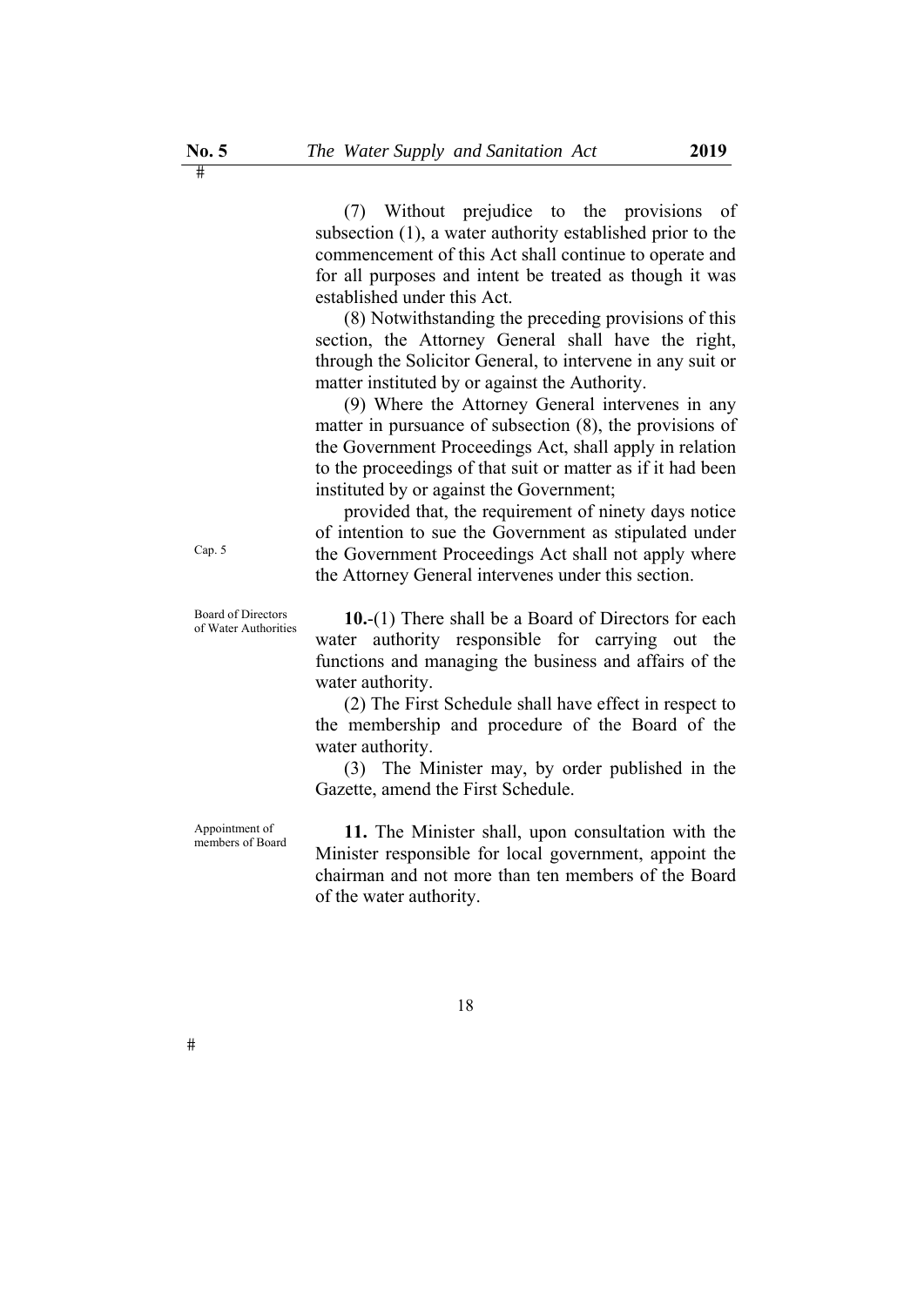(7) Without prejudice to the provisions of subsection (1), a water authority established prior to the commencement of this Act shall continue to operate and for all purposes and intent be treated as though it was established under this Act.

(8) Notwithstanding the preceding provisions of this section, the Attorney General shall have the right, through the Solicitor General, to intervene in any suit or matter instituted by or against the Authority.

(9) Where the Attorney General intervenes in any matter in pursuance of subsection (8), the provisions of the Government Proceedings Act, shall apply in relation to the proceedings of that suit or matter as if it had been instituted by or against the Government;

Cap. 5

provided that, the requirement of ninety days notice of intention to sue the Government as stipulated under the Government Proceedings Act shall not apply where the Attorney General intervenes under this section.

Board of Directors of Water Authorities

**10.**-(1) There shall be a Board of Directors for each water authority responsible for carrying out the functions and managing the business and affairs of the water authority.

(2) The First Schedule shall have effect in respect to the membership and procedure of the Board of the water authority.

(3) The Minister may, by order published in the Gazette, amend the First Schedule.

Appointment of members of Board

**11.** The Minister shall, upon consultation with the Minister responsible for local government, appoint the chairman and not more than ten members of the Board of the water authority.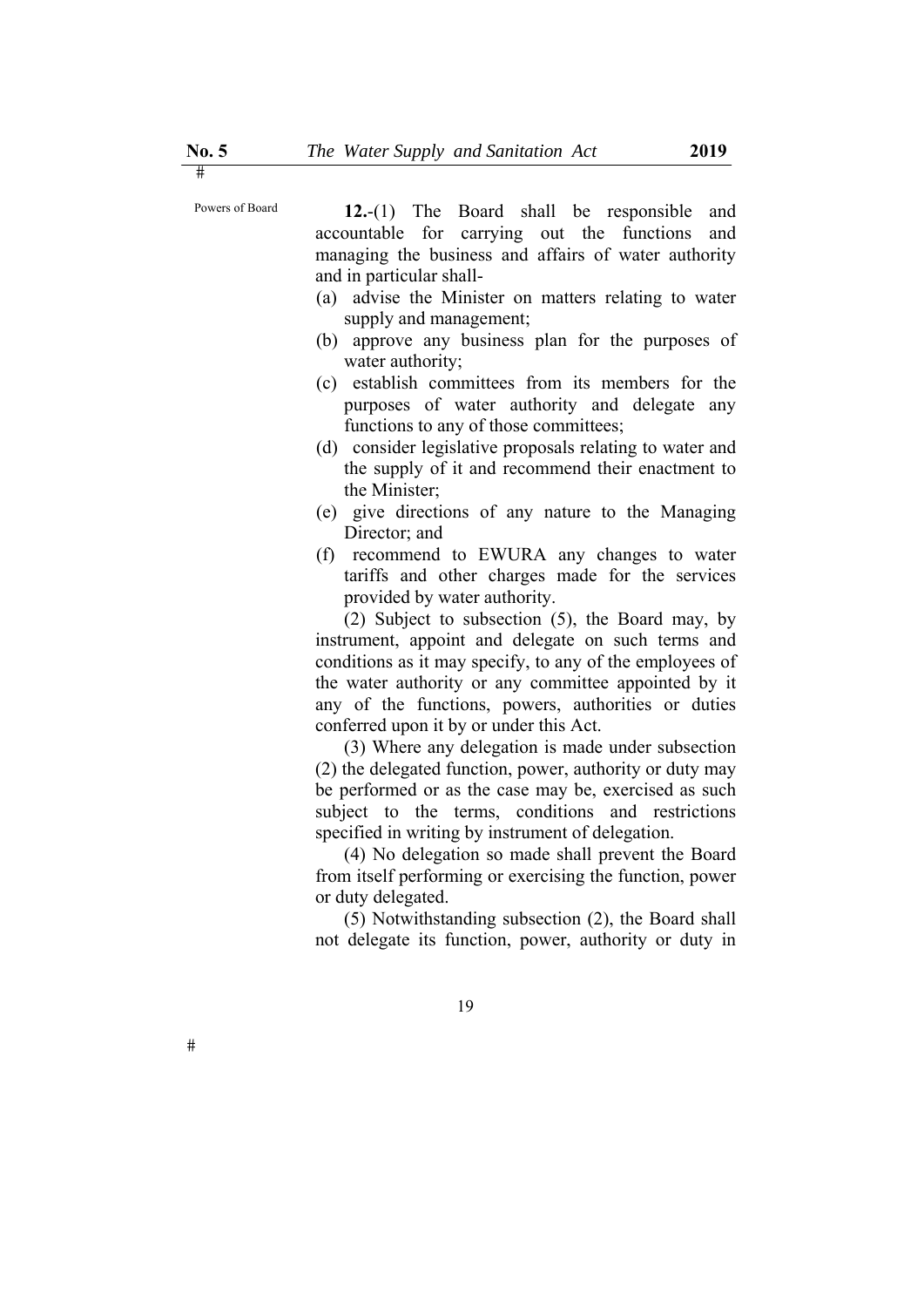Powers of Board

**12.**-(1) The Board shall be responsible and accountable for carrying out the functions and managing the business and affairs of water authority and in particular shall-

(a) advise the Minister on matters relating to water supply and management;

(b) approve any business plan for the purposes of water authority;

(c) establish committees from its members for the purposes of water authority and delegate any functions to any of those committees;

(d) consider legislative proposals relating to water and the supply of it and recommend their enactment to the Minister;

(e) give directions of any nature to the Managing Director; and

(f) recommend to EWURA any changes to water tariffs and other charges made for the services provided by water authority.

(2) Subject to subsection (5), the Board may, by instrument, appoint and delegate on such terms and conditions as it may specify, to any of the employees of the water authority or any committee appointed by it any of the functions, powers, authorities or duties conferred upon it by or under this Act.

(3) Where any delegation is made under subsection (2) the delegated function, power, authority or duty may be performed or as the case may be, exercised as such subject to the terms, conditions and restrictions specified in writing by instrument of delegation.

(4) No delegation so made shall prevent the Board from itself performing or exercising the function, power or duty delegated.

(5) Notwithstanding subsection (2), the Board shall not delegate its function, power, authority or duty in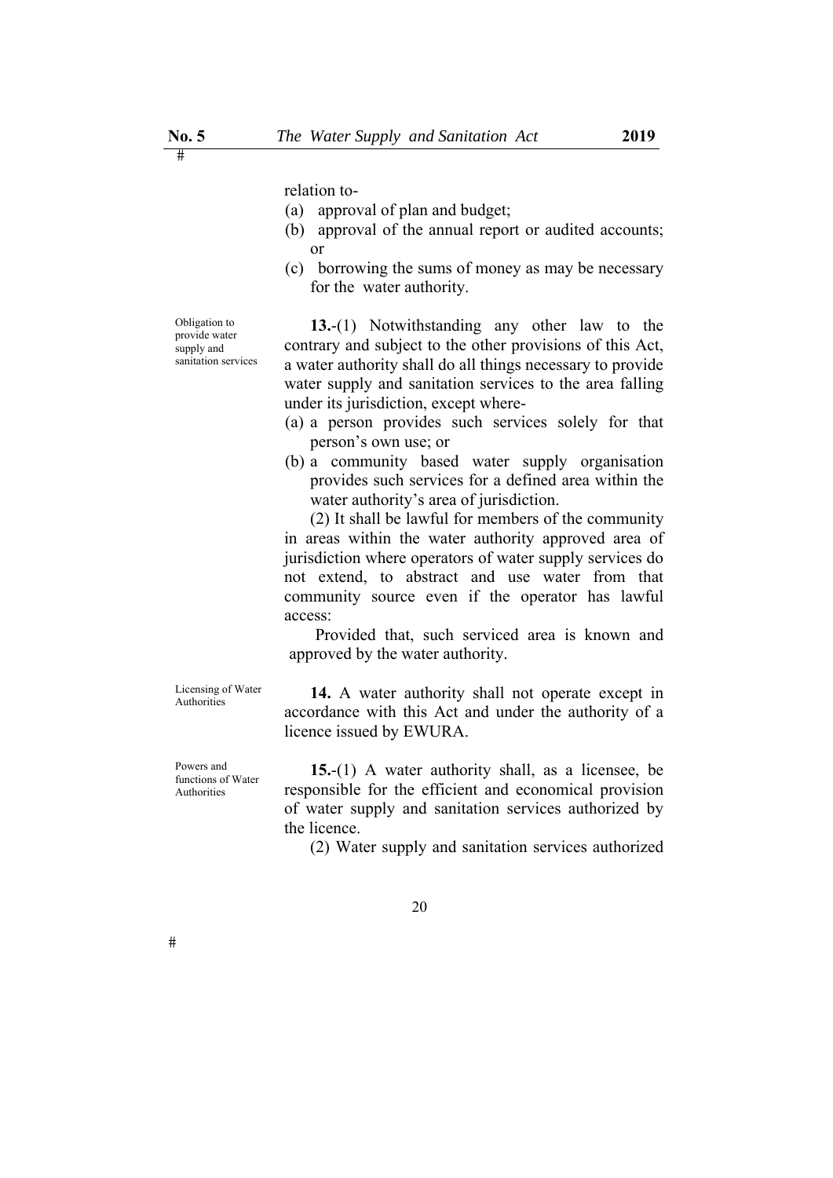relation to-

(a) approval of plan and budget;

(b) approval of the annual report or audited accounts; or

(c) borrowing the sums of money as may be necessary for the water authority.

Obligation to provide water supply and sanitation services

**13.**-(1) Notwithstanding any other law to the contrary and subject to the other provisions of this Act, a water authority shall do all things necessary to provide water supply and sanitation services to the area falling under its jurisdiction, except where-

(a) a person provides such services solely for that person's own use; or

(b) a community based water supply organisation provides such services for a defined area within the water authority's area of jurisdiction.

(2) It shall be lawful for members of the community in areas within the water authority approved area of jurisdiction where operators of water supply services do not extend, to abstract and use water from that community source even if the operator has lawful access:

Provided that, such serviced area is known and approved by the water authority.

Licensing of Water Authorities

**14.** A water authority shall not operate except in accordance with this Act and under the authority of a licence issued by EWURA.

Powers and functions of Water Authorities

**15.**-(1) A water authority shall, as a licensee, be responsible for the efficient and economical provision of water supply and sanitation services authorized by the licence.

(2) Water supply and sanitation services authorized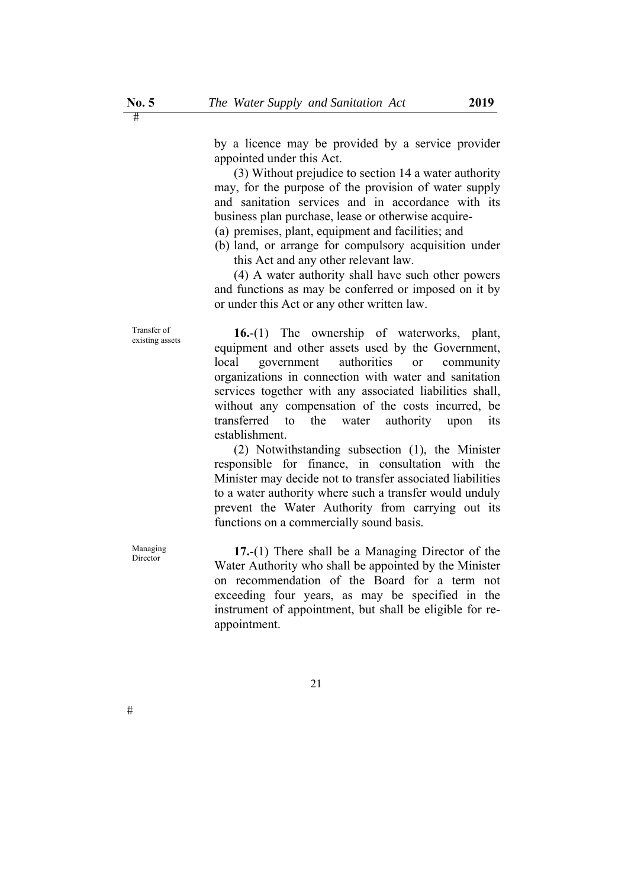by a licence may be provided by a service provider appointed under this Act.

(3) Without prejudice to section 14 a water authority may, for the purpose of the provision of water supply and sanitation services and in accordance with its business plan purchase, lease or otherwise acquire-

(a) premises, plant, equipment and facilities; and
(b) land, or arrange for compulsory acquisition under this Act and any other relevant law.

(4) A water authority shall have such other powers and functions as may be conferred or imposed on it by or under this Act or any other written law.

Transfer of existing assets

**16.**-(1) The ownership of waterworks, plant, equipment and other assets used by the Government, local government authorities or community organizations in connection with water and sanitation services together with any associated liabilities shall, without any compensation of the costs incurred, be transferred to the water authority upon its establishment.

(2) Notwithstanding subsection (1), the Minister responsible for finance, in consultation with the Minister may decide not to transfer associated liabilities to a water authority where such a transfer would unduly prevent the Water Authority from carrying out its functions on a commercially sound basis.

Managing Director

**17.**-(1) There shall be a Managing Director of the Water Authority who shall be appointed by the Minister on recommendation of the Board for a term not exceeding four years, as may be specified in the instrument of appointment, but shall be eligible for re-appointment.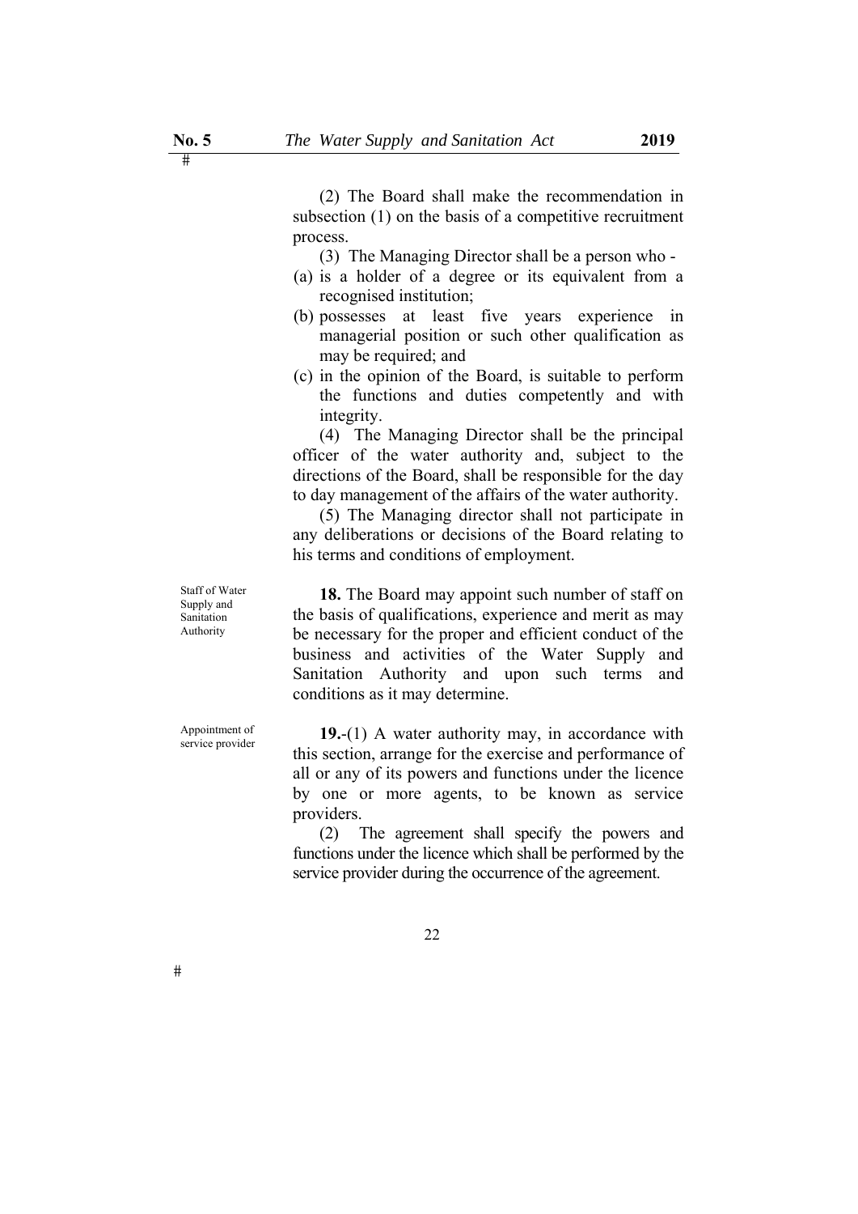(2) The Board shall make the recommendation in subsection (1) on the basis of a competitive recruitment process.

(3) The Managing Director shall be a person who -

(a) is a holder of a degree or its equivalent from a recognised institution;

(b) possesses at least five years experience in managerial position or such other qualification as may be required; and

(c) in the opinion of the Board, is suitable to perform the functions and duties competently and with integrity.

(4) The Managing Director shall be the principal officer of the water authority and, subject to the directions of the Board, shall be responsible for the day to day management of the affairs of the water authority.

(5) The Managing director shall not participate in any deliberations or decisions of the Board relating to his terms and conditions of employment.

Staff of Water Supply and Sanitation Authority

**18.** The Board may appoint such number of staff on the basis of qualifications, experience and merit as may be necessary for the proper and efficient conduct of the business and activities of the Water Supply and Sanitation Authority and upon such terms and conditions as it may determine.

Appointment of service provider

**19.**-(1) A water authority may, in accordance with this section, arrange for the exercise and performance of all or any of its powers and functions under the licence by one or more agents, to be known as service providers.

(2) The agreement shall specify the powers and functions under the licence which shall be performed by the service provider during the occurrence of the agreement.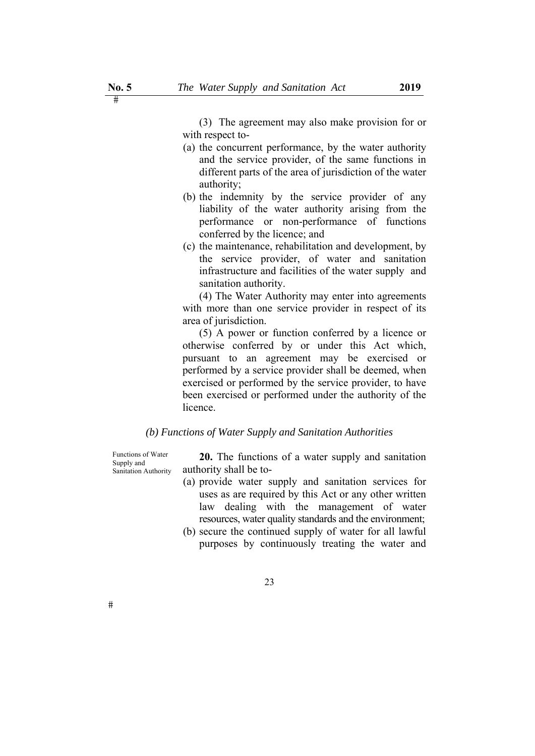(3) The agreement may also make provision for or with respect to-

(a) the concurrent performance, by the water authority and the service provider, of the same functions in different parts of the area of jurisdiction of the water authority;

(b) the indemnity by the service provider of any liability of the water authority arising from the performance or non-performance of functions conferred by the licence; and

(c) the maintenance, rehabilitation and development, by the service provider, of water and sanitation infrastructure and facilities of the water supply and sanitation authority.

(4) The Water Authority may enter into agreements with more than one service provider in respect of its area of jurisdiction.

(5) A power or function conferred by a licence or otherwise conferred by or under this Act which, pursuant to an agreement may be exercised or performed by a service provider shall be deemed, when exercised or performed by the service provider, to have been exercised or performed under the authority of the licence.

### *(b) Functions of Water Supply and Sanitation Authorities*

Functions of Water Supply and Sanitation Authority

**20.** The functions of a water supply and sanitation authority shall be to-

(a) provide water supply and sanitation services for uses as are required by this Act or any other written law dealing with the management of water resources, water quality standards and the environment;

(b) secure the continued supply of water for all lawful purposes by continuously treating the water and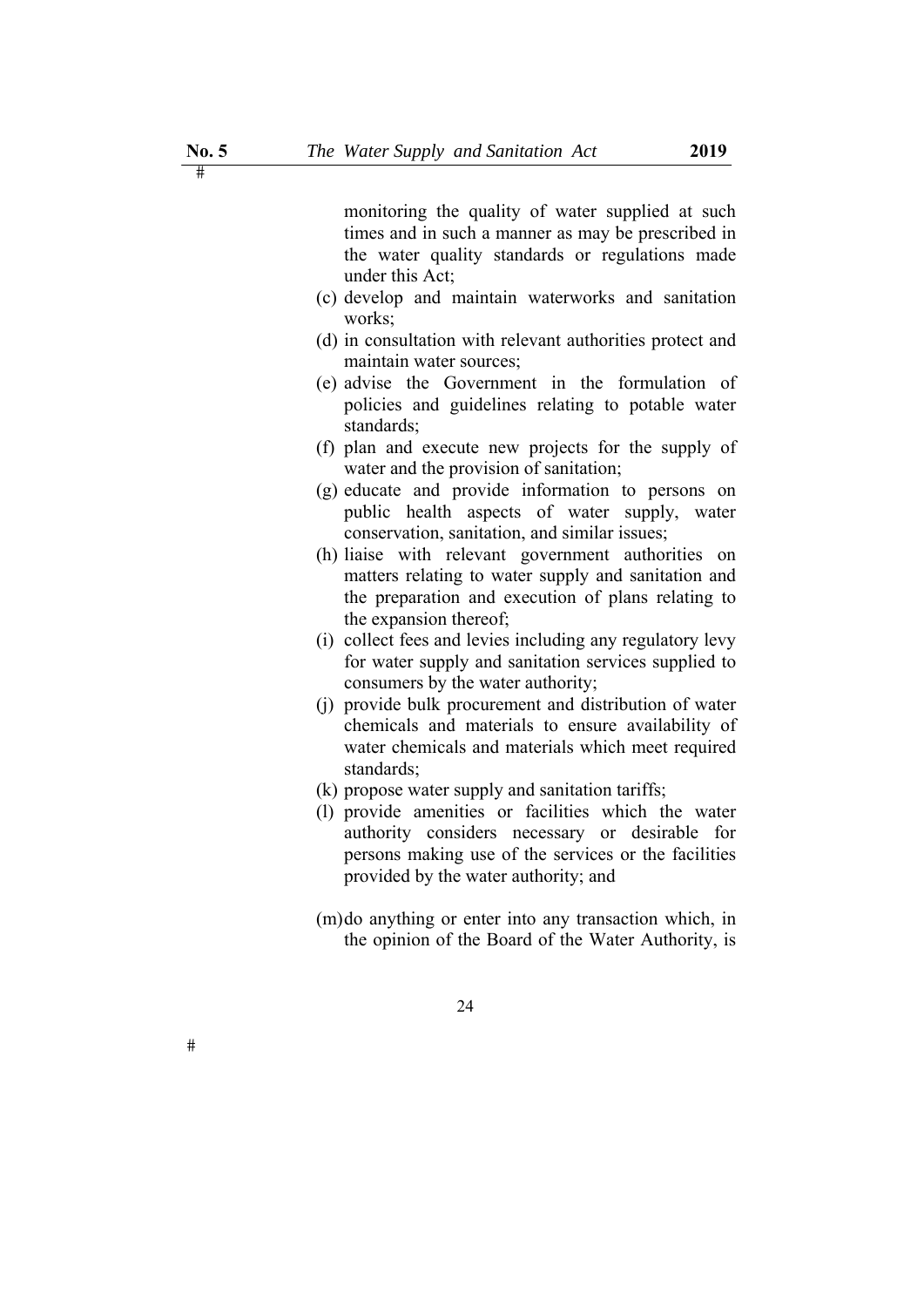monitoring the quality of water supplied at such times and in such a manner as may be prescribed in the water quality standards or regulations made under this Act;

(c) develop and maintain waterworks and sanitation works;

(d) in consultation with relevant authorities protect and maintain water sources;

(e) advise the Government in the formulation of policies and guidelines relating to potable water standards;

(f) plan and execute new projects for the supply of water and the provision of sanitation;

(g) educate and provide information to persons on public health aspects of water supply, water conservation, sanitation, and similar issues;

(h) liaise with relevant government authorities on matters relating to water supply and sanitation and the preparation and execution of plans relating to the expansion thereof;

(i) collect fees and levies including any regulatory levy for water supply and sanitation services supplied to consumers by the water authority;

(j) provide bulk procurement and distribution of water chemicals and materials to ensure availability of water chemicals and materials which meet required standards;

(k) propose water supply and sanitation tariffs;

(l) provide amenities or facilities which the water authority considers necessary or desirable for persons making use of the services or the facilities provided by the water authority; and

(m) do anything or enter into any transaction which, in the opinion of the Board of the Water Authority, is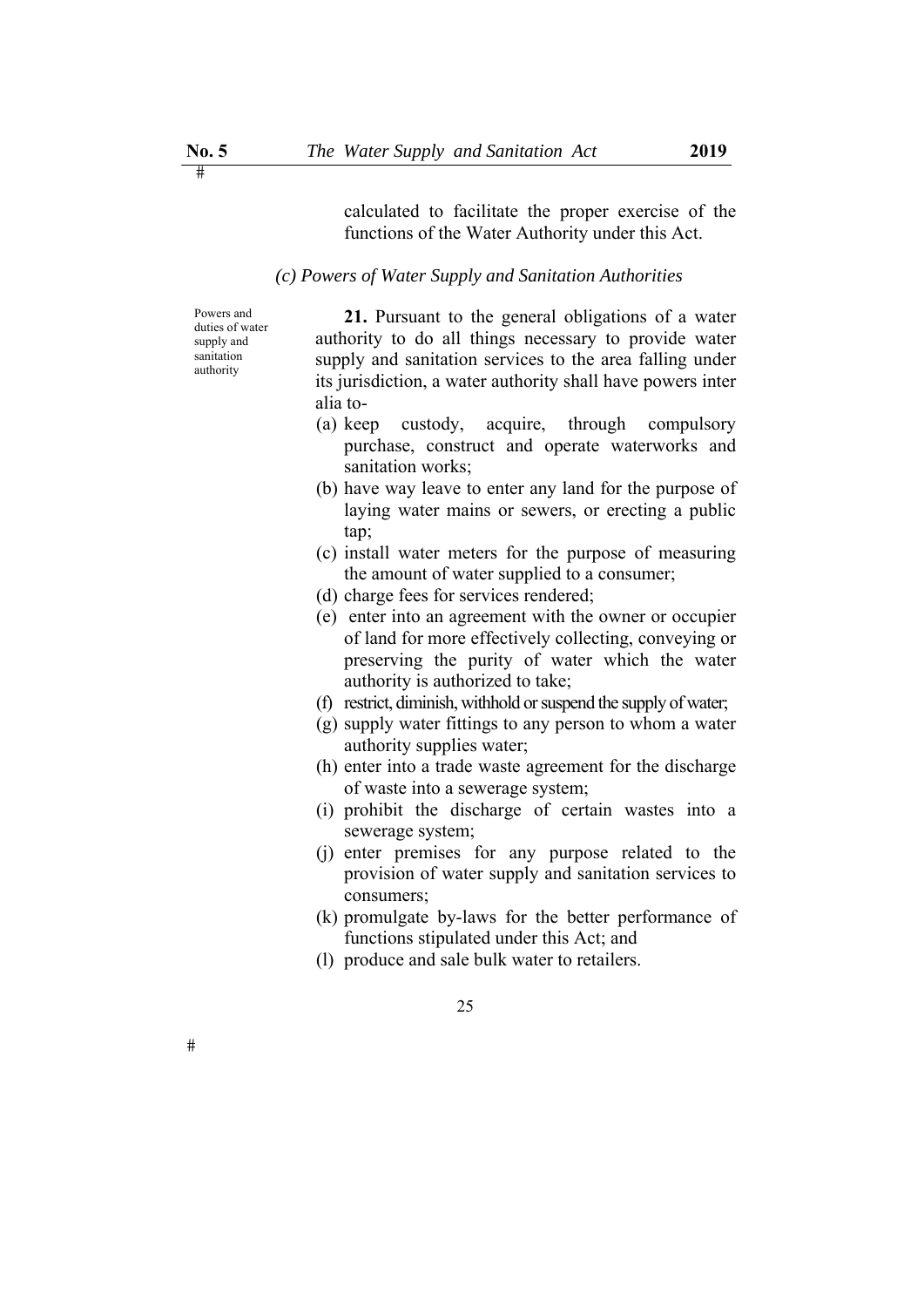calculated to facilitate the proper exercise of the functions of the Water Authority under this Act.

### *(c) Powers of Water Supply and Sanitation Authorities*

Powers and duties of water supply and sanitation authority

**21.** Pursuant to the general obligations of a water authority to do all things necessary to provide water supply and sanitation services to the area falling under its jurisdiction, a water authority shall have powers inter alia to-

(a) keep custody, acquire, through compulsory purchase, construct and operate waterworks and sanitation works;

(b) have way leave to enter any land for the purpose of laying water mains or sewers, or erecting a public tap;

(c) install water meters for the purpose of measuring the amount of water supplied to a consumer;

(d) charge fees for services rendered;

(e) enter into an agreement with the owner or occupier of land for more effectively collecting, conveying or preserving the purity of water which the water authority is authorized to take;

(f) restrict, diminish, withhold or suspend the supply of water;

(g) supply water fittings to any person to whom a water authority supplies water;

(h) enter into a trade waste agreement for the discharge of waste into a sewerage system;

(i) prohibit the discharge of certain wastes into a sewerage system;

(j) enter premises for any purpose related to the provision of water supply and sanitation services to consumers;

(k) promulgate by-laws for the better performance of functions stipulated under this Act; and

(l) produce and sale bulk water to retailers.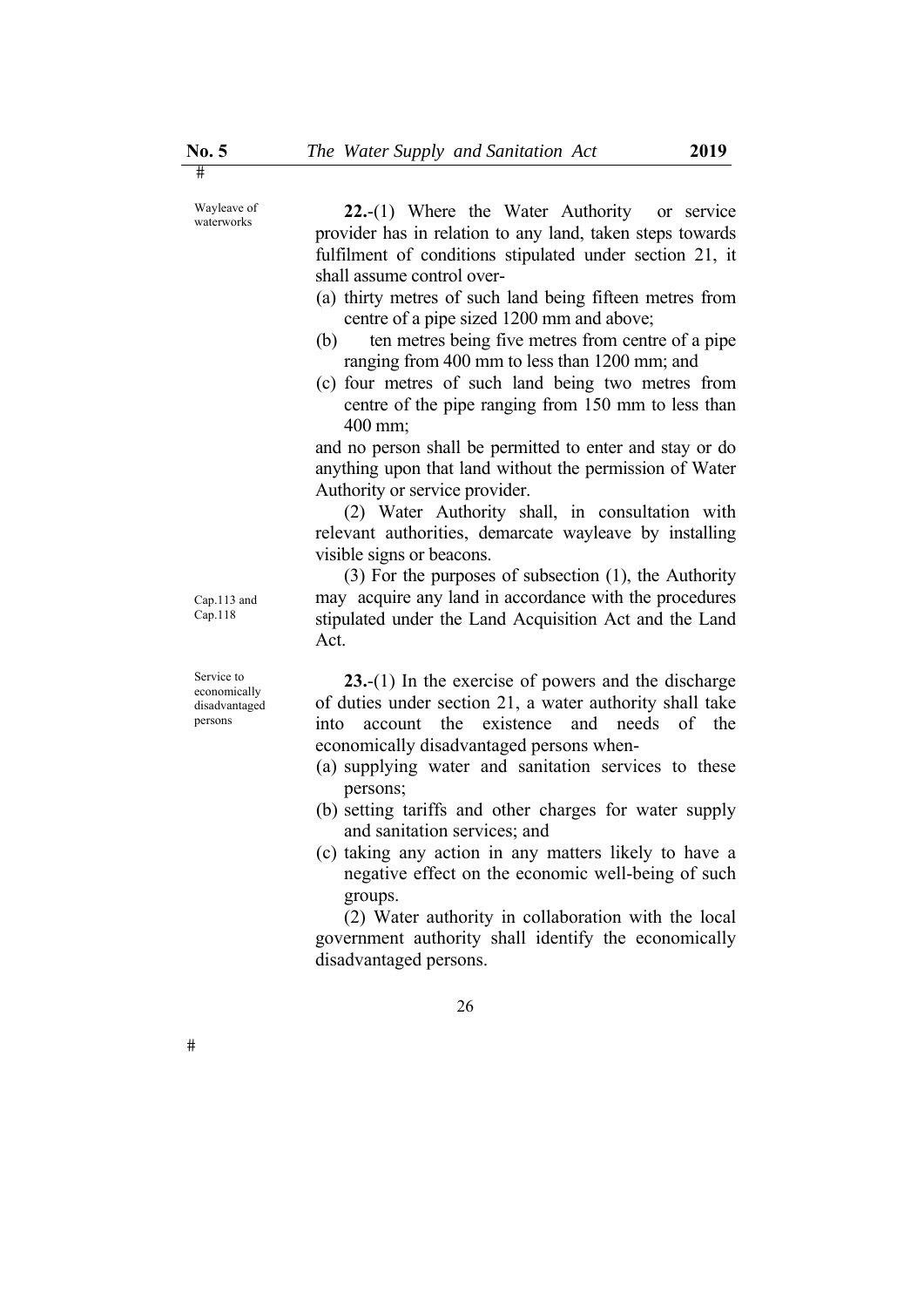Wayleave of waterworks

**22.**-(1) Where the Water Authority or service provider has in relation to any land, taken steps towards fulfilment of conditions stipulated under section 21, it shall assume control over-

(a) thirty metres of such land being fifteen metres from centre of a pipe sized 1200 mm and above;

(b) ten metres being five metres from centre of a pipe ranging from 400 mm to less than 1200 mm; and

(c) four metres of such land being two metres from centre of the pipe ranging from 150 mm to less than 400 mm;

and no person shall be permitted to enter and stay or do anything upon that land without the permission of Water Authority or service provider.

(2) Water Authority shall, in consultation with relevant authorities, demarcate wayleave by installing visible signs or beacons.

Cap.113 and Cap.118

(3) For the purposes of subsection (1), the Authority may acquire any land in accordance with the procedures stipulated under the Land Acquisition Act and the Land Act.

Service to economically disadvantaged persons

**23.**-(1) In the exercise of powers and the discharge of duties under section 21, a water authority shall take into account the existence and needs of the economically disadvantaged persons when-

(a) supplying water and sanitation services to these persons;

(b) setting tariffs and other charges for water supply and sanitation services; and

(c) taking any action in any matters likely to have a negative effect on the economic well-being of such groups.

(2) Water authority in collaboration with the local government authority shall identify the economically disadvantaged persons.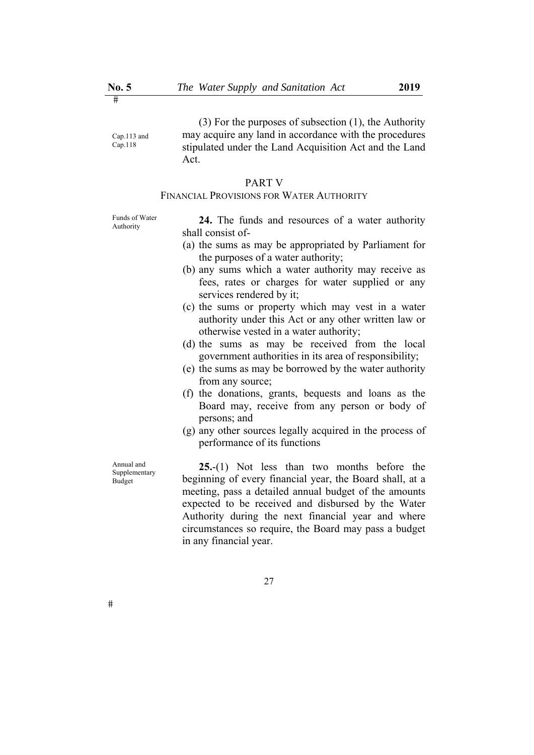Cap.113 and Cap.118

(3) For the purposes of subsection (1), the Authority may acquire any land in accordance with the procedures stipulated under the Land Acquisition Act and the Land Act.

## PART V
### FINANCIAL PROVISIONS FOR WATER AUTHORITY

Funds of Water Authority

**24.** The funds and resources of a water authority shall consist of-

(a) the sums as may be appropriated by Parliament for the purposes of a water authority;

(b) any sums which a water authority may receive as fees, rates or charges for water supplied or any services rendered by it;

(c) the sums or property which may vest in a water authority under this Act or any other written law or otherwise vested in a water authority;

(d) the sums as may be received from the local government authorities in its area of responsibility;

(e) the sums as may be borrowed by the water authority from any source;

(f) the donations, grants, bequests and loans as the Board may, receive from any person or body of persons; and

(g) any other sources legally acquired in the process of performance of its functions

Annual and Supplementary Budget

**25.**-(1) Not less than two months before the beginning of every financial year, the Board shall, at a meeting, pass a detailed annual budget of the amounts expected to be received and disbursed by the Water Authority during the next financial year and where circumstances so require, the Board may pass a budget in any financial year.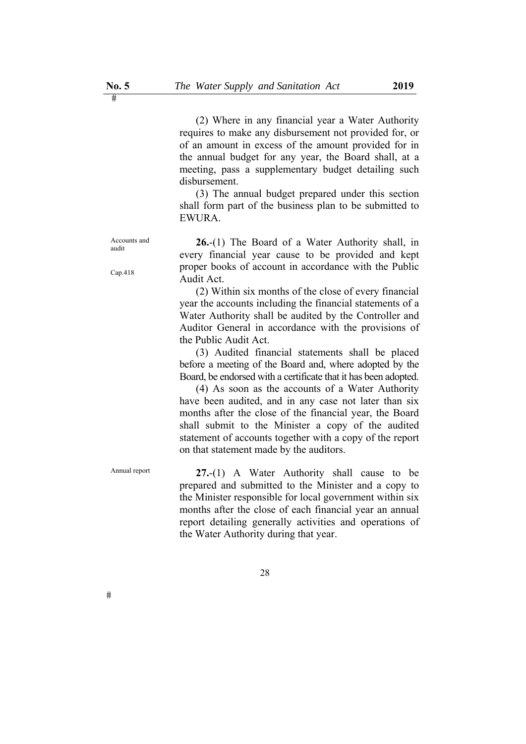(2) Where in any financial year a Water Authority requires to make any disbursement not provided for, or of an amount in excess of the amount provided for in the annual budget for any year, the Board shall, at a meeting, pass a supplementary budget detailing such disbursement.

(3) The annual budget prepared under this section shall form part of the business plan to be submitted to EWURA.

Accounts and audit

Cap.418

**26.**-(1) The Board of a Water Authority shall, in every financial year cause to be provided and kept proper books of account in accordance with the Public Audit Act.

(2) Within six months of the close of every financial year the accounts including the financial statements of a Water Authority shall be audited by the Controller and Auditor General in accordance with the provisions of the Public Audit Act.

(3) Audited financial statements shall be placed before a meeting of the Board and, where adopted by the Board, be endorsed with a certificate that it has been adopted.

(4) As soon as the accounts of a Water Authority have been audited, and in any case not later than six months after the close of the financial year, the Board shall submit to the Minister a copy of the audited statement of accounts together with a copy of the report on that statement made by the auditors.

Annual report

**27.**-(1) A Water Authority shall cause to be prepared and submitted to the Minister and a copy to the Minister responsible for local government within six months after the close of each financial year an annual report detailing generally activities and operations of the Water Authority during that year.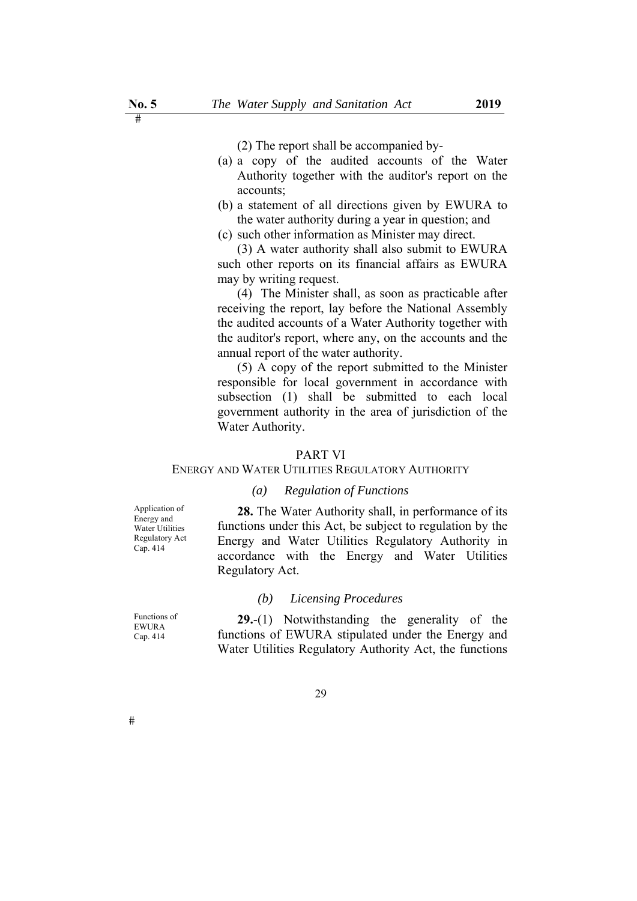(2) The report shall be accompanied by-

(a) a copy of the audited accounts of the Water Authority together with the auditor's report on the accounts;

(b) a statement of all directions given by EWURA to the water authority during a year in question; and

(c) such other information as Minister may direct.

(3) A water authority shall also submit to EWURA such other reports on its financial affairs as EWURA may by writing request.

(4) The Minister shall, as soon as practicable after receiving the report, lay before the National Assembly the audited accounts of a Water Authority together with the auditor's report, where any, on the accounts and the annual report of the water authority.

(5) A copy of the report submitted to the Minister responsible for local government in accordance with subsection (1) shall be submitted to each local government authority in the area of jurisdiction of the Water Authority.

## PART VI
## ENERGY AND WATER UTILITIES REGULATORY AUTHORITY

### *(a) Regulation of Functions*

Application of Energy and Water Utilities Regulatory Act Cap. 414

**28.** The Water Authority shall, in performance of its functions under this Act, be subject to regulation by the Energy and Water Utilities Regulatory Authority in accordance with the Energy and Water Utilities Regulatory Act.

### *(b) Licensing Procedures*

Functions of EWURA Cap. 414

**29.**-(1) Notwithstanding the generality of the functions of EWURA stipulated under the Energy and Water Utilities Regulatory Authority Act, the functions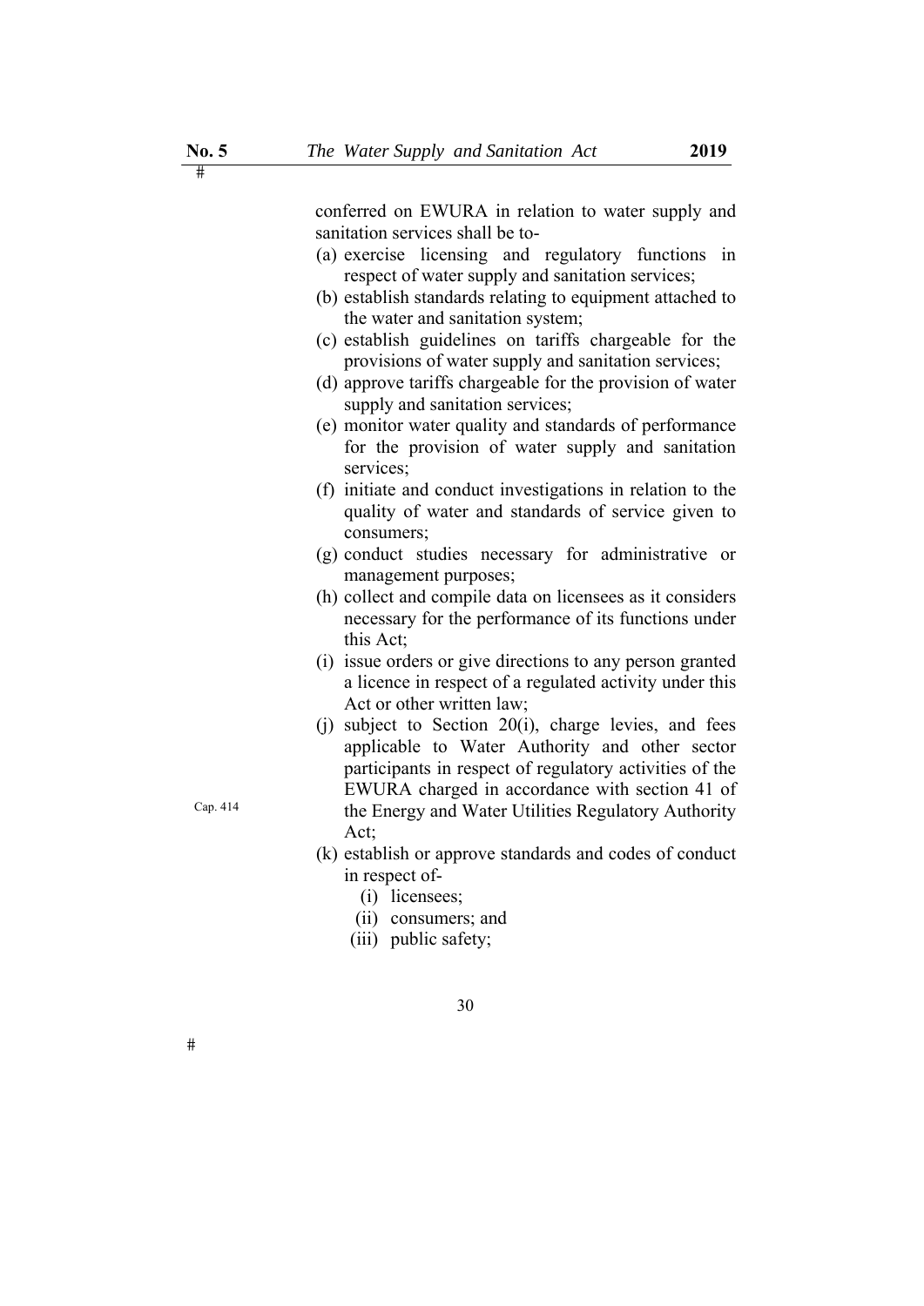conferred on EWURA in relation to water supply and sanitation services shall be to-

(a) exercise licensing and regulatory functions in respect of water supply and sanitation services;

(b) establish standards relating to equipment attached to the water and sanitation system;

(c) establish guidelines on tariffs chargeable for the provisions of water supply and sanitation services;

(d) approve tariffs chargeable for the provision of water supply and sanitation services;

(e) monitor water quality and standards of performance for the provision of water supply and sanitation services;

(f) initiate and conduct investigations in relation to the quality of water and standards of service given to consumers;

(g) conduct studies necessary for administrative or management purposes;

(h) collect and compile data on licensees as it considers necessary for the performance of its functions under this Act;

(i) issue orders or give directions to any person granted a licence in respect of a regulated activity under this Act or other written law;

(j) subject to Section 20(i), charge levies, and fees applicable to Water Authority and other sector participants in respect of regulatory activities of the EWURA charged in accordance with section 41 of the Energy and Water Utilities Regulatory Authority Act; Cap. 414

(k) establish or approve standards and codes of conduct in respect of-

   (i) licensees;

   (ii) consumers; and

   (iii) public safety;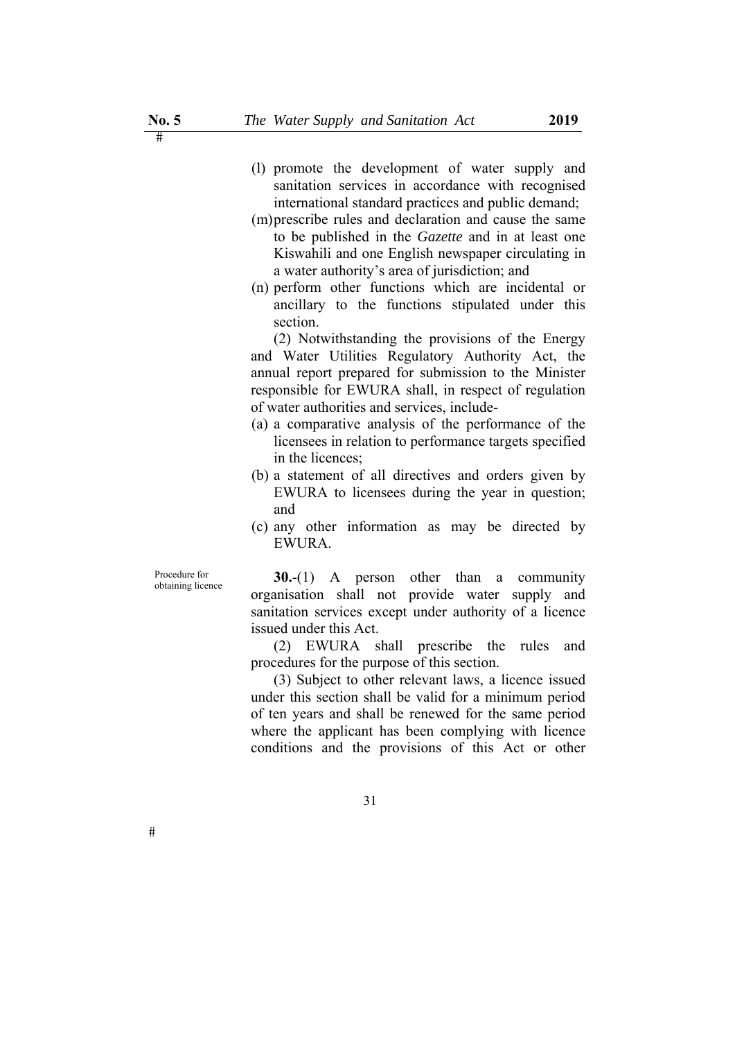(l) promote the development of water supply and sanitation services in accordance with recognised international standard practices and public demand;

(m) prescribe rules and declaration and cause the same to be published in the *Gazette* and in at least one Kiswahili and one English newspaper circulating in a water authority's area of jurisdiction; and

(n) perform other functions which are incidental or ancillary to the functions stipulated under this section.

(2) Notwithstanding the provisions of the Energy and Water Utilities Regulatory Authority Act, the annual report prepared for submission to the Minister responsible for EWURA shall, in respect of regulation of water authorities and services, include-

(a) a comparative analysis of the performance of the licensees in relation to performance targets specified in the licences;

(b) a statement of all directives and orders given by EWURA to licensees during the year in question; and

(c) any other information as may be directed by EWURA.

Procedure for obtaining licence

**30.**-(1) A person other than a community organisation shall not provide water supply and sanitation services except under authority of a licence issued under this Act.

(2) EWURA shall prescribe the rules and procedures for the purpose of this section.

(3) Subject to other relevant laws, a licence issued under this section shall be valid for a minimum period of ten years and shall be renewed for the same period where the applicant has been complying with licence conditions and the provisions of this Act or other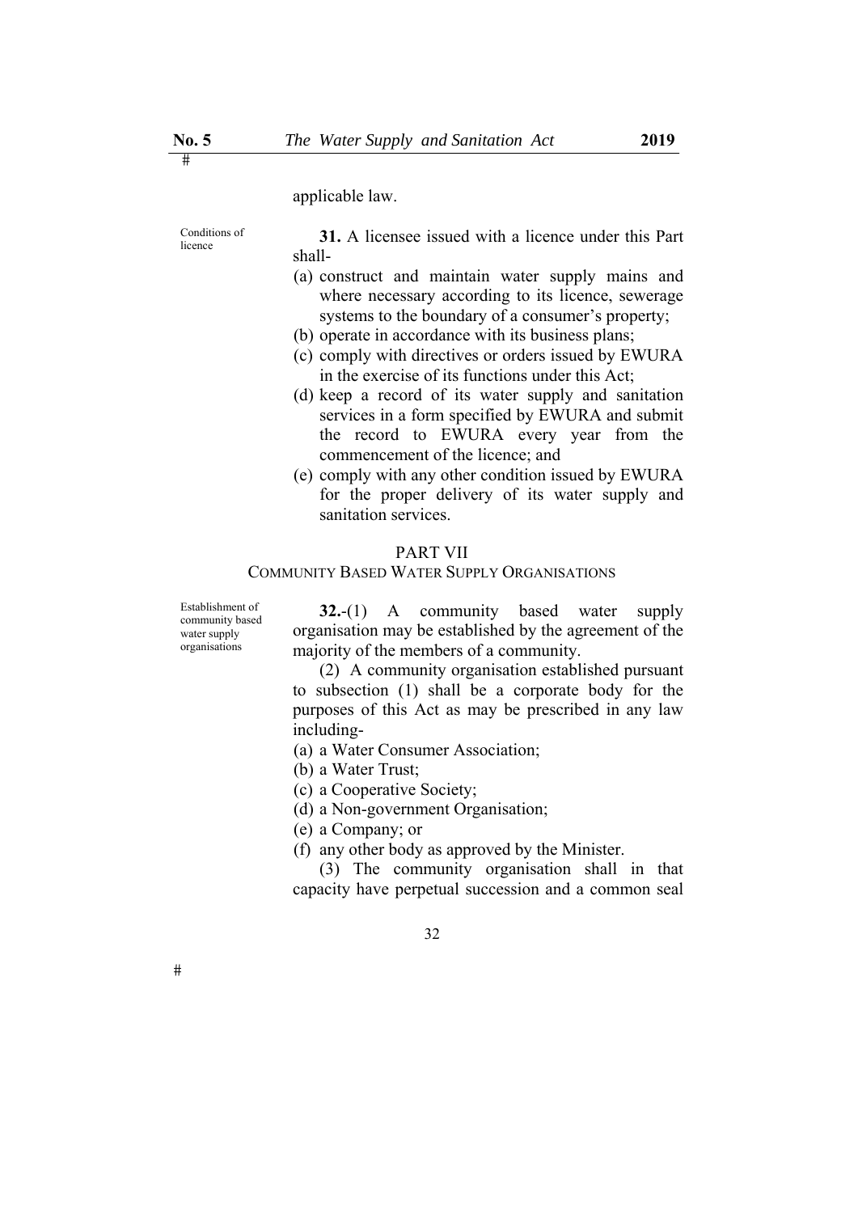applicable law.

Conditions of licence

**31.** A licensee issued with a licence under this Part shall-

(a) construct and maintain water supply mains and where necessary according to its licence, sewerage systems to the boundary of a consumer's property;
(b) operate in accordance with its business plans;
(c) comply with directives or orders issued by EWURA in the exercise of its functions under this Act;
(d) keep a record of its water supply and sanitation services in a form specified by EWURA and submit the record to EWURA every year from the commencement of the licence; and
(e) comply with any other condition issued by EWURA for the proper delivery of its water supply and sanitation services.

## PART VII
### COMMUNITY BASED WATER SUPPLY ORGANISATIONS

Establishment of community based water supply organisations

**32.**-(1) A community based water supply organisation may be established by the agreement of the majority of the members of a community.

(2) A community organisation established pursuant to subsection (1) shall be a corporate body for the purposes of this Act as may be prescribed in any law including-

(a) a Water Consumer Association;
(b) a Water Trust;
(c) a Cooperative Society;
(d) a Non-government Organisation;
(e) a Company; or
(f) any other body as approved by the Minister.

(3) The community organisation shall in that capacity have perpetual succession and a common seal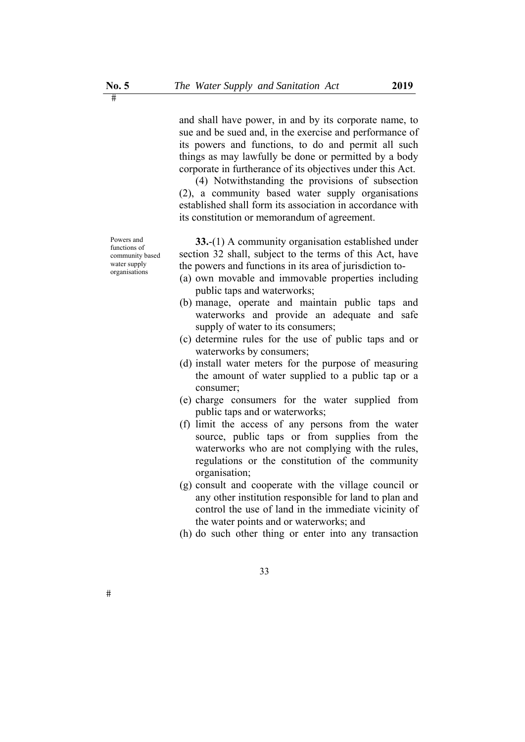and shall have power, in and by its corporate name, to sue and be sued and, in the exercise and performance of its powers and functions, to do and permit all such things as may lawfully be done or permitted by a body corporate in furtherance of its objectives under this Act.

(4) Notwithstanding the provisions of subsection (2), a community based water supply organisations established shall form its association in accordance with its constitution or memorandum of agreement.

Powers and functions of community based water supply organisations

**33.**-(1) A community organisation established under section 32 shall, subject to the terms of this Act, have the powers and functions in its area of jurisdiction to-

(a) own movable and immovable properties including public taps and waterworks;

(b) manage, operate and maintain public taps and waterworks and provide an adequate and safe supply of water to its consumers;

(c) determine rules for the use of public taps and or waterworks by consumers;

(d) install water meters for the purpose of measuring the amount of water supplied to a public tap or a consumer;

(e) charge consumers for the water supplied from public taps and or waterworks;

(f) limit the access of any persons from the water source, public taps or from supplies from the waterworks who are not complying with the rules, regulations or the constitution of the community organisation;

(g) consult and cooperate with the village council or any other institution responsible for land to plan and control the use of land in the immediate vicinity of the water points and or waterworks; and

(h) do such other thing or enter into any transaction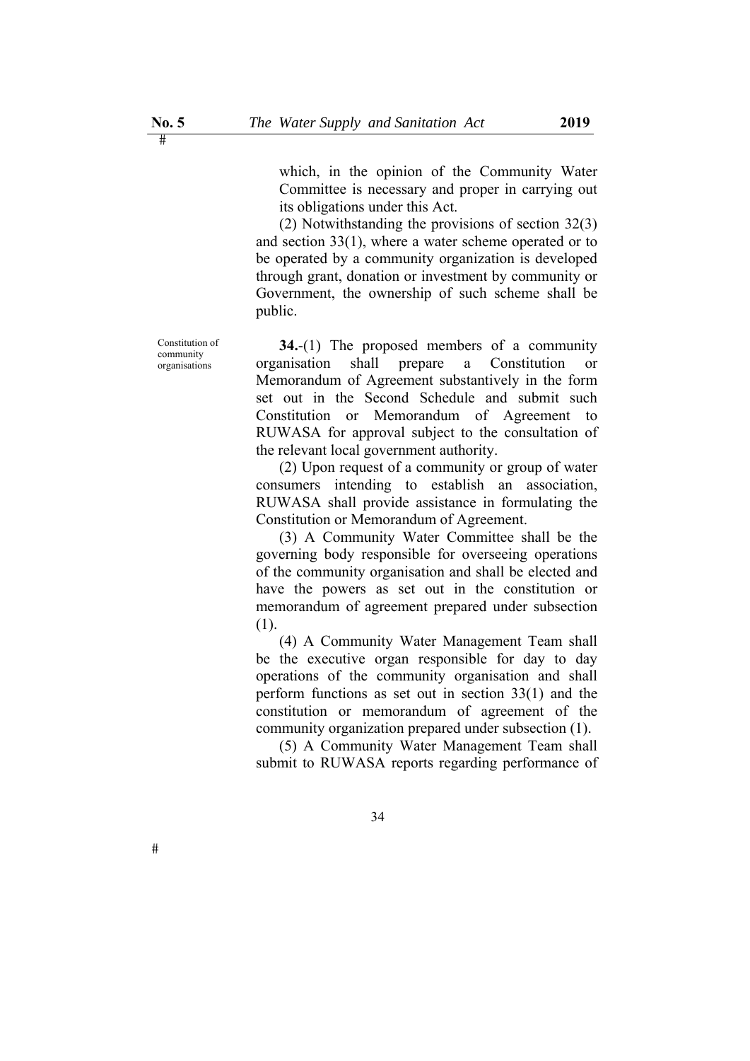which, in the opinion of the Community Water Committee is necessary and proper in carrying out its obligations under this Act.

(2) Notwithstanding the provisions of section 32(3) and section 33(1), where a water scheme operated or to be operated by a community organization is developed through grant, donation or investment by community or Government, the ownership of such scheme shall be public.

Constitution of community organisations

**34.**-(1) The proposed members of a community organisation shall prepare a Constitution or Memorandum of Agreement substantively in the form set out in the Second Schedule and submit such Constitution or Memorandum of Agreement to RUWASA for approval subject to the consultation of the relevant local government authority.

(2) Upon request of a community or group of water consumers intending to establish an association, RUWASA shall provide assistance in formulating the Constitution or Memorandum of Agreement.

(3) A Community Water Committee shall be the governing body responsible for overseeing operations of the community organisation and shall be elected and have the powers as set out in the constitution or memorandum of agreement prepared under subsection (1).

(4) A Community Water Management Team shall be the executive organ responsible for day to day operations of the community organisation and shall perform functions as set out in section 33(1) and the constitution or memorandum of agreement of the community organization prepared under subsection (1).

(5) A Community Water Management Team shall submit to RUWASA reports regarding performance of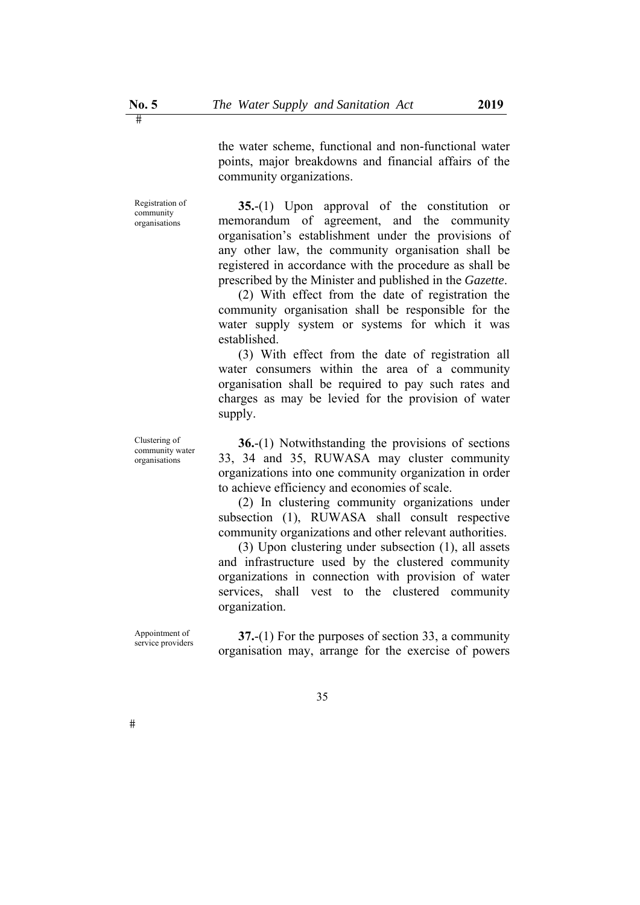the water scheme, functional and non-functional water points, major breakdowns and financial affairs of the community organizations.

Registration of community organisations

**35.**-(1) Upon approval of the constitution or memorandum of agreement, and the community organisation's establishment under the provisions of any other law, the community organisation shall be registered in accordance with the procedure as shall be prescribed by the Minister and published in the *Gazette*.

(2) With effect from the date of registration the community organisation shall be responsible for the water supply system or systems for which it was established.

(3) With effect from the date of registration all water consumers within the area of a community organisation shall be required to pay such rates and charges as may be levied for the provision of water supply.

Clustering of community water organisations

**36.**-(1) Notwithstanding the provisions of sections 33, 34 and 35, RUWASA may cluster community organizations into one community organization in order to achieve efficiency and economies of scale.

(2) In clustering community organizations under subsection (1), RUWASA shall consult respective community organizations and other relevant authorities.

(3) Upon clustering under subsection (1), all assets and infrastructure used by the clustered community organizations in connection with provision of water services, shall vest to the clustered community organization.

Appointment of service providers

**37.**-(1) For the purposes of section 33, a community organisation may, arrange for the exercise of powers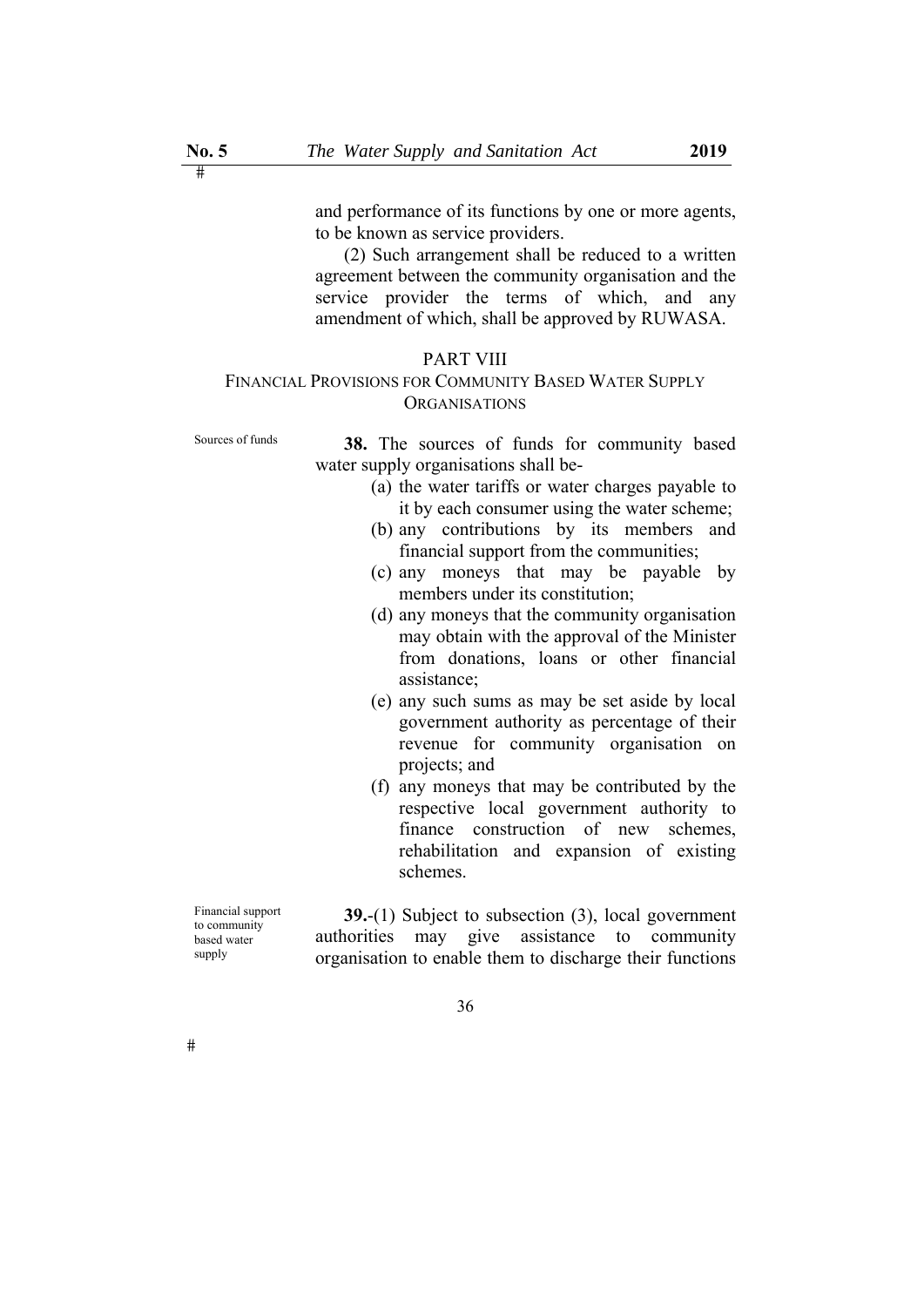and performance of its functions by one or more agents, to be known as service providers.

(2) Such arrangement shall be reduced to a written agreement between the community organisation and the service provider the terms of which, and any amendment of which, shall be approved by RUWASA.

## PART VIII

### FINANCIAL PROVISIONS FOR COMMUNITY BASED WATER SUPPLY ORGANISATIONS

Sources of funds

**38.** The sources of funds for community based water supply organisations shall be-

(a) the water tariffs or water charges payable to it by each consumer using the water scheme;

(b) any contributions by its members and financial support from the communities;

(c) any moneys that may be payable by members under its constitution;

(d) any moneys that the community organisation may obtain with the approval of the Minister from donations, loans or other financial assistance;

(e) any such sums as may be set aside by local government authority as percentage of their revenue for community organisation on projects; and

(f) any moneys that may be contributed by the respective local government authority to finance construction of new schemes, rehabilitation and expansion of existing schemes.

Financial support to community based water supply

**39.**-(1) Subject to subsection (3), local government authorities may give assistance to community organisation to enable them to discharge their functions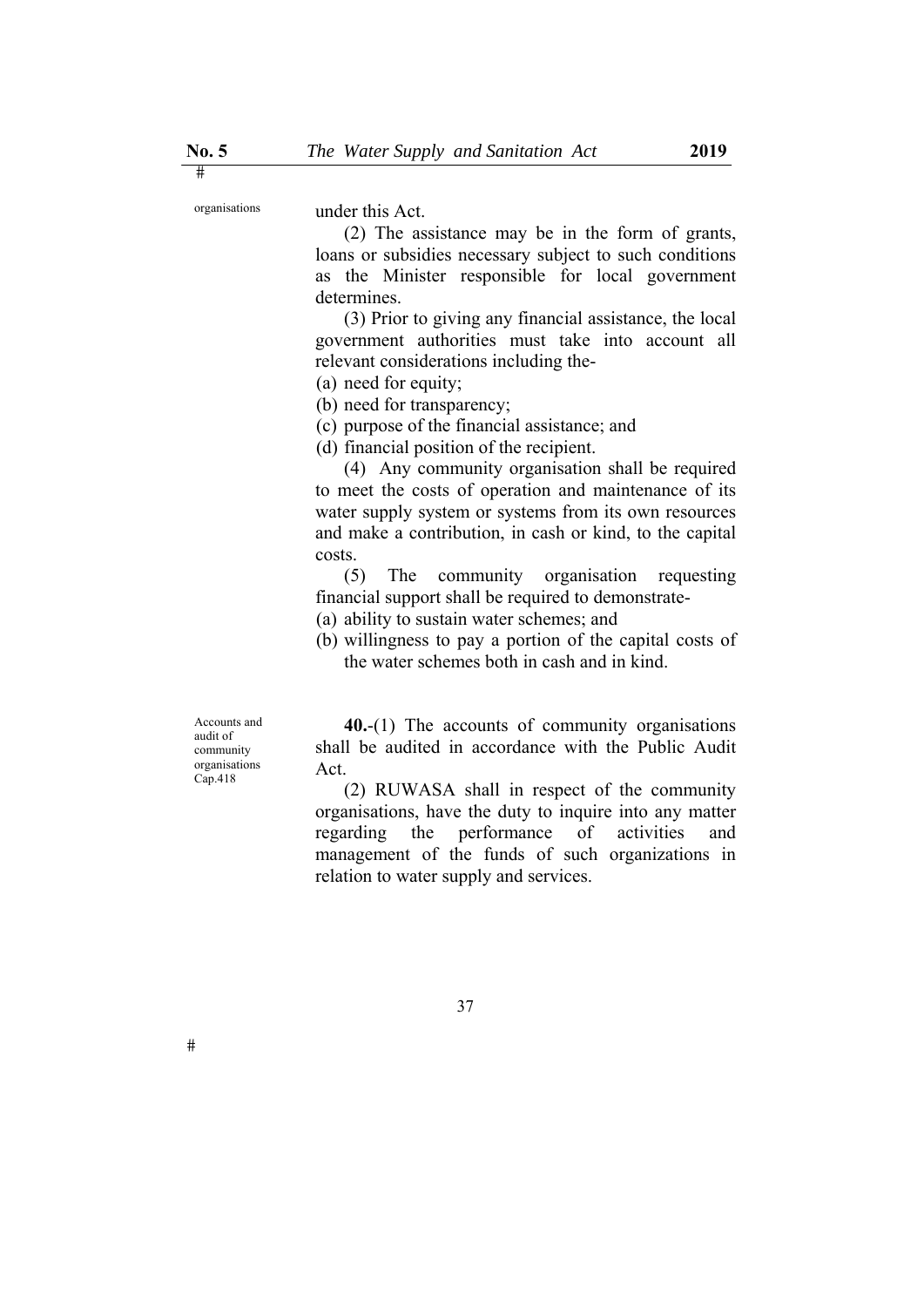organisations

under this Act.

(2) The assistance may be in the form of grants, loans or subsidies necessary subject to such conditions as the Minister responsible for local government determines.

(3) Prior to giving any financial assistance, the local government authorities must take into account all relevant considerations including the-

(a) need for equity;
(b) need for transparency;
(c) purpose of the financial assistance; and
(d) financial position of the recipient.

(4) Any community organisation shall be required to meet the costs of operation and maintenance of its water supply system or systems from its own resources and make a contribution, in cash or kind, to the capital costs.

(5) The community organisation requesting financial support shall be required to demonstrate-

(a) ability to sustain water schemes; and
(b) willingness to pay a portion of the capital costs of the water schemes both in cash and in kind.

Accounts and audit of community organisations
Cap.418

**40.**-(1) The accounts of community organisations shall be audited in accordance with the Public Audit Act.

(2) RUWASA shall in respect of the community organisations, have the duty to inquire into any matter regarding the performance of activities and management of the funds of such organizations in relation to water supply and services.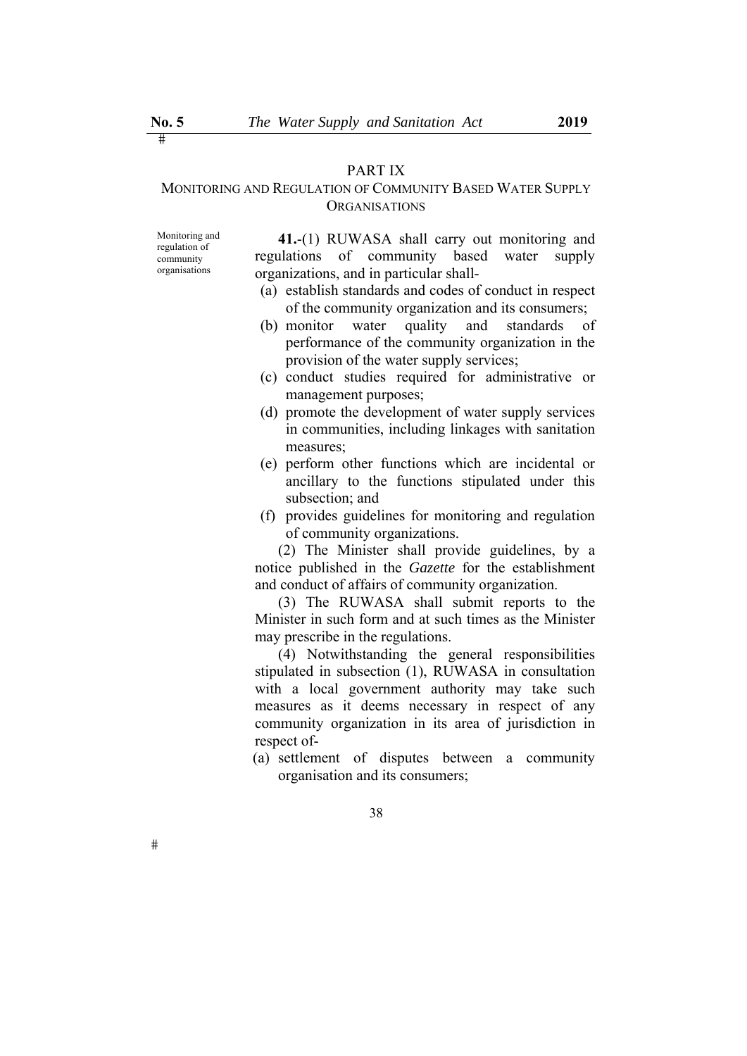## PART IX

### MONITORING AND REGULATION OF COMMUNITY BASED WATER SUPPLY ORGANISATIONS

Monitoring and regulation of community organisations

**41.**-(1) RUWASA shall carry out monitoring and regulations of community based water supply organizations, and in particular shall-

(a) establish standards and codes of conduct in respect of the community organization and its consumers;

(b) monitor water quality and standards of performance of the community organization in the provision of the water supply services;

(c) conduct studies required for administrative or management purposes;

(d) promote the development of water supply services in communities, including linkages with sanitation measures;

(e) perform other functions which are incidental or ancillary to the functions stipulated under this subsection; and

(f) provides guidelines for monitoring and regulation of community organizations.

(2) The Minister shall provide guidelines, by a notice published in the *Gazette* for the establishment and conduct of affairs of community organization.

(3) The RUWASA shall submit reports to the Minister in such form and at such times as the Minister may prescribe in the regulations.

(4) Notwithstanding the general responsibilities stipulated in subsection (1), RUWASA in consultation with a local government authority may take such measures as it deems necessary in respect of any community organization in its area of jurisdiction in respect of-

(a) settlement of disputes between a community organisation and its consumers;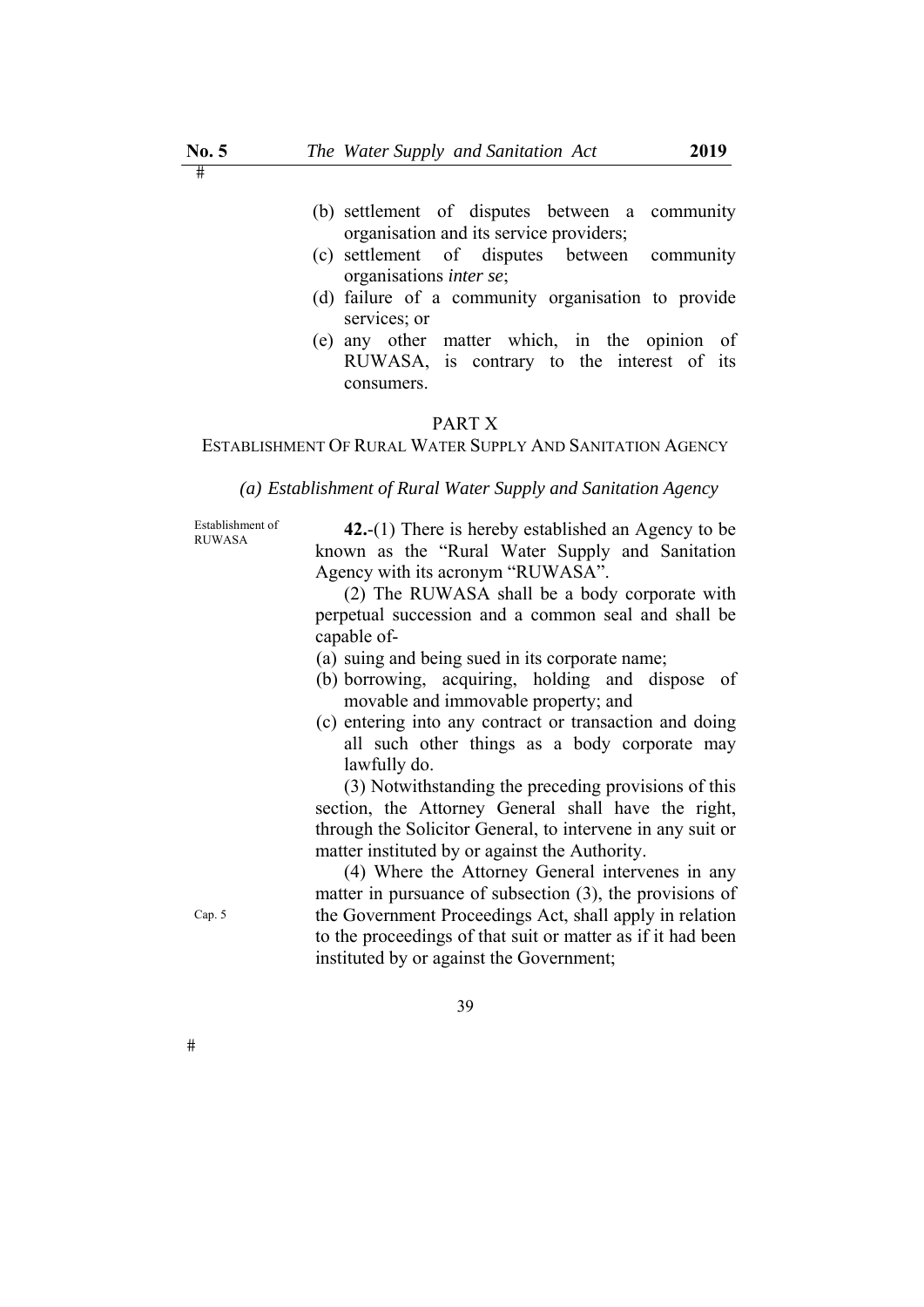(b) settlement of disputes between a community organisation and its service providers;

(c) settlement of disputes between community organisations *inter se*;

(d) failure of a community organisation to provide services; or

(e) any other matter which, in the opinion of RUWASA, is contrary to the interest of its consumers.

## PART X

## ESTABLISHMENT OF RURAL WATER SUPPLY AND SANITATION AGENCY

### *(a) Establishment of Rural Water Supply and Sanitation Agency*

Establishment of RUWASA

**42.**-(1) There is hereby established an Agency to be known as the "Rural Water Supply and Sanitation Agency with its acronym "RUWASA".

(2) The RUWASA shall be a body corporate with perpetual succession and a common seal and shall be capable of-

(a) suing and being sued in its corporate name;

(b) borrowing, acquiring, holding and dispose of movable and immovable property; and

(c) entering into any contract or transaction and doing all such other things as a body corporate may lawfully do.

(3) Notwithstanding the preceding provisions of this section, the Attorney General shall have the right, through the Solicitor General, to intervene in any suit or matter instituted by or against the Authority.

Cap. 5

(4) Where the Attorney General intervenes in any matter in pursuance of subsection (3), the provisions of the Government Proceedings Act, shall apply in relation to the proceedings of that suit or matter as if it had been instituted by or against the Government;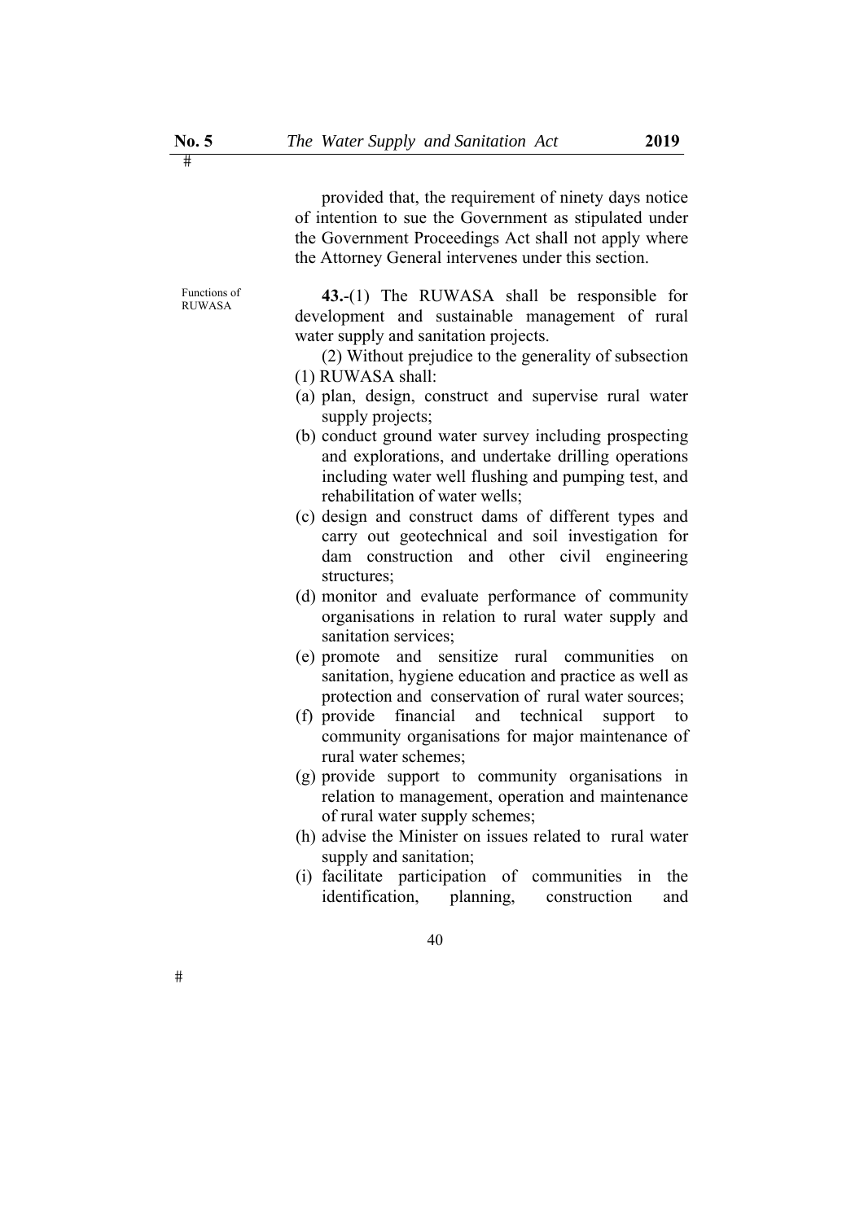provided that, the requirement of ninety days notice of intention to sue the Government as stipulated under the Government Proceedings Act shall not apply where the Attorney General intervenes under this section.

Functions of RUWASA

**43.**-(1) The RUWASA shall be responsible for development and sustainable management of rural water supply and sanitation projects.

(2) Without prejudice to the generality of subsection (1) RUWASA shall:

(a) plan, design, construct and supervise rural water supply projects;

(b) conduct ground water survey including prospecting and explorations, and undertake drilling operations including water well flushing and pumping test, and rehabilitation of water wells;

(c) design and construct dams of different types and carry out geotechnical and soil investigation for dam construction and other civil engineering structures;

(d) monitor and evaluate performance of community organisations in relation to rural water supply and sanitation services;

(e) promote and sensitize rural communities on sanitation, hygiene education and practice as well as protection and conservation of rural water sources;

(f) provide financial and technical support to community organisations for major maintenance of rural water schemes;

(g) provide support to community organisations in relation to management, operation and maintenance of rural water supply schemes;

(h) advise the Minister on issues related to rural water supply and sanitation;

(i) facilitate participation of communities in the identification, planning, construction and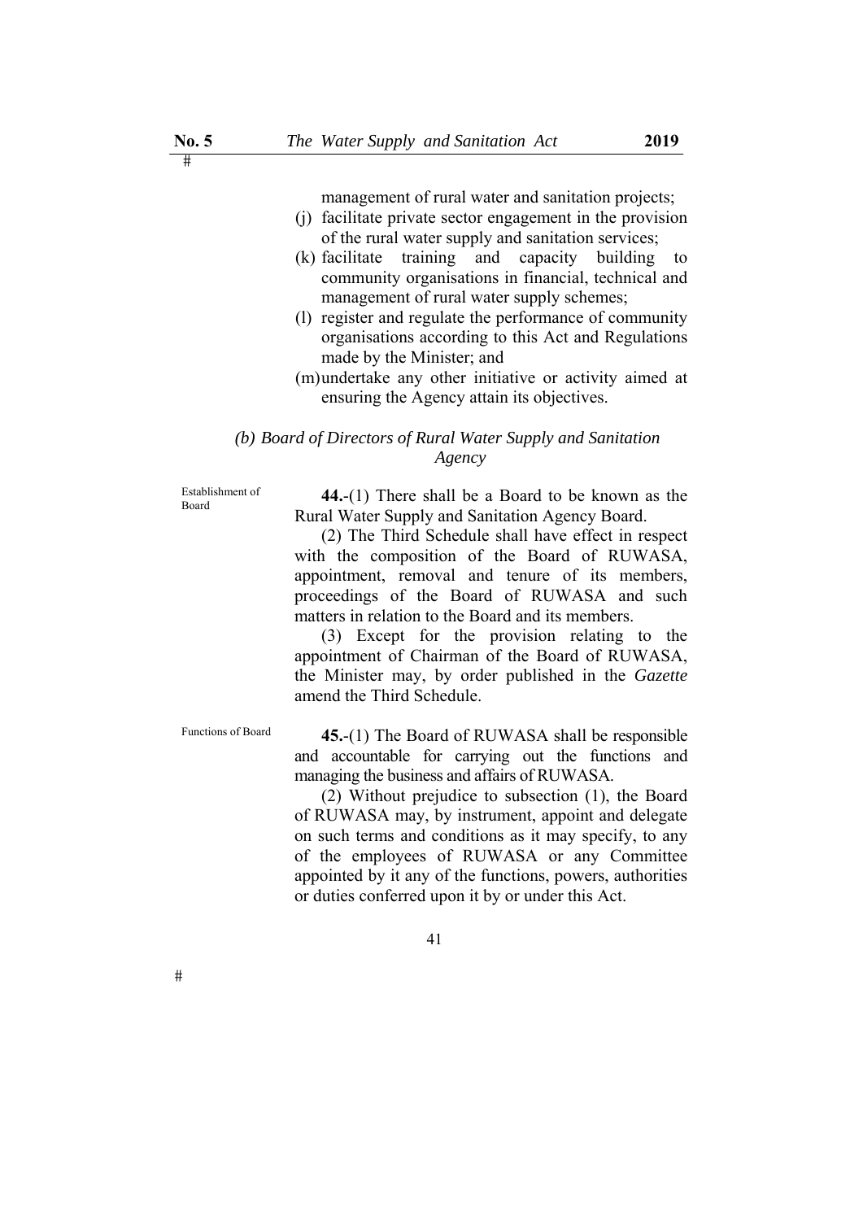management of rural water and sanitation projects;

(j) facilitate private sector engagement in the provision of the rural water supply and sanitation services;

(k) facilitate training and capacity building to community organisations in financial, technical and management of rural water supply schemes;

(l) register and regulate the performance of community organisations according to this Act and Regulations made by the Minister; and

(m) undertake any other initiative or activity aimed at ensuring the Agency attain its objectives.

### *(b) Board of Directors of Rural Water Supply and Sanitation Agency*

Establishment of Board

**44.**-(1) There shall be a Board to be known as the Rural Water Supply and Sanitation Agency Board.

(2) The Third Schedule shall have effect in respect with the composition of the Board of RUWASA, appointment, removal and tenure of its members, proceedings of the Board of RUWASA and such matters in relation to the Board and its members.

(3) Except for the provision relating to the appointment of Chairman of the Board of RUWASA, the Minister may, by order published in the *Gazette* amend the Third Schedule.

Functions of Board

**45.**-(1) The Board of RUWASA shall be responsible and accountable for carrying out the functions and managing the business and affairs of RUWASA.

(2) Without prejudice to subsection (1), the Board of RUWASA may, by instrument, appoint and delegate on such terms and conditions as it may specify, to any of the employees of RUWASA or any Committee appointed by it any of the functions, powers, authorities or duties conferred upon it by or under this Act.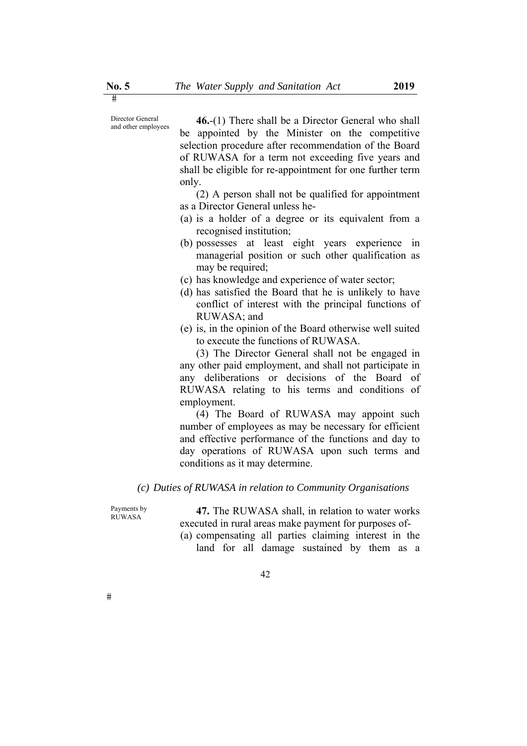Director General and other employees

**46.**-(1) There shall be a Director General who shall be appointed by the Minister on the competitive selection procedure after recommendation of the Board of RUWASA for a term not exceeding five years and shall be eligible for re-appointment for one further term only.

(2) A person shall not be qualified for appointment as a Director General unless he-

(a) is a holder of a degree or its equivalent from a recognised institution;
(b) possesses at least eight years experience in managerial position or such other qualification as may be required;
(c) has knowledge and experience of water sector;
(d) has satisfied the Board that he is unlikely to have conflict of interest with the principal functions of RUWASA; and
(e) is, in the opinion of the Board otherwise well suited to execute the functions of RUWASA.

(3) The Director General shall not be engaged in any other paid employment, and shall not participate in any deliberations or decisions of the Board of RUWASA relating to his terms and conditions of employment.

(4) The Board of RUWASA may appoint such number of employees as may be necessary for efficient and effective performance of the functions and day to day operations of RUWASA upon such terms and conditions as it may determine.

*(c) Duties of RUWASA in relation to Community Organisations*

Payments by RUWASA

**47.** The RUWASA shall, in relation to water works executed in rural areas make payment for purposes of-

(a) compensating all parties claiming interest in the land for all damage sustained by them as a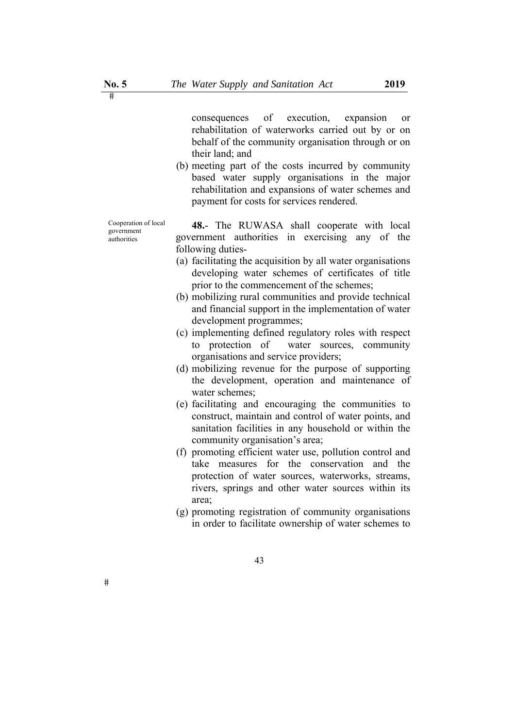consequences of execution, expansion or rehabilitation of waterworks carried out by or on behalf of the community organisation through or on their land; and

(b) meeting part of the costs incurred by community based water supply organisations in the major rehabilitation and expansions of water schemes and payment for costs for services rendered.

Cooperation of local government authorities

**48.**- The RUWASA shall cooperate with local government authorities in exercising any of the following duties-

(a) facilitating the acquisition by all water organisations developing water schemes of certificates of title prior to the commencement of the schemes;

(b) mobilizing rural communities and provide technical and financial support in the implementation of water development programmes;

(c) implementing defined regulatory roles with respect to protection of water sources, community organisations and service providers;

(d) mobilizing revenue for the purpose of supporting the development, operation and maintenance of water schemes;

(e) facilitating and encouraging the communities to construct, maintain and control of water points, and sanitation facilities in any household or within the community organisation's area;

(f) promoting efficient water use, pollution control and take measures for the conservation and the protection of water sources, waterworks, streams, rivers, springs and other water sources within its area;

(g) promoting registration of community organisations in order to facilitate ownership of water schemes to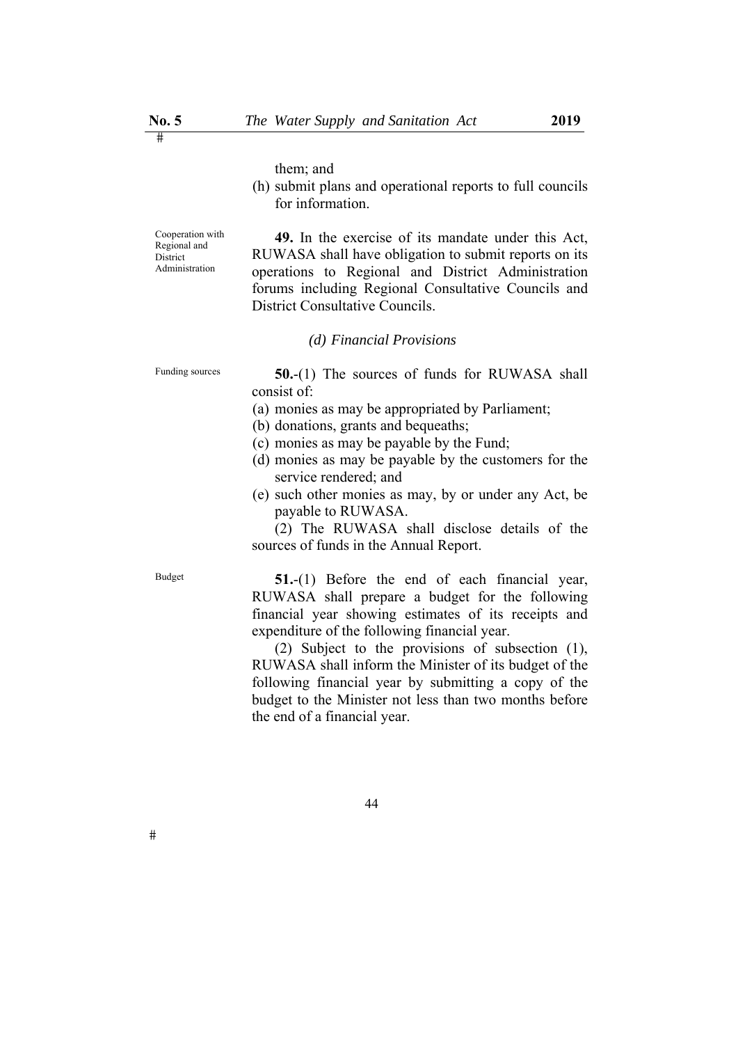them; and

(h) submit plans and operational reports to full councils for information.

Cooperation with Regional and District Administration

**49.** In the exercise of its mandate under this Act, RUWASA shall have obligation to submit reports on its operations to Regional and District Administration forums including Regional Consultative Councils and District Consultative Councils.

*(d) Financial Provisions*

Funding sources

**50.**-(1) The sources of funds for RUWASA shall consist of:

(a) monies as may be appropriated by Parliament;
(b) donations, grants and bequeaths;
(c) monies as may be payable by the Fund;
(d) monies as may be payable by the customers for the service rendered; and
(e) such other monies as may, by or under any Act, be payable to RUWASA.

(2) The RUWASA shall disclose details of the sources of funds in the Annual Report.

Budget

**51.**-(1) Before the end of each financial year, RUWASA shall prepare a budget for the following financial year showing estimates of its receipts and expenditure of the following financial year.

(2) Subject to the provisions of subsection (1), RUWASA shall inform the Minister of its budget of the following financial year by submitting a copy of the budget to the Minister not less than two months before the end of a financial year.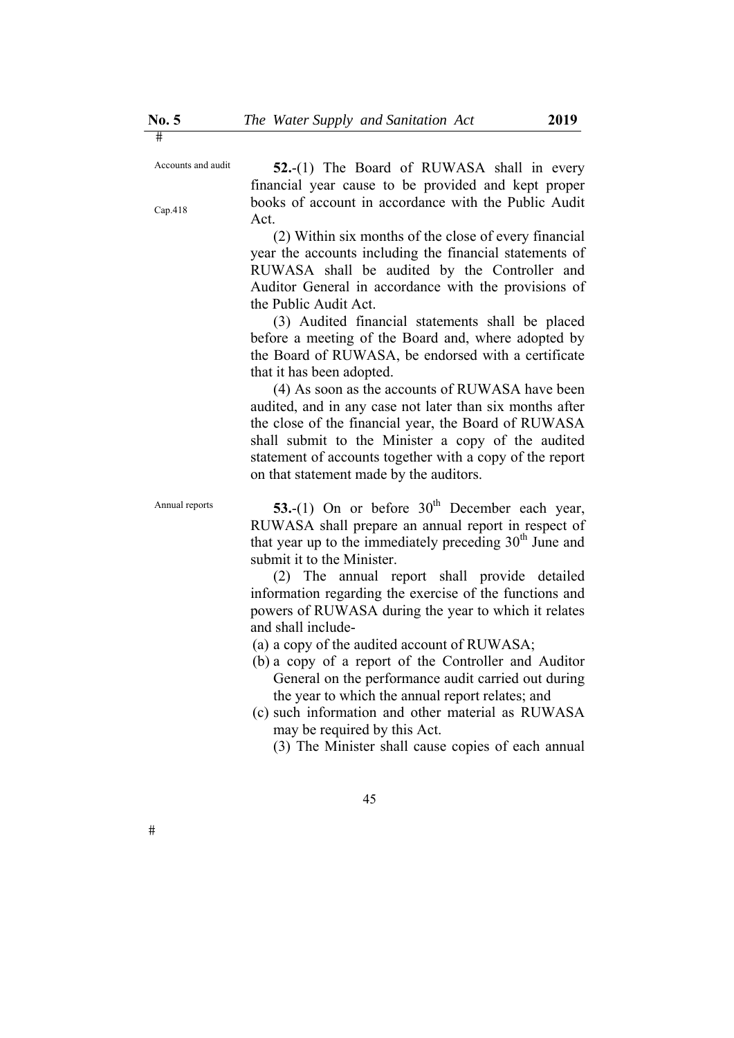Accounts and audit

Cap.418

**52.**-(1) The Board of RUWASA shall in every financial year cause to be provided and kept proper books of account in accordance with the Public Audit Act.

(2) Within six months of the close of every financial year the accounts including the financial statements of RUWASA shall be audited by the Controller and Auditor General in accordance with the provisions of the Public Audit Act.

(3) Audited financial statements shall be placed before a meeting of the Board and, where adopted by the Board of RUWASA, be endorsed with a certificate that it has been adopted.

(4) As soon as the accounts of RUWASA have been audited, and in any case not later than six months after the close of the financial year, the Board of RUWASA shall submit to the Minister a copy of the audited statement of accounts together with a copy of the report on that statement made by the auditors.

Annual reports

**53.**-(1) On or before 30th December each year, RUWASA shall prepare an annual report in respect of that year up to the immediately preceding 30th June and submit it to the Minister.

(2) The annual report shall provide detailed information regarding the exercise of the functions and powers of RUWASA during the year to which it relates and shall include-

(a) a copy of the audited account of RUWASA;

(b) a copy of a report of the Controller and Auditor General on the performance audit carried out during the year to which the annual report relates; and

(c) such information and other material as RUWASA may be required by this Act.

(3) The Minister shall cause copies of each annual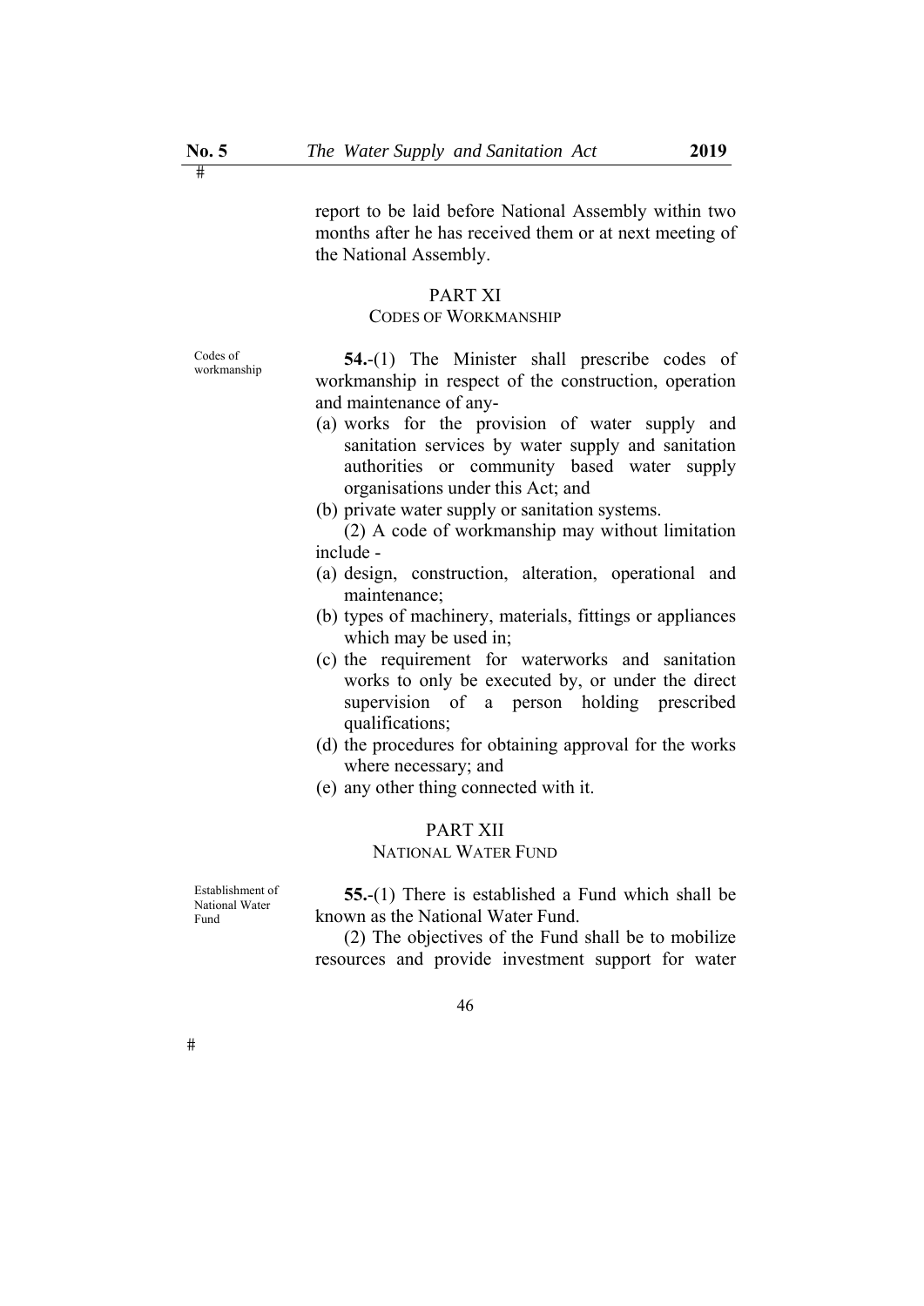report to be laid before National Assembly within two months after he has received them or at next meeting of the National Assembly.

## PART XI
### CODES OF WORKMANSHIP

Codes of workmanship

**54.**-(1) The Minister shall prescribe codes of workmanship in respect of the construction, operation and maintenance of any-

(a) works for the provision of water supply and sanitation services by water supply and sanitation authorities or community based water supply organisations under this Act; and
(b) private water supply or sanitation systems.

(2) A code of workmanship may without limitation include -

(a) design, construction, alteration, operational and maintenance;
(b) types of machinery, materials, fittings or appliances which may be used in;
(c) the requirement for waterworks and sanitation works to only be executed by, or under the direct supervision of a person holding prescribed qualifications;
(d) the procedures for obtaining approval for the works where necessary; and
(e) any other thing connected with it.

## PART XII
### NATIONAL WATER FUND

Establishment of National Water Fund

**55.**-(1) There is established a Fund which shall be known as the National Water Fund.

(2) The objectives of the Fund shall be to mobilize resources and provide investment support for water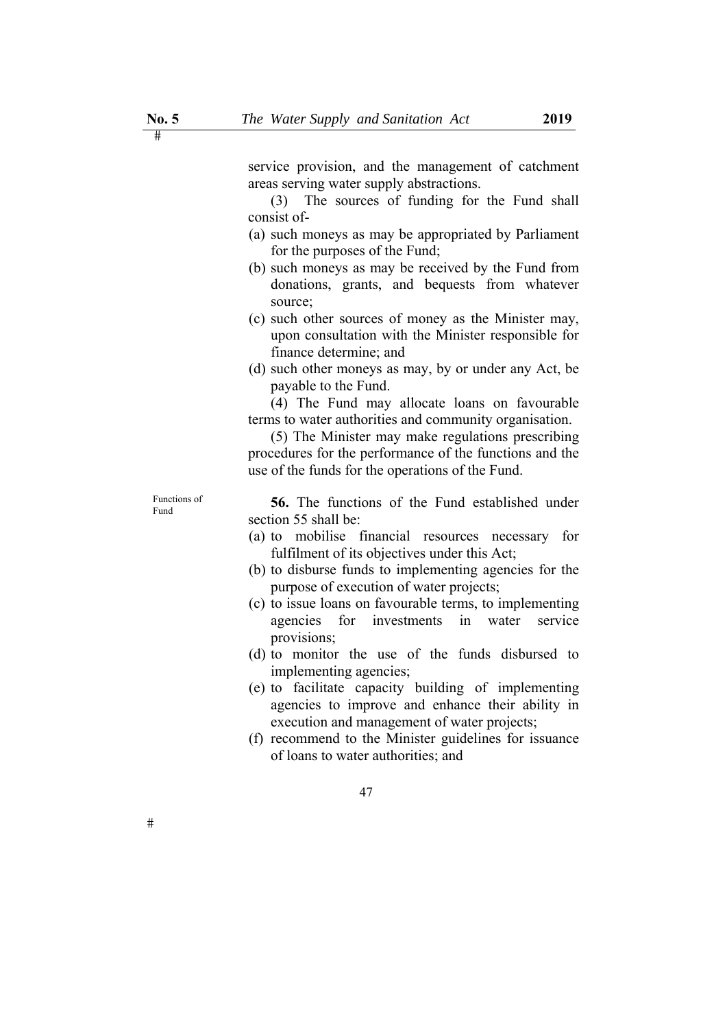service provision, and the management of catchment areas serving water supply abstractions.

(3) The sources of funding for the Fund shall consist of-

(a) such moneys as may be appropriated by Parliament for the purposes of the Fund;

(b) such moneys as may be received by the Fund from donations, grants, and bequests from whatever source;

(c) such other sources of money as the Minister may, upon consultation with the Minister responsible for finance determine; and

(d) such other moneys as may, by or under any Act, be payable to the Fund.

(4) The Fund may allocate loans on favourable terms to water authorities and community organisation.

(5) The Minister may make regulations prescribing procedures for the performance of the functions and the use of the funds for the operations of the Fund.

Functions of Fund

**56.** The functions of the Fund established under section 55 shall be:

(a) to mobilise financial resources necessary for fulfilment of its objectives under this Act;

(b) to disburse funds to implementing agencies for the purpose of execution of water projects;

(c) to issue loans on favourable terms, to implementing agencies for investments in water service provisions;

(d) to monitor the use of the funds disbursed to implementing agencies;

(e) to facilitate capacity building of implementing agencies to improve and enhance their ability in execution and management of water projects;

(f) recommend to the Minister guidelines for issuance of loans to water authorities; and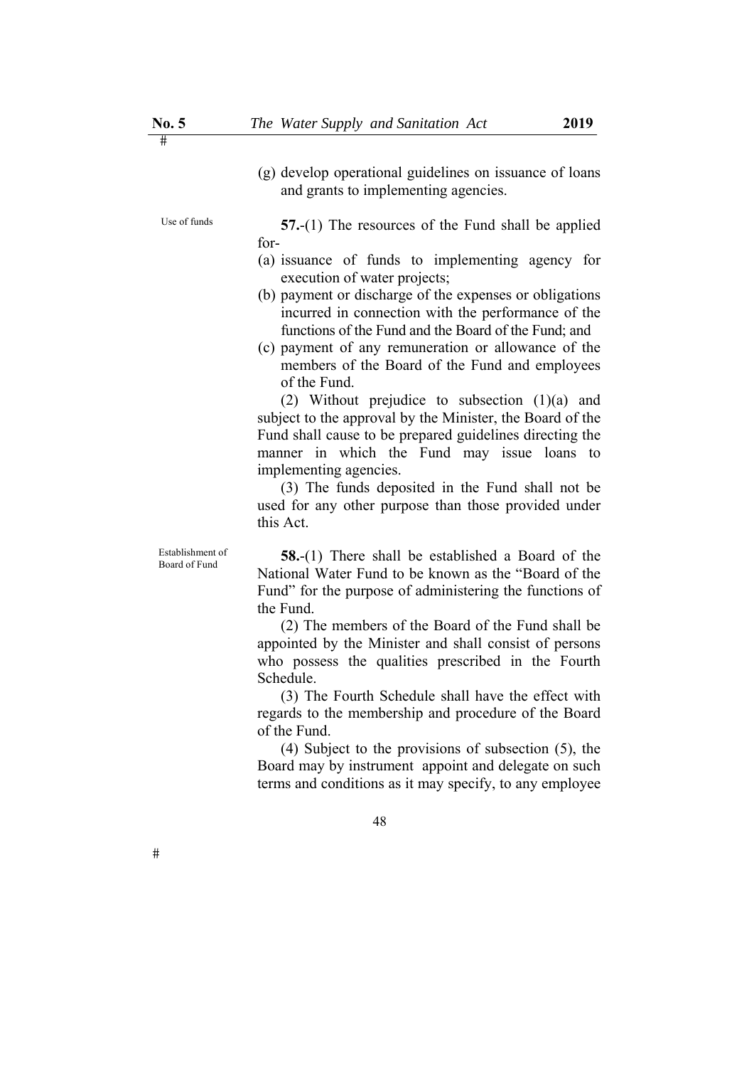(g) develop operational guidelines on issuance of loans and grants to implementing agencies.

Use of funds

**57.**-(1) The resources of the Fund shall be applied for-

(a) issuance of funds to implementing agency for execution of water projects;

(b) payment or discharge of the expenses or obligations incurred in connection with the performance of the functions of the Fund and the Board of the Fund; and

(c) payment of any remuneration or allowance of the members of the Board of the Fund and employees of the Fund.

(2) Without prejudice to subsection (1)(a) and subject to the approval by the Minister, the Board of the Fund shall cause to be prepared guidelines directing the manner in which the Fund may issue loans to implementing agencies.

(3) The funds deposited in the Fund shall not be used for any other purpose than those provided under this Act.

Establishment of Board of Fund

**58.**-(1) There shall be established a Board of the National Water Fund to be known as the "Board of the Fund" for the purpose of administering the functions of the Fund.

(2) The members of the Board of the Fund shall be appointed by the Minister and shall consist of persons who possess the qualities prescribed in the Fourth Schedule.

(3) The Fourth Schedule shall have the effect with regards to the membership and procedure of the Board of the Fund.

(4) Subject to the provisions of subsection (5), the Board may by instrument appoint and delegate on such terms and conditions as it may specify, to any employee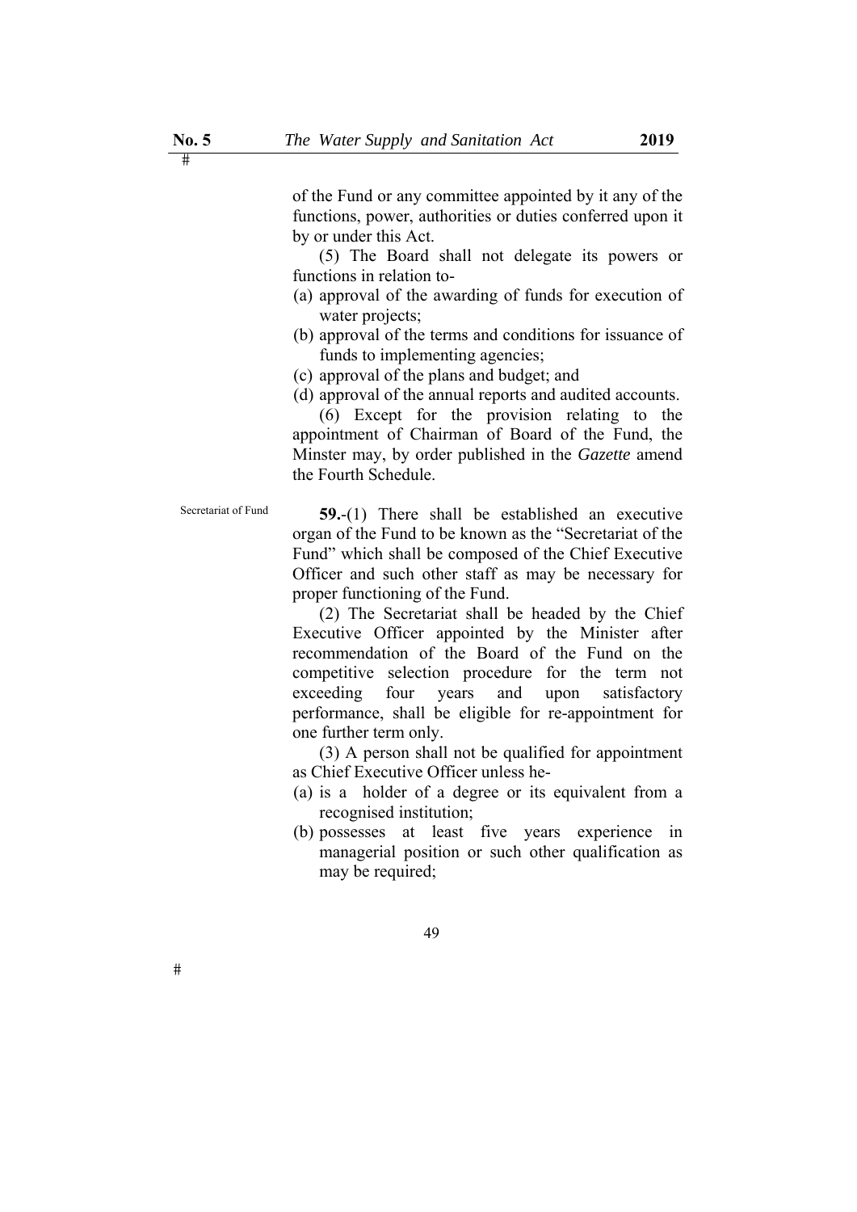of the Fund or any committee appointed by it any of the functions, power, authorities or duties conferred upon it by or under this Act.

(5) The Board shall not delegate its powers or functions in relation to-

(a) approval of the awarding of funds for execution of water projects;
(b) approval of the terms and conditions for issuance of funds to implementing agencies;
(c) approval of the plans and budget; and
(d) approval of the annual reports and audited accounts.

(6) Except for the provision relating to the appointment of Chairman of Board of the Fund, the Minster may, by order published in the *Gazette* amend the Fourth Schedule.

Secretariat of Fund

**59.**-(1) There shall be established an executive organ of the Fund to be known as the "Secretariat of the Fund" which shall be composed of the Chief Executive Officer and such other staff as may be necessary for proper functioning of the Fund.

(2) The Secretariat shall be headed by the Chief Executive Officer appointed by the Minister after recommendation of the Board of the Fund on the competitive selection procedure for the term not exceeding four years and upon satisfactory performance, shall be eligible for re-appointment for one further term only.

(3) A person shall not be qualified for appointment as Chief Executive Officer unless he-

(a) is a holder of a degree or its equivalent from a recognised institution;
(b) possesses at least five years experience in managerial position or such other qualification as may be required;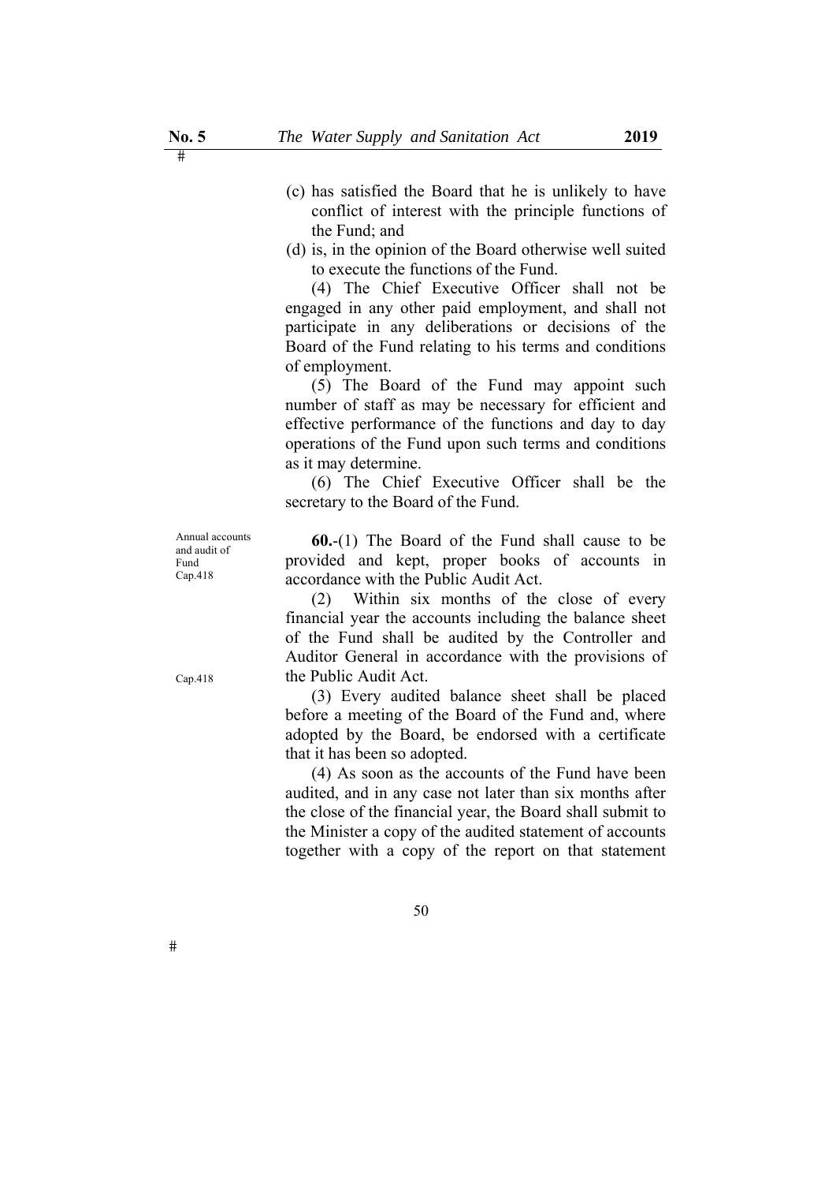(c) has satisfied the Board that he is unlikely to have conflict of interest with the principle functions of the Fund; and

(d) is, in the opinion of the Board otherwise well suited to execute the functions of the Fund.

(4) The Chief Executive Officer shall not be engaged in any other paid employment, and shall not participate in any deliberations or decisions of the Board of the Fund relating to his terms and conditions of employment.

(5) The Board of the Fund may appoint such number of staff as may be necessary for efficient and effective performance of the functions and day to day operations of the Fund upon such terms and conditions as it may determine.

(6) The Chief Executive Officer shall be the secretary to the Board of the Fund.

Annual accounts and audit of Fund
Cap.418

**60.**-(1) The Board of the Fund shall cause to be provided and kept, proper books of accounts in accordance with the Public Audit Act.

(2) Within six months of the close of every financial year the accounts including the balance sheet of the Fund shall be audited by the Controller and Auditor General in accordance with the provisions of the Public Audit Act.

Cap.418

(3) Every audited balance sheet shall be placed before a meeting of the Board of the Fund and, where adopted by the Board, be endorsed with a certificate that it has been so adopted.

(4) As soon as the accounts of the Fund have been audited, and in any case not later than six months after the close of the financial year, the Board shall submit to the Minister a copy of the audited statement of accounts together with a copy of the report on that statement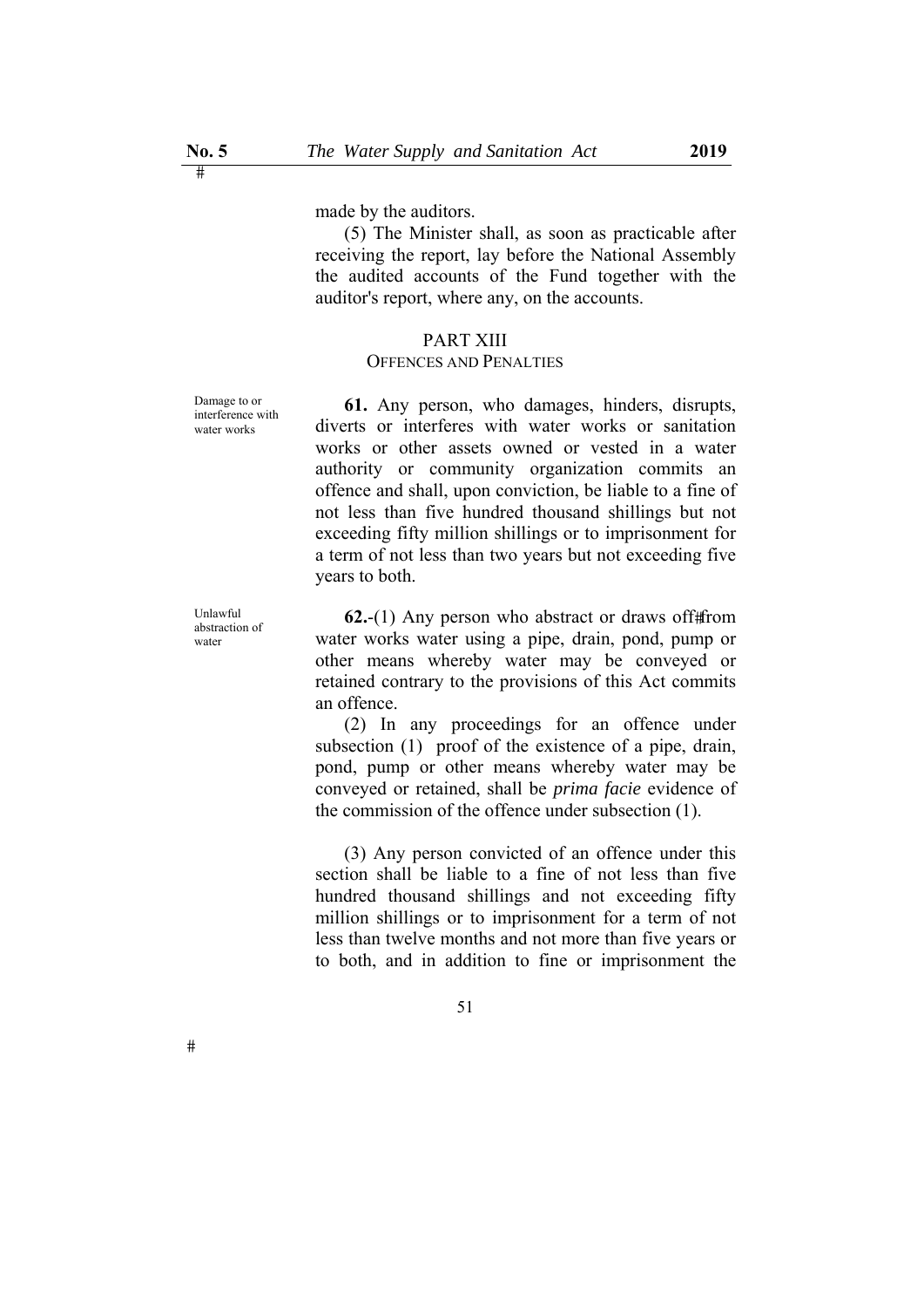made by the auditors.

(5) The Minister shall, as soon as practicable after receiving the report, lay before the National Assembly the audited accounts of the Fund together with the auditor's report, where any, on the accounts.

## PART XIII
### OFFENCES AND PENALTIES

Damage to or interference with water works

**61.** Any person, who damages, hinders, disrupts, diverts or interferes with water works or sanitation works or other assets owned or vested in a water authority or community organization commits an offence and shall, upon conviction, be liable to a fine of not less than five hundred thousand shillings but not exceeding fifty million shillings or to imprisonment for a term of not less than two years but not exceeding five years to both.

Unlawful abstraction of water

**62.**-(1) Any person who abstract or draws off from water works water using a pipe, drain, pond, pump or other means whereby water may be conveyed or retained contrary to the provisions of this Act commits an offence.

(2) In any proceedings for an offence under subsection (1) proof of the existence of a pipe, drain, pond, pump or other means whereby water may be conveyed or retained, shall be *prima facie* evidence of the commission of the offence under subsection (1).

(3) Any person convicted of an offence under this section shall be liable to a fine of not less than five hundred thousand shillings and not exceeding fifty million shillings or to imprisonment for a term of not less than twelve months and not more than five years or to both, and in addition to fine or imprisonment the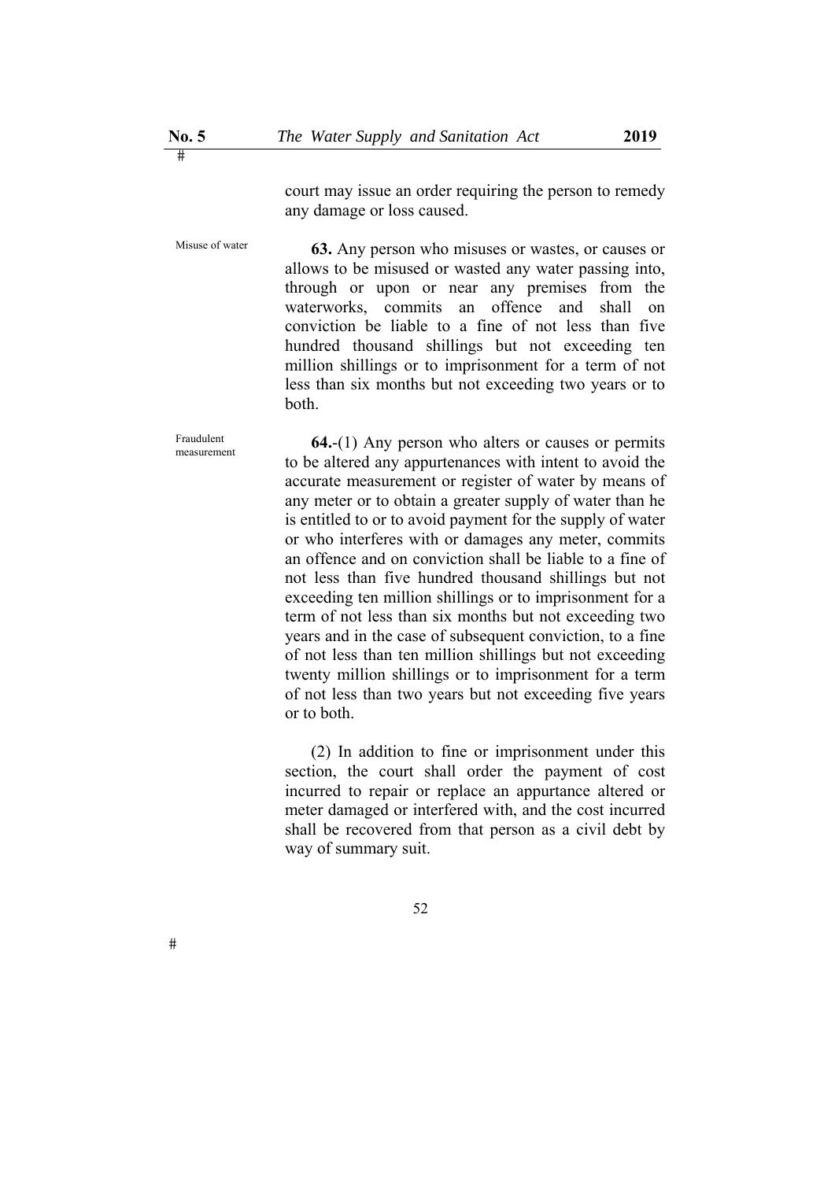court may issue an order requiring the person to remedy any damage or loss caused.

Misuse of water

**63.** Any person who misuses or wastes, or causes or allows to be misused or wasted any water passing into, through or upon or near any premises from the waterworks, commits an offence and shall on conviction be liable to a fine of not less than five hundred thousand shillings but not exceeding ten million shillings or to imprisonment for a term of not less than six months but not exceeding two years or to both.

Fraudulent measurement

**64.**-(1) Any person who alters or causes or permits to be altered any appurtenances with intent to avoid the accurate measurement or register of water by means of any meter or to obtain a greater supply of water than he is entitled to or to avoid payment for the supply of water or who interferes with or damages any meter, commits an offence and on conviction shall be liable to a fine of not less than five hundred thousand shillings but not exceeding ten million shillings or to imprisonment for a term of not less than six months but not exceeding two years and in the case of subsequent conviction, to a fine of not less than ten million shillings but not exceeding twenty million shillings or to imprisonment for a term of not less than two years but not exceeding five years or to both.

(2) In addition to fine or imprisonment under this section, the court shall order the payment of cost incurred to repair or replace an appurtance altered or meter damaged or interfered with, and the cost incurred shall be recovered from that person as a civil debt by way of summary suit.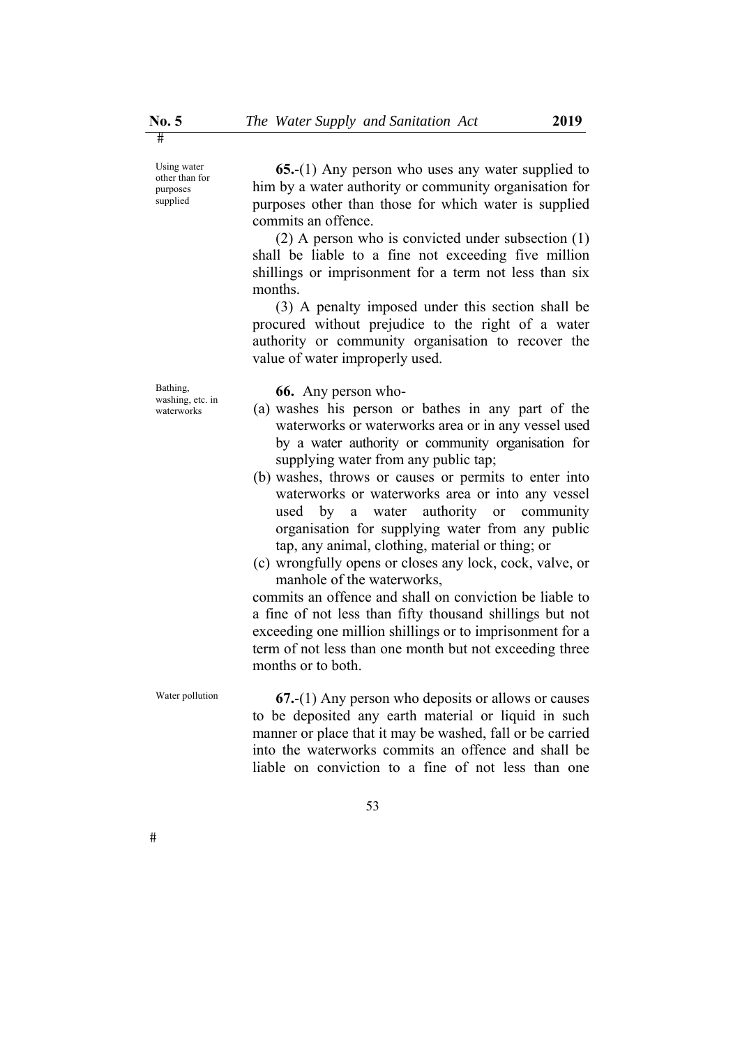Using water other than for purposes supplied

**65.**-(1) Any person who uses any water supplied to him by a water authority or community organisation for purposes other than those for which water is supplied commits an offence.

(2) A person who is convicted under subsection (1) shall be liable to a fine not exceeding five million shillings or imprisonment for a term not less than six months.

(3) A penalty imposed under this section shall be procured without prejudice to the right of a water authority or community organisation to recover the value of water improperly used.

Bathing, washing, etc. in waterworks

**66.** Any person who-

(a) washes his person or bathes in any part of the waterworks or waterworks area or in any vessel used by a water authority or community organisation for supplying water from any public tap;

(b) washes, throws or causes or permits to enter into waterworks or waterworks area or into any vessel used by a water authority or community organisation for supplying water from any public tap, any animal, clothing, material or thing; or

(c) wrongfully opens or closes any lock, cock, valve, or manhole of the waterworks,

commits an offence and shall on conviction be liable to a fine of not less than fifty thousand shillings but not exceeding one million shillings or to imprisonment for a term of not less than one month but not exceeding three months or to both.

Water pollution

**67.**-(1) Any person who deposits or allows or causes to be deposited any earth material or liquid in such manner or place that it may be washed, fall or be carried into the waterworks commits an offence and shall be liable on conviction to a fine of not less than one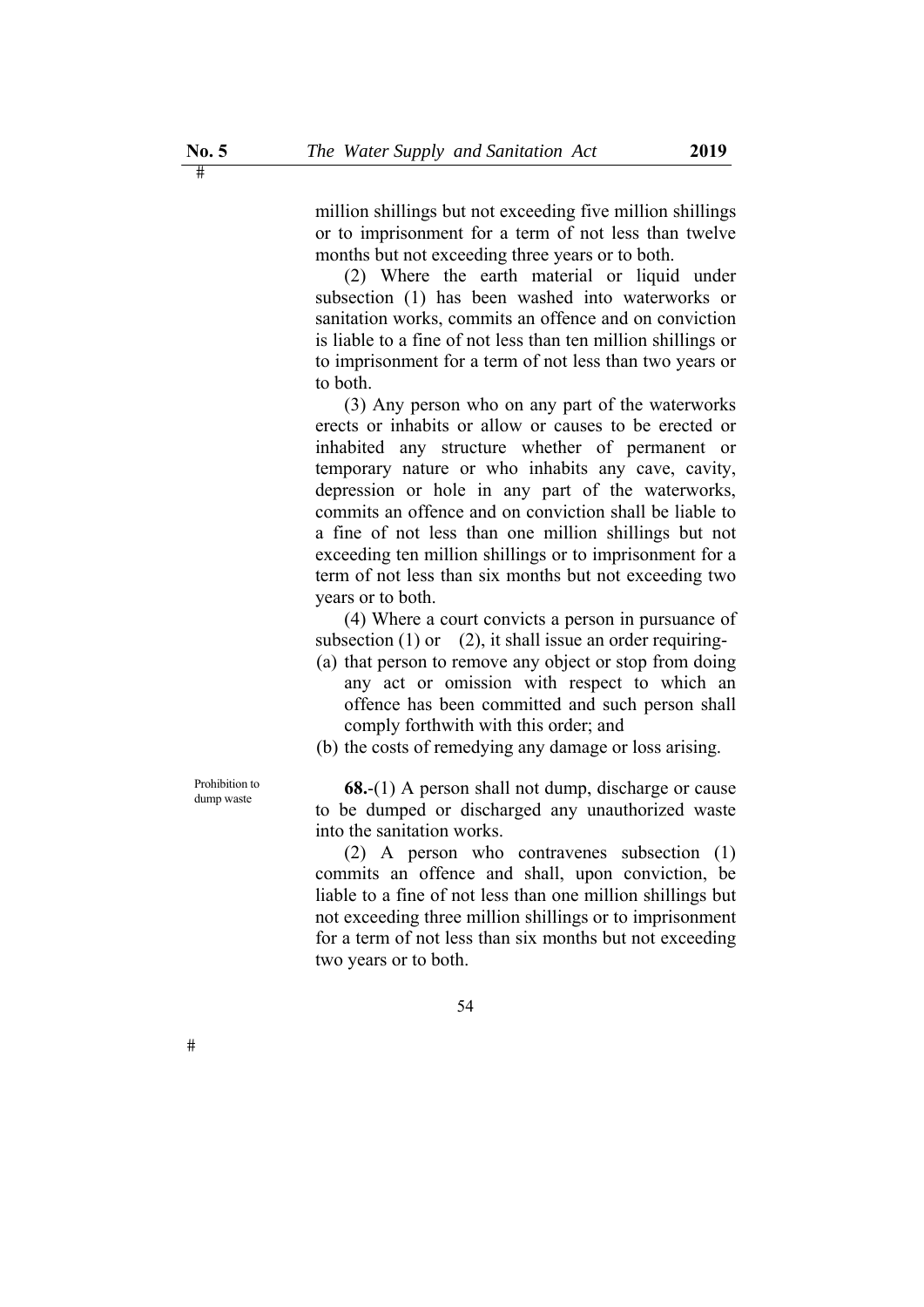million shillings but not exceeding five million shillings or to imprisonment for a term of not less than twelve months but not exceeding three years or to both.

(2) Where the earth material or liquid under subsection (1) has been washed into waterworks or sanitation works, commits an offence and on conviction is liable to a fine of not less than ten million shillings or to imprisonment for a term of not less than two years or to both.

(3) Any person who on any part of the waterworks erects or inhabits or allow or causes to be erected or inhabited any structure whether of permanent or temporary nature or who inhabits any cave, cavity, depression or hole in any part of the waterworks, commits an offence and on conviction shall be liable to a fine of not less than one million shillings but not exceeding ten million shillings or to imprisonment for a term of not less than six months but not exceeding two years or to both.

(4) Where a court convicts a person in pursuance of subsection (1) or (2), it shall issue an order requiring-

(a) that person to remove any object or stop from doing any act or omission with respect to which an offence has been committed and such person shall comply forthwith with this order; and

(b) the costs of remedying any damage or loss arising.

Prohibition to dump waste

**68.**-(1) A person shall not dump, discharge or cause to be dumped or discharged any unauthorized waste into the sanitation works.

(2) A person who contravenes subsection (1) commits an offence and shall, upon conviction, be liable to a fine of not less than one million shillings but not exceeding three million shillings or to imprisonment for a term of not less than six months but not exceeding two years or to both.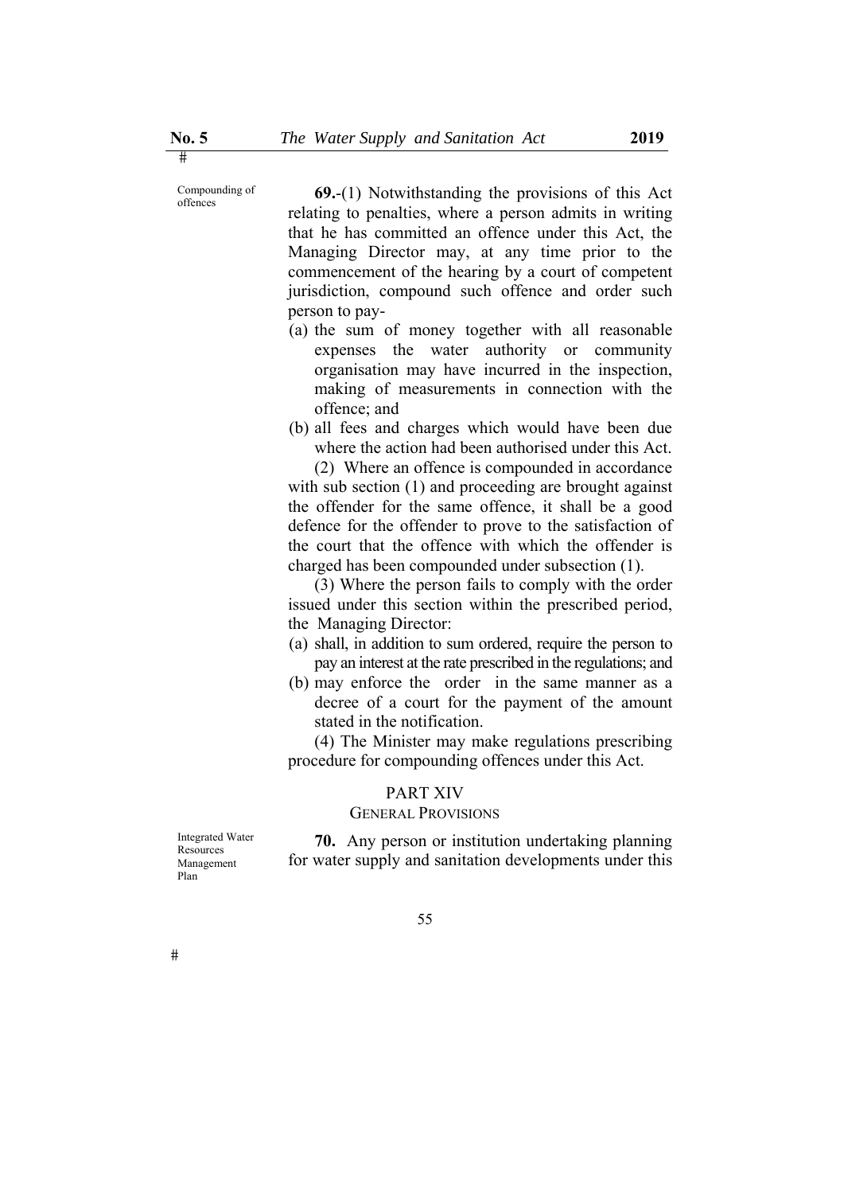Compounding of offences

**69.**-(1) Notwithstanding the provisions of this Act relating to penalties, where a person admits in writing that he has committed an offence under this Act, the Managing Director may, at any time prior to the commencement of the hearing by a court of competent jurisdiction, compound such offence and order such person to pay-

(a) the sum of money together with all reasonable expenses the water authority or community organisation may have incurred in the inspection, making of measurements in connection with the offence; and

(b) all fees and charges which would have been due where the action had been authorised under this Act.

(2) Where an offence is compounded in accordance with sub section (1) and proceeding are brought against the offender for the same offence, it shall be a good defence for the offender to prove to the satisfaction of the court that the offence with which the offender is charged has been compounded under subsection (1).

(3) Where the person fails to comply with the order issued under this section within the prescribed period, the Managing Director:

(a) shall, in addition to sum ordered, require the person to pay an interest at the rate prescribed in the regulations; and

(b) may enforce the order in the same manner as a decree of a court for the payment of the amount stated in the notification.

(4) The Minister may make regulations prescribing procedure for compounding offences under this Act.

## PART XIV
### GENERAL PROVISIONS

Integrated Water Resources Management Plan

**70.** Any person or institution undertaking planning for water supply and sanitation developments under this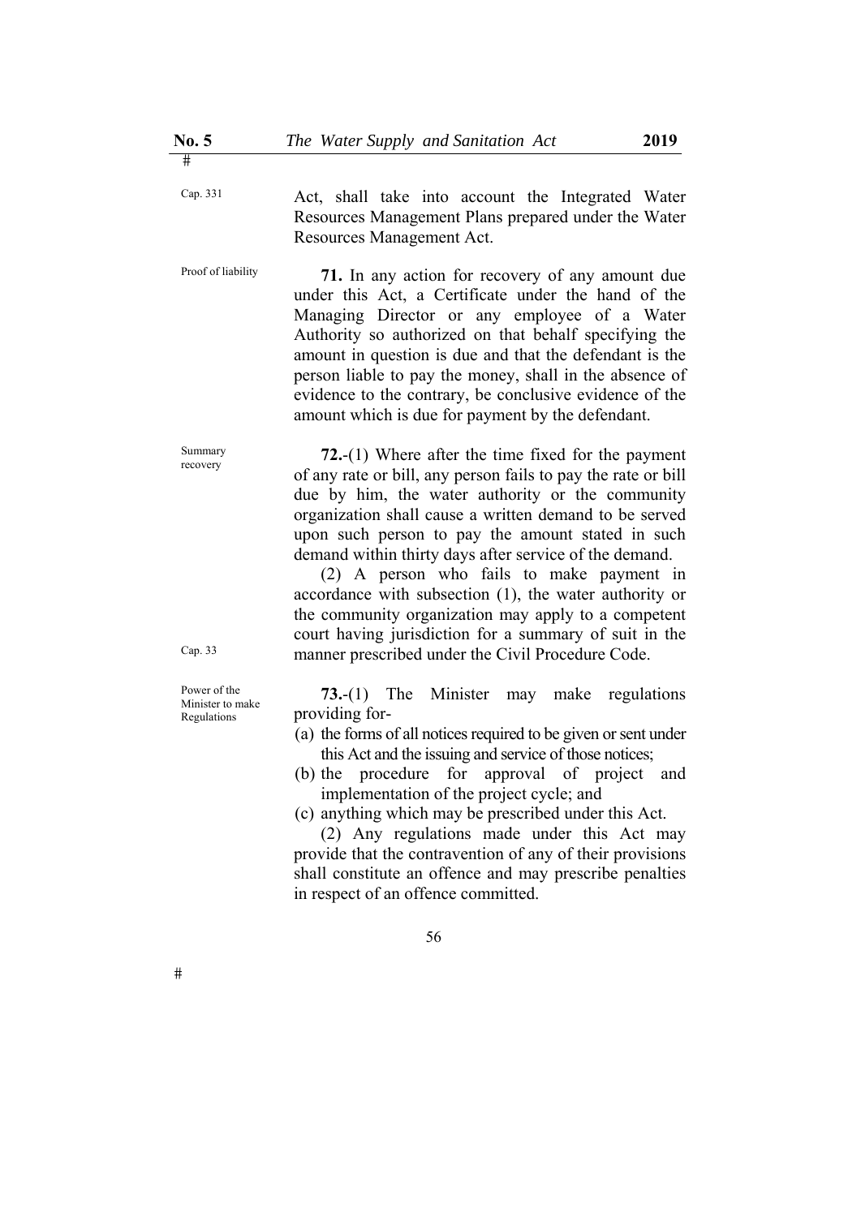Cap. 331

Act, shall take into account the Integrated Water Resources Management Plans prepared under the Water Resources Management Act.

Proof of liability

**71.** In any action for recovery of any amount due under this Act, a Certificate under the hand of the Managing Director or any employee of a Water Authority so authorized on that behalf specifying the amount in question is due and that the defendant is the person liable to pay the money, shall in the absence of evidence to the contrary, be conclusive evidence of the amount which is due for payment by the defendant.

Summary recovery

**72.**-(1) Where after the time fixed for the payment of any rate or bill, any person fails to pay the rate or bill due by him, the water authority or the community organization shall cause a written demand to be served upon such person to pay the amount stated in such demand within thirty days after service of the demand.

(2) A person who fails to make payment in accordance with subsection (1), the water authority or the community organization may apply to a competent court having jurisdiction for a summary of suit in the manner prescribed under the Civil Procedure Code.

Cap. 33

Power of the Minister to make Regulations

**73.**-(1) The Minister may make regulations providing for-

(a) the forms of all notices required to be given or sent under this Act and the issuing and service of those notices;
(b) the procedure for approval of project and implementation of the project cycle; and
(c) anything which may be prescribed under this Act.

(2) Any regulations made under this Act may provide that the contravention of any of their provisions shall constitute an offence and may prescribe penalties in respect of an offence committed.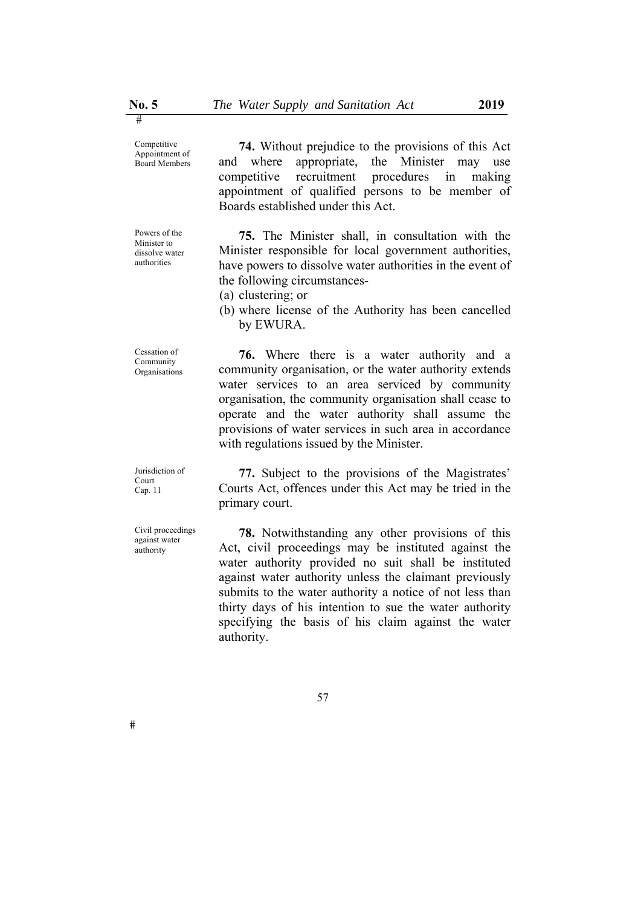Competitive Appointment of Board Members

**74.** Without prejudice to the provisions of this Act and where appropriate, the Minister may use competitive recruitment procedures in making appointment of qualified persons to be member of Boards established under this Act.

Powers of the Minister to dissolve water authorities

**75.** The Minister shall, in consultation with the Minister responsible for local government authorities, have powers to dissolve water authorities in the event of the following circumstances-

(a) clustering; or

(b) where license of the Authority has been cancelled by EWURA.

Cessation of Community Organisations

**76.** Where there is a water authority and a community organisation, or the water authority extends water services to an area serviced by community organisation, the community organisation shall cease to operate and the water authority shall assume the provisions of water services in such area in accordance with regulations issued by the Minister.

Jurisdiction of Court Cap. 11

**77.** Subject to the provisions of the Magistrates' Courts Act, offences under this Act may be tried in the primary court.

Civil proceedings against water authority

**78.** Notwithstanding any other provisions of this Act, civil proceedings may be instituted against the water authority provided no suit shall be instituted against water authority unless the claimant previously submits to the water authority a notice of not less than thirty days of his intention to sue the water authority specifying the basis of his claim against the water authority.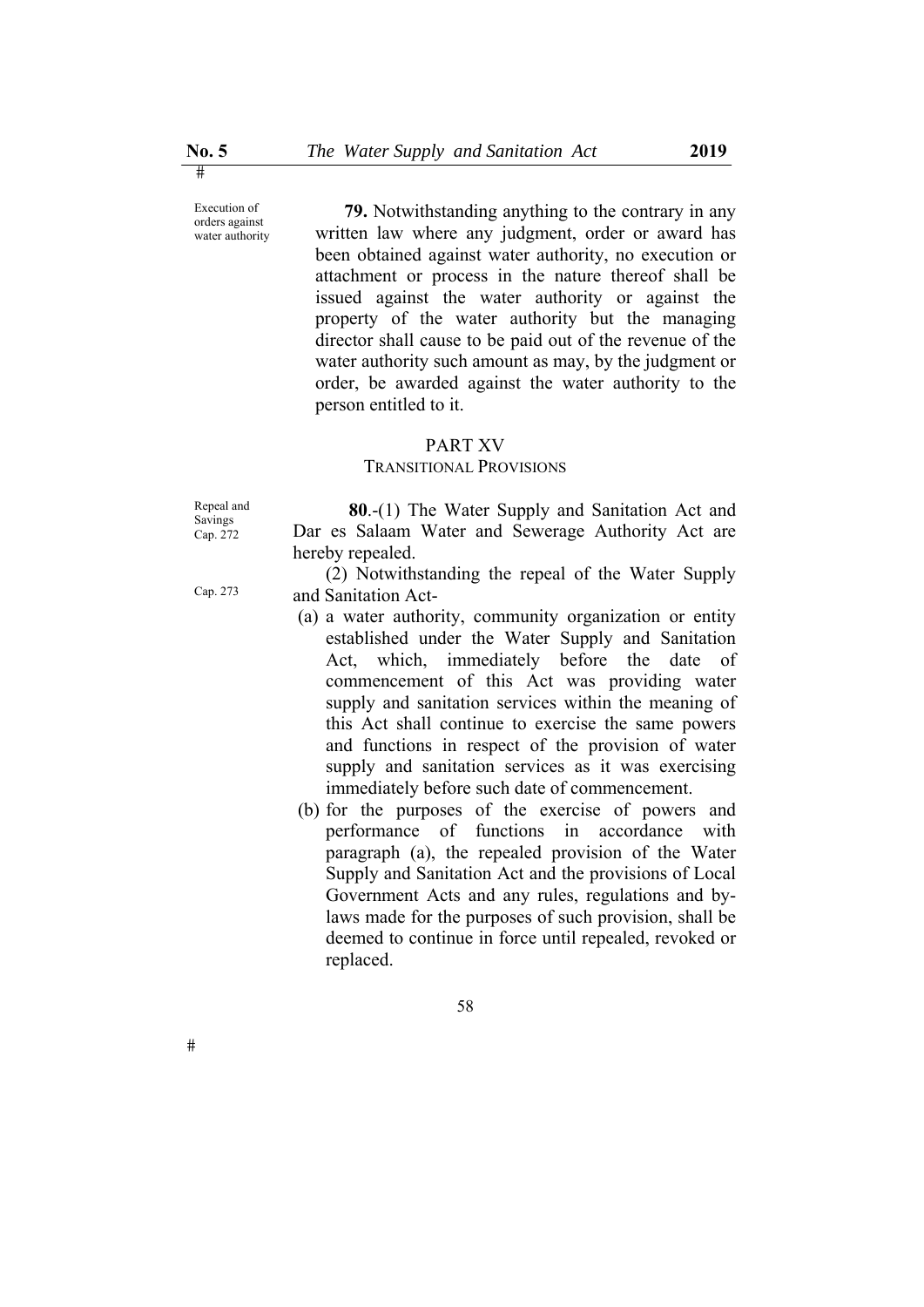Execution of orders against water authority

**79.** Notwithstanding anything to the contrary in any written law where any judgment, order or award has been obtained against water authority, no execution or attachment or process in the nature thereof shall be issued against the water authority or against the property of the water authority but the managing director shall cause to be paid out of the revenue of the water authority such amount as may, by the judgment or order, be awarded against the water authority to the person entitled to it.

## PART XV
## TRANSITIONAL PROVISIONS

Repeal and Savings Cap. 272

Cap. 273

**80**.-(1) The Water Supply and Sanitation Act and Dar es Salaam Water and Sewerage Authority Act are hereby repealed.

(2) Notwithstanding the repeal of the Water Supply and Sanitation Act-

(a) a water authority, community organization or entity established under the Water Supply and Sanitation Act, which, immediately before the date of commencement of this Act was providing water supply and sanitation services within the meaning of this Act shall continue to exercise the same powers and functions in respect of the provision of water supply and sanitation services as it was exercising immediately before such date of commencement.

(b) for the purposes of the exercise of powers and performance of functions in accordance with paragraph (a), the repealed provision of the Water Supply and Sanitation Act and the provisions of Local Government Acts and any rules, regulations and by-laws made for the purposes of such provision, shall be deemed to continue in force until repealed, revoked or replaced.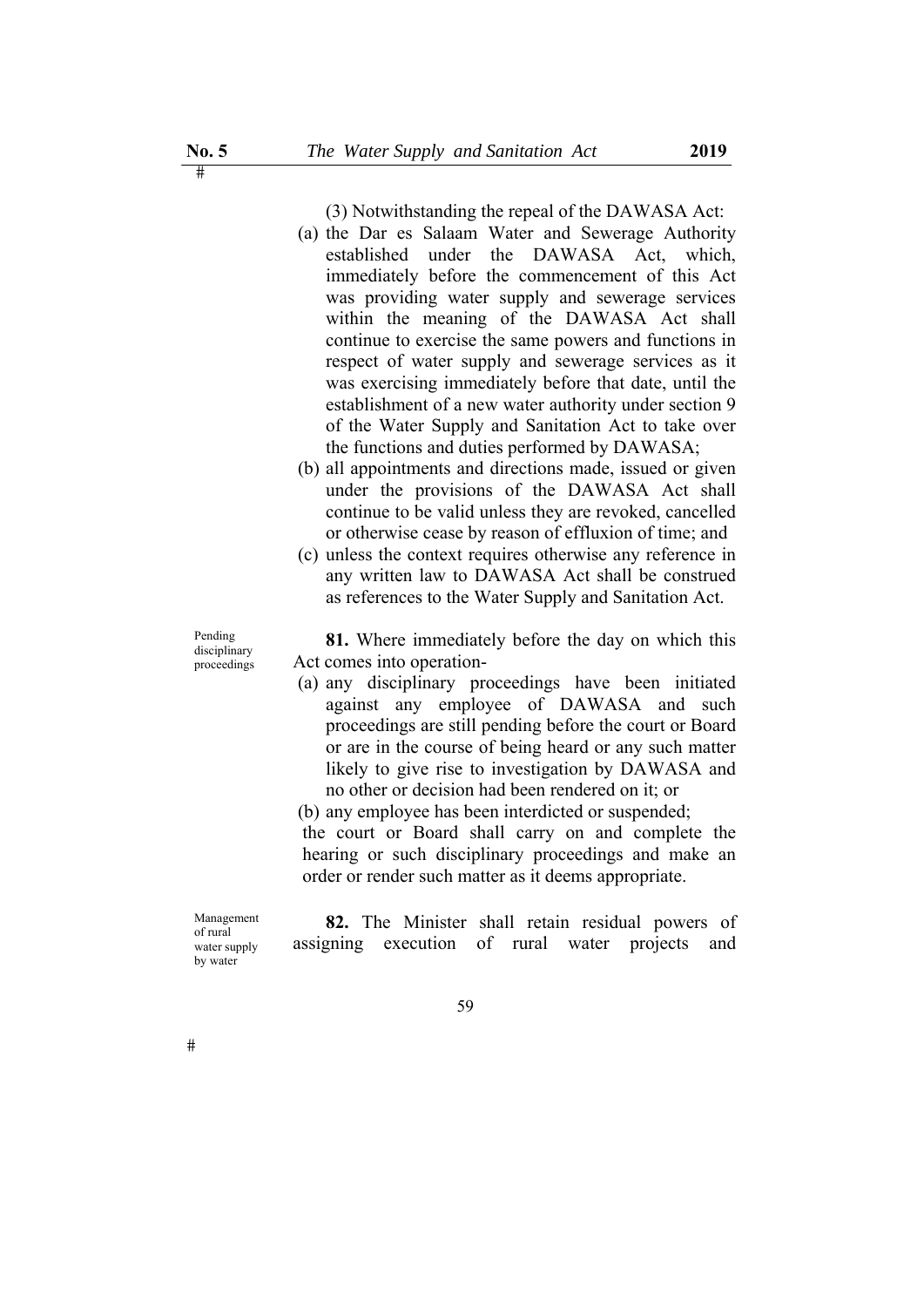(3) Notwithstanding the repeal of the DAWASA Act:

(a) the Dar es Salaam Water and Sewerage Authority established under the DAWASA Act, which, immediately before the commencement of this Act was providing water supply and sewerage services within the meaning of the DAWASA Act shall continue to exercise the same powers and functions in respect of water supply and sewerage services as it was exercising immediately before that date, until the establishment of a new water authority under section 9 of the Water Supply and Sanitation Act to take over the functions and duties performed by DAWASA;

(b) all appointments and directions made, issued or given under the provisions of the DAWASA Act shall continue to be valid unless they are revoked, cancelled or otherwise cease by reason of effluxion of time; and

(c) unless the context requires otherwise any reference in any written law to DAWASA Act shall be construed as references to the Water Supply and Sanitation Act.

Pending disciplinary proceedings

**81.** Where immediately before the day on which this Act comes into operation-

(a) any disciplinary proceedings have been initiated against any employee of DAWASA and such proceedings are still pending before the court or Board or are in the course of being heard or any such matter likely to give rise to investigation by DAWASA and no other or decision had been rendered on it; or

(b) any employee has been interdicted or suspended;

the court or Board shall carry on and complete the hearing or such disciplinary proceedings and make an order or render such matter as it deems appropriate.

Management of rural water supply by water

**82.** The Minister shall retain residual powers of assigning execution of rural water projects and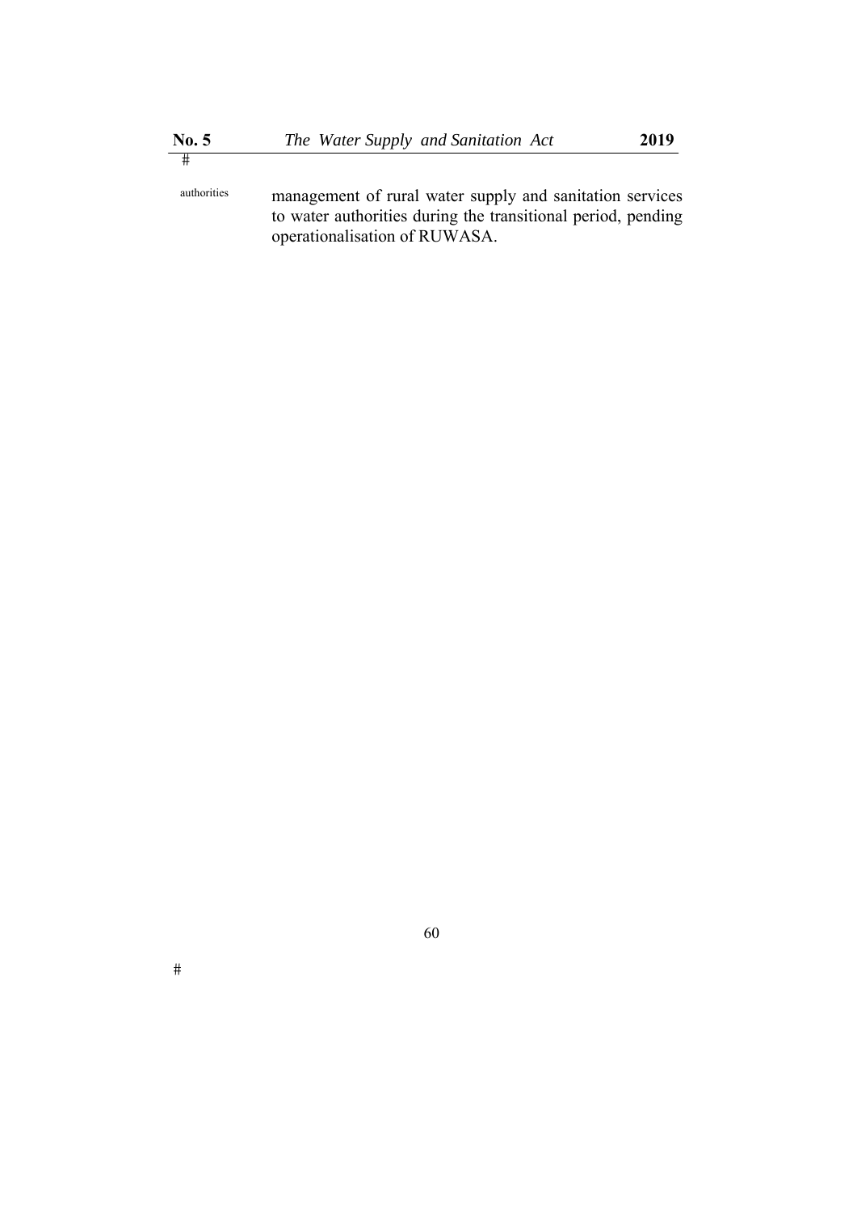authorities

management of rural water supply and sanitation services to water authorities during the transitional period, pending operationalisation of RUWASA.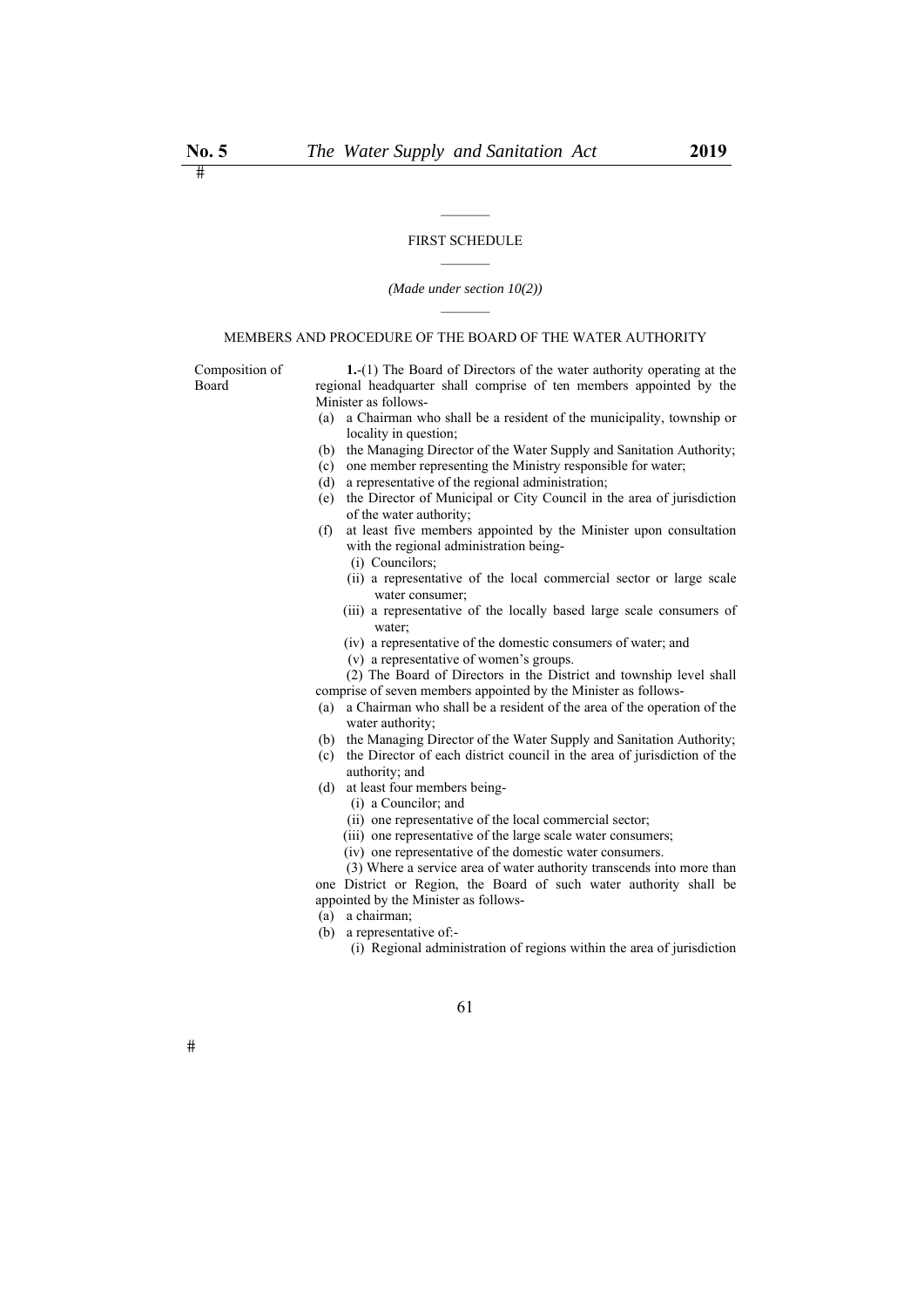## FIRST SCHEDULE

*(Made under section 10(2))*

### MEMBERS AND PROCEDURE OF THE BOARD OF THE WATER AUTHORITY

Composition of Board

**1.**-(1) The Board of Directors of the water authority operating at the regional headquarter shall comprise of ten members appointed by the Minister as follows-

(a) a Chairman who shall be a resident of the municipality, township or locality in question;

(b) the Managing Director of the Water Supply and Sanitation Authority;

(c) one member representing the Ministry responsible for water;

(d) a representative of the regional administration;

(e) the Director of Municipal or City Council in the area of jurisdiction of the water authority;

(f) at least five members appointed by the Minister upon consultation with the regional administration being-

(i) Councilors;

(ii) a representative of the local commercial sector or large scale water consumer;

(iii) a representative of the locally based large scale consumers of water;

(iv) a representative of the domestic consumers of water; and

(v) a representative of women's groups.

(2) The Board of Directors in the District and township level shall comprise of seven members appointed by the Minister as follows-

(a) a Chairman who shall be a resident of the area of the operation of the water authority;

(b) the Managing Director of the Water Supply and Sanitation Authority;

(c) the Director of each district council in the area of jurisdiction of the authority; and

(d) at least four members being-

(i) a Councilor; and

(ii) one representative of the local commercial sector;

(iii) one representative of the large scale water consumers;

(iv) one representative of the domestic water consumers.

(3) Where a service area of water authority transcends into more than one District or Region, the Board of such water authority shall be appointed by the Minister as follows-

(a) a chairman;

(b) a representative of:-

(i) Regional administration of regions within the area of jurisdiction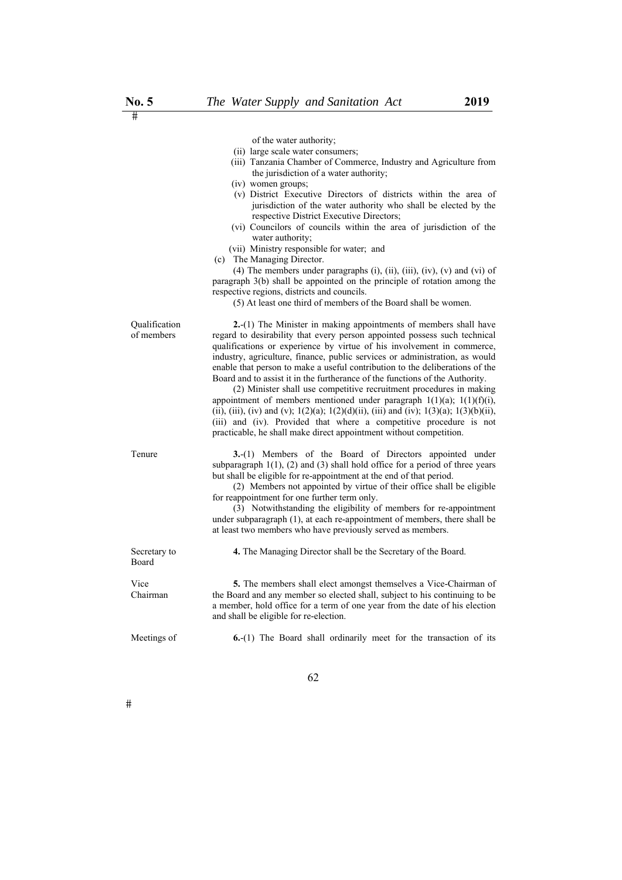of the water authority;

(ii) large scale water consumers;

(iii) Tanzania Chamber of Commerce, Industry and Agriculture from the jurisdiction of a water authority;

(iv) women groups;

(v) District Executive Directors of districts within the area of jurisdiction of the water authority who shall be elected by the respective District Executive Directors;

(vi) Councilors of councils within the area of jurisdiction of the water authority;

(vii) Ministry responsible for water; and

(c) The Managing Director.

(4) The members under paragraphs (i), (ii), (iii), (iv), (v) and (vi) of paragraph 3(b) shall be appointed on the principle of rotation among the respective regions, districts and councils.

(5) At least one third of members of the Board shall be women.

Qualification of members

**2.**-(1) The Minister in making appointments of members shall have regard to desirability that every person appointed possess such technical qualifications or experience by virtue of his involvement in commerce, industry, agriculture, finance, public services or administration, as would enable that person to make a useful contribution to the deliberations of the Board and to assist it in the furtherance of the functions of the Authority.

(2) Minister shall use competitive recruitment procedures in making appointment of members mentioned under paragraph 1(1)(a); 1(1)(f)(i), (ii), (iii), (iv) and (v); 1(2)(a); 1(2)(d)(ii), (iii) and (iv); 1(3)(a); 1(3)(b)(ii), (iii) and (iv). Provided that where a competitive procedure is not practicable, he shall make direct appointment without competition.

Tenure

**3.**-(1) Members of the Board of Directors appointed under subparagraph 1(1), (2) and (3) shall hold office for a period of three years but shall be eligible for re-appointment at the end of that period.

(2) Members not appointed by virtue of their office shall be eligible for reappointment for one further term only.

(3) Notwithstanding the eligibility of members for re-appointment under subparagraph (1), at each re-appointment of members, there shall be at least two members who have previously served as members.

Secretary to Board

**4.** The Managing Director shall be the Secretary of the Board.

Vice Chairman

**5.** The members shall elect amongst themselves a Vice-Chairman of the Board and any member so elected shall, subject to his continuing to be a member, hold office for a term of one year from the date of his election and shall be eligible for re-election.

Meetings of

**6.**-(1) The Board shall ordinarily meet for the transaction of its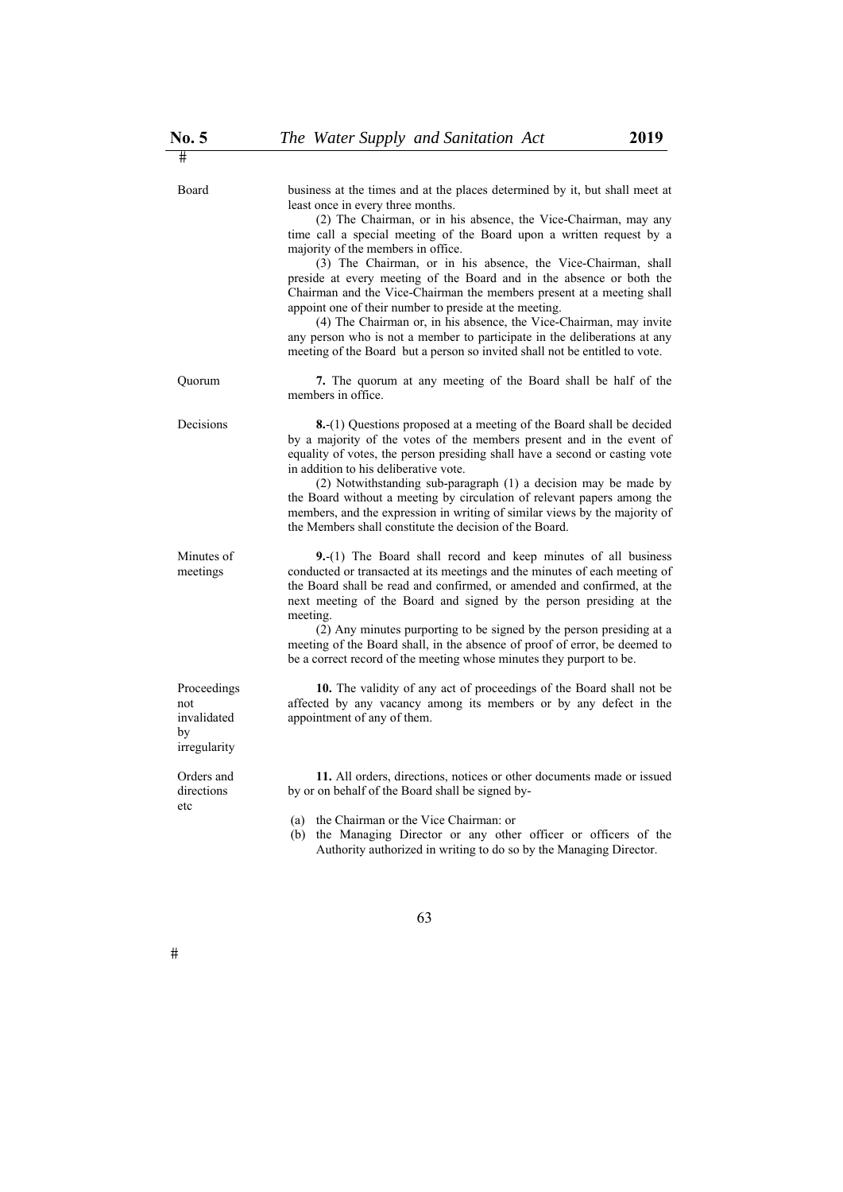Board

business at the times and at the places determined by it, but shall meet at least once in every three months.

(2) The Chairman, or in his absence, the Vice-Chairman, may any time call a special meeting of the Board upon a written request by a majority of the members in office.

(3) The Chairman, or in his absence, the Vice-Chairman, shall preside at every meeting of the Board and in the absence or both the Chairman and the Vice-Chairman the members present at a meeting shall appoint one of their number to preside at the meeting.

(4) The Chairman or, in his absence, the Vice-Chairman, may invite any person who is not a member to participate in the deliberations at any meeting of the Board but a person so invited shall not be entitled to vote.

Quorum

**7.** The quorum at any meeting of the Board shall be half of the members in office.

Decisions

**8.**-(1) Questions proposed at a meeting of the Board shall be decided by a majority of the votes of the members present and in the event of equality of votes, the person presiding shall have a second or casting vote in addition to his deliberative vote.

(2) Notwithstanding sub-paragraph (1) a decision may be made by the Board without a meeting by circulation of relevant papers among the members, and the expression in writing of similar views by the majority of the Members shall constitute the decision of the Board.

Minutes of meetings

**9.**-(1) The Board shall record and keep minutes of all business conducted or transacted at its meetings and the minutes of each meeting of the Board shall be read and confirmed, or amended and confirmed, at the next meeting of the Board and signed by the person presiding at the meeting.

(2) Any minutes purporting to be signed by the person presiding at a meeting of the Board shall, in the absence of proof of error, be deemed to be a correct record of the meeting whose minutes they purport to be.

Proceedings not invalidated by irregularity

**10.** The validity of any act of proceedings of the Board shall not be affected by any vacancy among its members or by any defect in the appointment of any of them.

Orders and directions etc

**11.** All orders, directions, notices or other documents made or issued by or on behalf of the Board shall be signed by-

(a) the Chairman or the Vice Chairman: or

(b) the Managing Director or any other officer or officers of the Authority authorized in writing to do so by the Managing Director.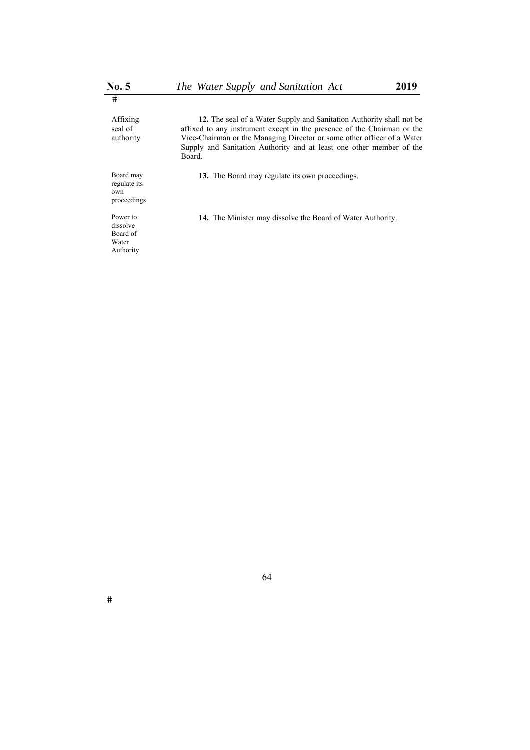**Affixing seal of authority**

**12.** The seal of a Water Supply and Sanitation Authority shall not be affixed to any instrument except in the presence of the Chairman or the Vice-Chairman or the Managing Director or some other officer of a Water Supply and Sanitation Authority and at least one other member of the Board.

**Board may regulate its own proceedings**

**13.** The Board may regulate its own proceedings.

**Power to dissolve Board of Water Authority**

**14.** The Minister may dissolve the Board of Water Authority.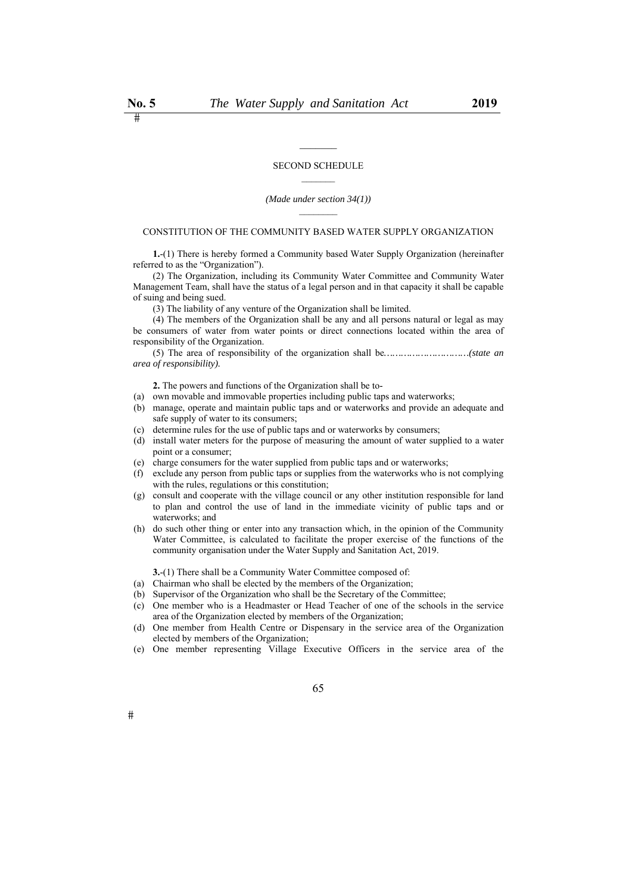## SECOND SCHEDULE

*(Made under section 34(1))*

### CONSTITUTION OF THE COMMUNITY BASED WATER SUPPLY ORGANIZATION

**1.**-(1) There is hereby formed a Community based Water Supply Organization (hereinafter referred to as the "Organization").

(2) The Organization, including its Community Water Committee and Community Water Management Team, shall have the status of a legal person and in that capacity it shall be capable of suing and being sued.

(3) The liability of any venture of the Organization shall be limited.

(4) The members of the Organization shall be any and all persons natural or legal as may be consumers of water from water points or direct connections located within the area of responsibility of the Organization.

(5) The area of responsibility of the organization shall be*…………………………(state an area of responsibility).*

**2.** The powers and functions of the Organization shall be to-

(a) own movable and immovable properties including public taps and waterworks;
(b) manage, operate and maintain public taps and or waterworks and provide an adequate and safe supply of water to its consumers;
(c) determine rules for the use of public taps and or waterworks by consumers;
(d) install water meters for the purpose of measuring the amount of water supplied to a water point or a consumer;
(e) charge consumers for the water supplied from public taps and or waterworks;
(f) exclude any person from public taps or supplies from the waterworks who is not complying with the rules, regulations or this constitution;
(g) consult and cooperate with the village council or any other institution responsible for land to plan and control the use of land in the immediate vicinity of public taps and or waterworks; and
(h) do such other thing or enter into any transaction which, in the opinion of the Community Water Committee, is calculated to facilitate the proper exercise of the functions of the community organisation under the Water Supply and Sanitation Act, 2019.

**3.**-(1) There shall be a Community Water Committee composed of:

(a) Chairman who shall be elected by the members of the Organization;
(b) Supervisor of the Organization who shall be the Secretary of the Committee;
(c) One member who is a Headmaster or Head Teacher of one of the schools in the service area of the Organization elected by members of the Organization;
(d) One member from Health Centre or Dispensary in the service area of the Organization elected by members of the Organization;
(e) One member representing Village Executive Officers in the service area of the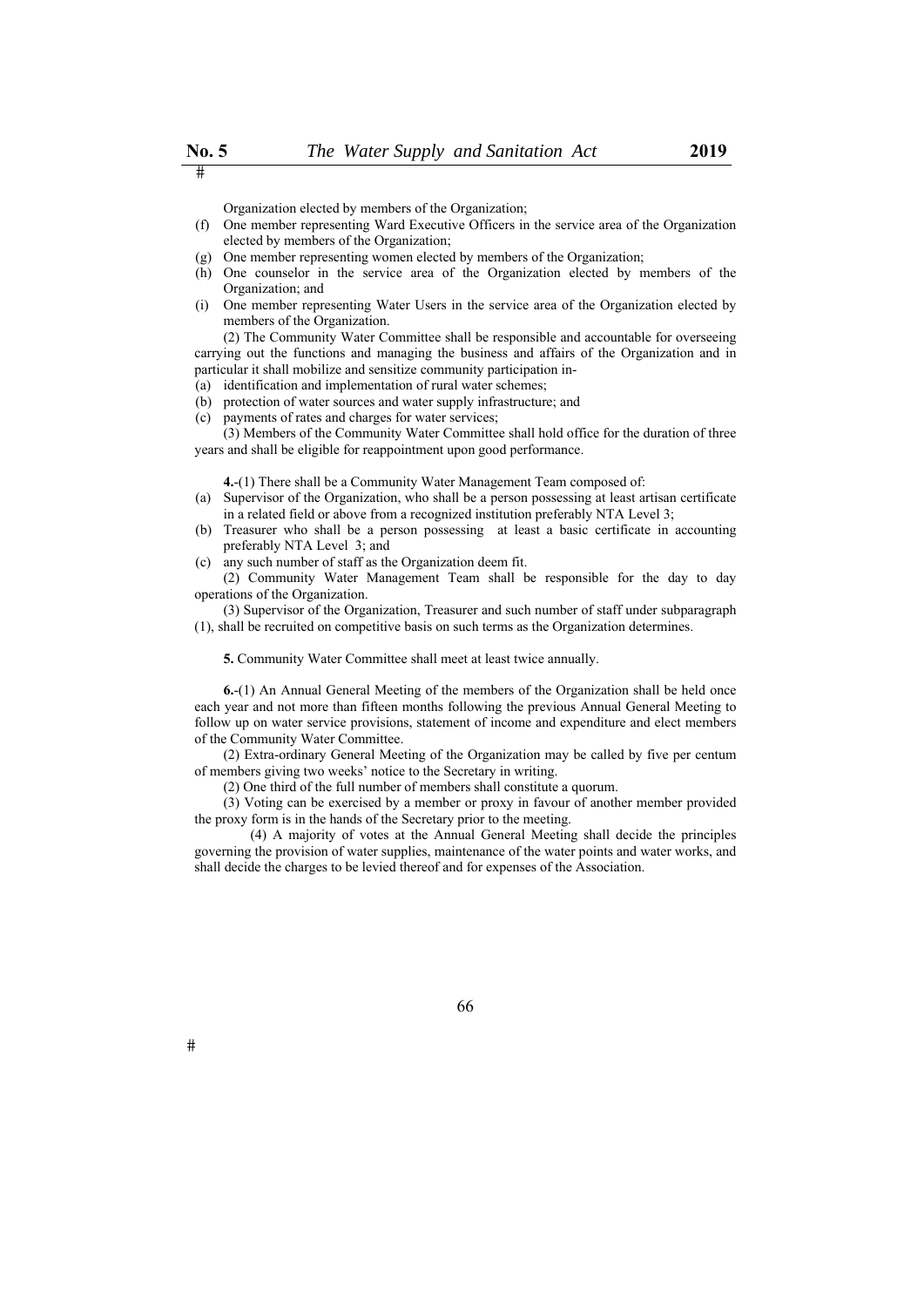Organization elected by members of the Organization;

(f) One member representing Ward Executive Officers in the service area of the Organization elected by members of the Organization;

(g) One member representing women elected by members of the Organization;

(h) One counselor in the service area of the Organization elected by members of the Organization; and

(i) One member representing Water Users in the service area of the Organization elected by members of the Organization.

(2) The Community Water Committee shall be responsible and accountable for overseeing carrying out the functions and managing the business and affairs of the Organization and in particular it shall mobilize and sensitize community participation in-

(a) identification and implementation of rural water schemes;

(b) protection of water sources and water supply infrastructure; and

(c) payments of rates and charges for water services;

(3) Members of the Community Water Committee shall hold office for the duration of three years and shall be eligible for reappointment upon good performance.

**4.**-(1) There shall be a Community Water Management Team composed of:

(a) Supervisor of the Organization, who shall be a person possessing at least artisan certificate in a related field or above from a recognized institution preferably NTA Level 3;

(b) Treasurer who shall be a person possessing at least a basic certificate in accounting preferably NTA Level 3; and

(c) any such number of staff as the Organization deem fit.

(2) Community Water Management Team shall be responsible for the day to day operations of the Organization.

(3) Supervisor of the Organization, Treasurer and such number of staff under subparagraph (1), shall be recruited on competitive basis on such terms as the Organization determines.

**5.** Community Water Committee shall meet at least twice annually.

**6.**-(1) An Annual General Meeting of the members of the Organization shall be held once each year and not more than fifteen months following the previous Annual General Meeting to follow up on water service provisions, statement of income and expenditure and elect members of the Community Water Committee.

(2) Extra-ordinary General Meeting of the Organization may be called by five per centum of members giving two weeks' notice to the Secretary in writing.

(2) One third of the full number of members shall constitute a quorum.

(3) Voting can be exercised by a member or proxy in favour of another member provided the proxy form is in the hands of the Secretary prior to the meeting.

(4) A majority of votes at the Annual General Meeting shall decide the principles governing the provision of water supplies, maintenance of the water points and water works, and shall decide the charges to be levied thereof and for expenses of the Association.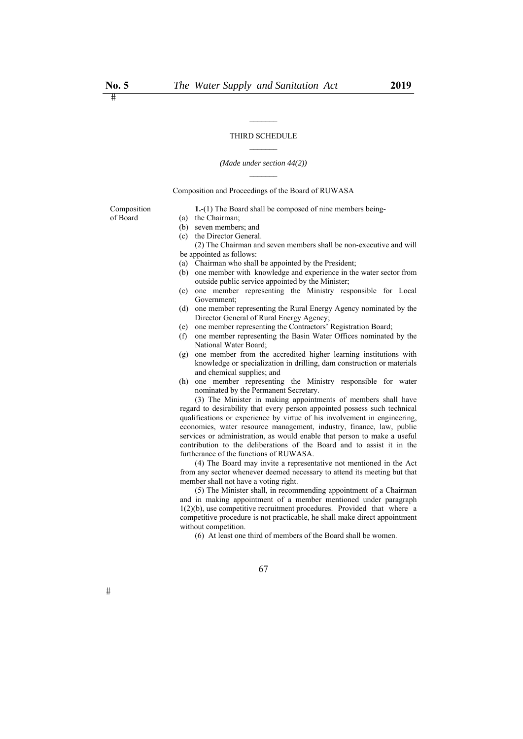## THIRD SCHEDULE

*(Made under section 44(2))*

### Composition and Proceedings of the Board of RUWASA

Composition of Board

**1.**-(1) The Board shall be composed of nine members being-

(a) the Chairman;
(b) seven members; and
(c) the Director General.

(2) The Chairman and seven members shall be non-executive and will be appointed as follows:

(a) Chairman who shall be appointed by the President;
(b) one member with knowledge and experience in the water sector from outside public service appointed by the Minister;
(c) one member representing the Ministry responsible for Local Government;
(d) one member representing the Rural Energy Agency nominated by the Director General of Rural Energy Agency;
(e) one member representing the Contractors' Registration Board;
(f) one member representing the Basin Water Offices nominated by the National Water Board;
(g) one member from the accredited higher learning institutions with knowledge or specialization in drilling, dam construction or materials and chemical supplies; and
(h) one member representing the Ministry responsible for water nominated by the Permanent Secretary.

(3) The Minister in making appointments of members shall have regard to desirability that every person appointed possess such technical qualifications or experience by virtue of his involvement in engineering, economics, water resource management, industry, finance, law, public services or administration, as would enable that person to make a useful contribution to the deliberations of the Board and to assist it in the furtherance of the functions of RUWASA.

(4) The Board may invite a representative not mentioned in the Act from any sector whenever deemed necessary to attend its meeting but that member shall not have a voting right.

(5) The Minister shall, in recommending appointment of a Chairman and in making appointment of a member mentioned under paragraph 1(2)(b), use competitive recruitment procedures. Provided that where a competitive procedure is not practicable, he shall make direct appointment without competition.

(6) At least one third of members of the Board shall be women.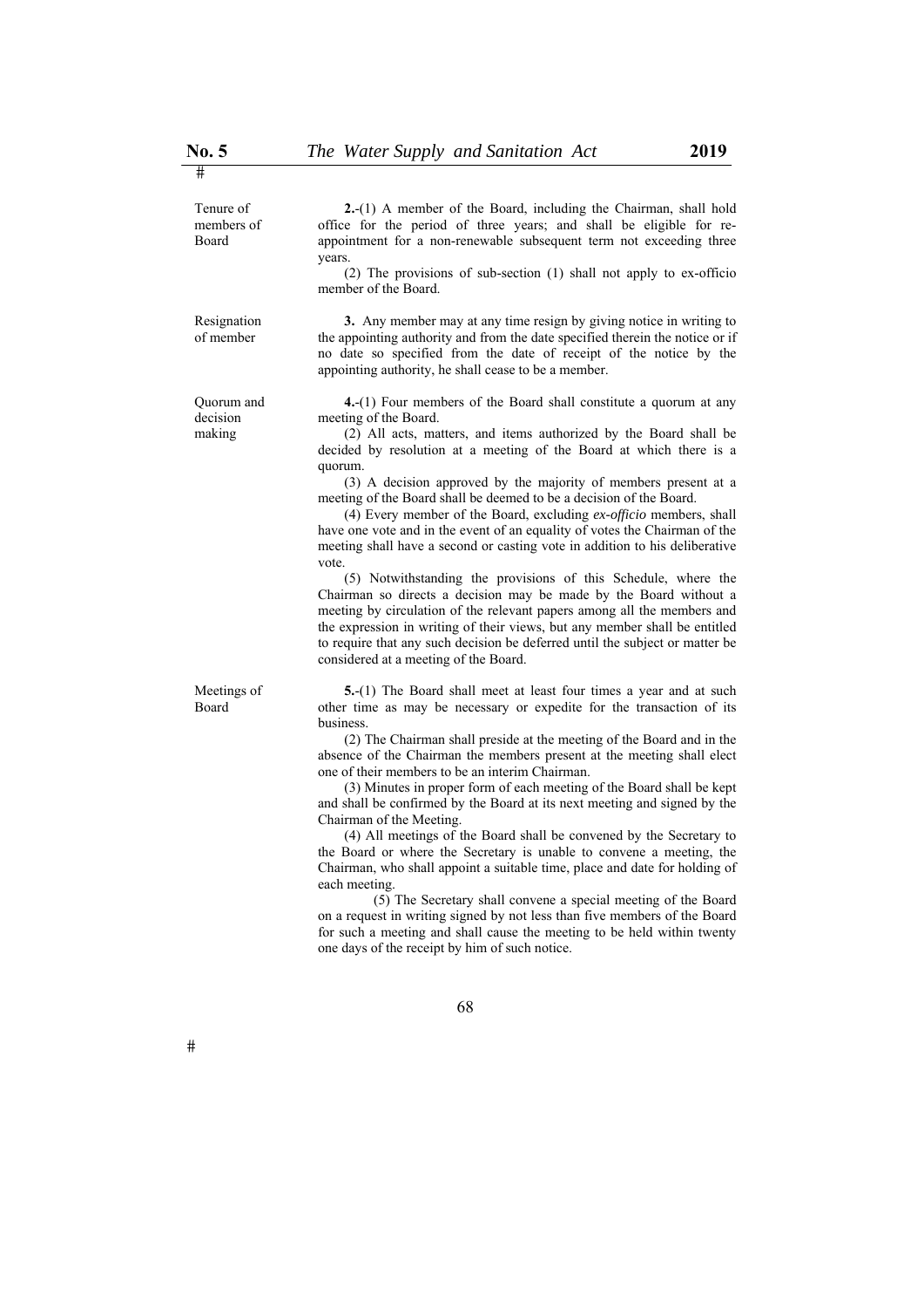**Tenure of members of Board**

**2.**-(1) A member of the Board, including the Chairman, shall hold office for the period of three years; and shall be eligible for re-appointment for a non-renewable subsequent term not exceeding three years.

(2) The provisions of sub-section (1) shall not apply to ex-officio member of the Board.

**Resignation of member**

**3.** Any member may at any time resign by giving notice in writing to the appointing authority and from the date specified therein the notice or if no date so specified from the date of receipt of the notice by the appointing authority, he shall cease to be a member.

**Quorum and decision making**

**4.**-(1) Four members of the Board shall constitute a quorum at any meeting of the Board.

(2) All acts, matters, and items authorized by the Board shall be decided by resolution at a meeting of the Board at which there is a quorum.

(3) A decision approved by the majority of members present at a meeting of the Board shall be deemed to be a decision of the Board.

(4) Every member of the Board, excluding *ex-officio* members, shall have one vote and in the event of an equality of votes the Chairman of the meeting shall have a second or casting vote in addition to his deliberative vote.

(5) Notwithstanding the provisions of this Schedule, where the Chairman so directs a decision may be made by the Board without a meeting by circulation of the relevant papers among all the members and the expression in writing of their views, but any member shall be entitled to require that any such decision be deferred until the subject or matter be considered at a meeting of the Board.

**Meetings of Board**

**5.**-(1) The Board shall meet at least four times a year and at such other time as may be necessary or expedite for the transaction of its business.

(2) The Chairman shall preside at the meeting of the Board and in the absence of the Chairman the members present at the meeting shall elect one of their members to be an interim Chairman.

(3) Minutes in proper form of each meeting of the Board shall be kept and shall be confirmed by the Board at its next meeting and signed by the Chairman of the Meeting.

(4) All meetings of the Board shall be convened by the Secretary to the Board or where the Secretary is unable to convene a meeting, the Chairman, who shall appoint a suitable time, place and date for holding of each meeting.

(5) The Secretary shall convene a special meeting of the Board on a request in writing signed by not less than five members of the Board for such a meeting and shall cause the meeting to be held within twenty one days of the receipt by him of such notice.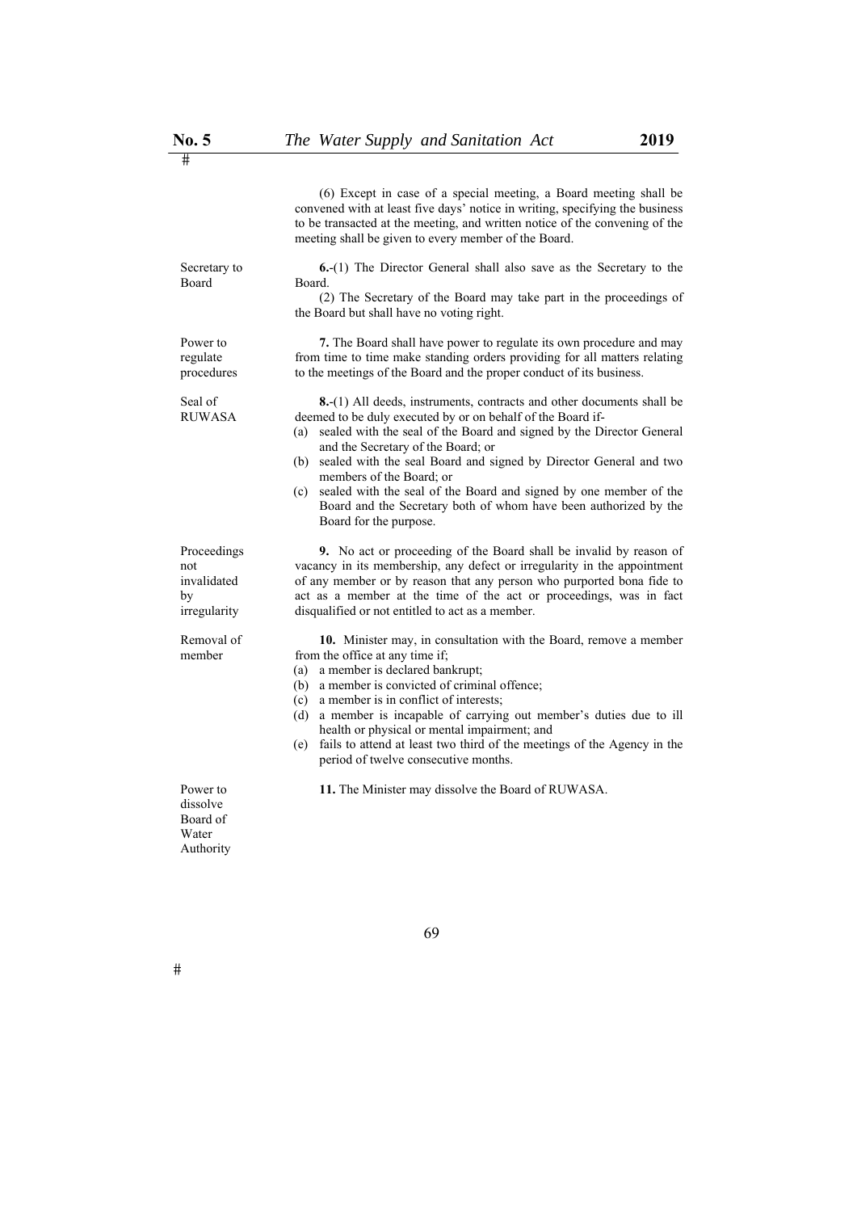(6) Except in case of a special meeting, a Board meeting shall be convened with at least five days' notice in writing, specifying the business to be transacted at the meeting, and written notice of the convening of the meeting shall be given to every member of the Board.

Secretary to Board

**6.**-(1) The Director General shall also save as the Secretary to the Board.

(2) The Secretary of the Board may take part in the proceedings of the Board but shall have no voting right.

Power to regulate procedures

**7.** The Board shall have power to regulate its own procedure and may from time to time make standing orders providing for all matters relating to the meetings of the Board and the proper conduct of its business.

Seal of RUWASA

**8.**-(1) All deeds, instruments, contracts and other documents shall be deemed to be duly executed by or on behalf of the Board if-

(a) sealed with the seal of the Board and signed by the Director General and the Secretary of the Board; or

(b) sealed with the seal Board and signed by Director General and two members of the Board; or

(c) sealed with the seal of the Board and signed by one member of the Board and the Secretary both of whom have been authorized by the Board for the purpose.

Proceedings not invalidated by irregularity

**9.** No act or proceeding of the Board shall be invalid by reason of vacancy in its membership, any defect or irregularity in the appointment of any member or by reason that any person who purported bona fide to act as a member at the time of the act or proceedings, was in fact disqualified or not entitled to act as a member.

Removal of member

**10.** Minister may, in consultation with the Board, remove a member from the office at any time if;

(a) a member is declared bankrupt;

(b) a member is convicted of criminal offence;

(c) a member is in conflict of interests;

(d) a member is incapable of carrying out member's duties due to ill health or physical or mental impairment; and

(e) fails to attend at least two third of the meetings of the Agency in the period of twelve consecutive months.

Power to dissolve Board of Water Authority

**11.** The Minister may dissolve the Board of RUWASA.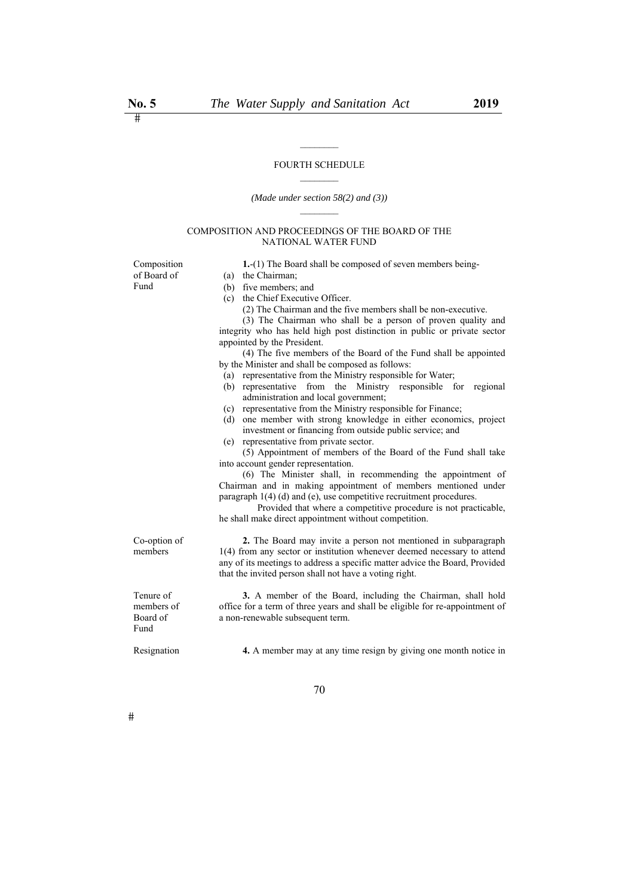## FOURTH SCHEDULE

*(Made under section 58(2) and (3))*

### COMPOSITION AND PROCEEDINGS OF THE BOARD OF THE NATIONAL WATER FUND

Composition of Board of Fund

**1.**-(1) The Board shall be composed of seven members being-

(a) the Chairman;
(b) five members; and
(c) the Chief Executive Officer.

(2) The Chairman and the five members shall be non-executive.

(3) The Chairman who shall be a person of proven quality and integrity who has held high post distinction in public or private sector appointed by the President.

(4) The five members of the Board of the Fund shall be appointed by the Minister and shall be composed as follows:

(a) representative from the Ministry responsible for Water;
(b) representative from the Ministry responsible for regional administration and local government;
(c) representative from the Ministry responsible for Finance;
(d) one member with strong knowledge in either economics, project investment or financing from outside public service; and
(e) representative from private sector.

(5) Appointment of members of the Board of the Fund shall take into account gender representation.

(6) The Minister shall, in recommending the appointment of Chairman and in making appointment of members mentioned under paragraph 1(4) (d) and (e), use competitive recruitment procedures.

Provided that where a competitive procedure is not practicable, he shall make direct appointment without competition.

Co-option of members

**2.** The Board may invite a person not mentioned in subparagraph 1(4) from any sector or institution whenever deemed necessary to attend any of its meetings to address a specific matter advice the Board, Provided that the invited person shall not have a voting right.

Tenure of members of Board of Fund

**3.** A member of the Board, including the Chairman, shall hold office for a term of three years and shall be eligible for re-appointment of a non-renewable subsequent term.

Resignation

**4.** A member may at any time resign by giving one month notice in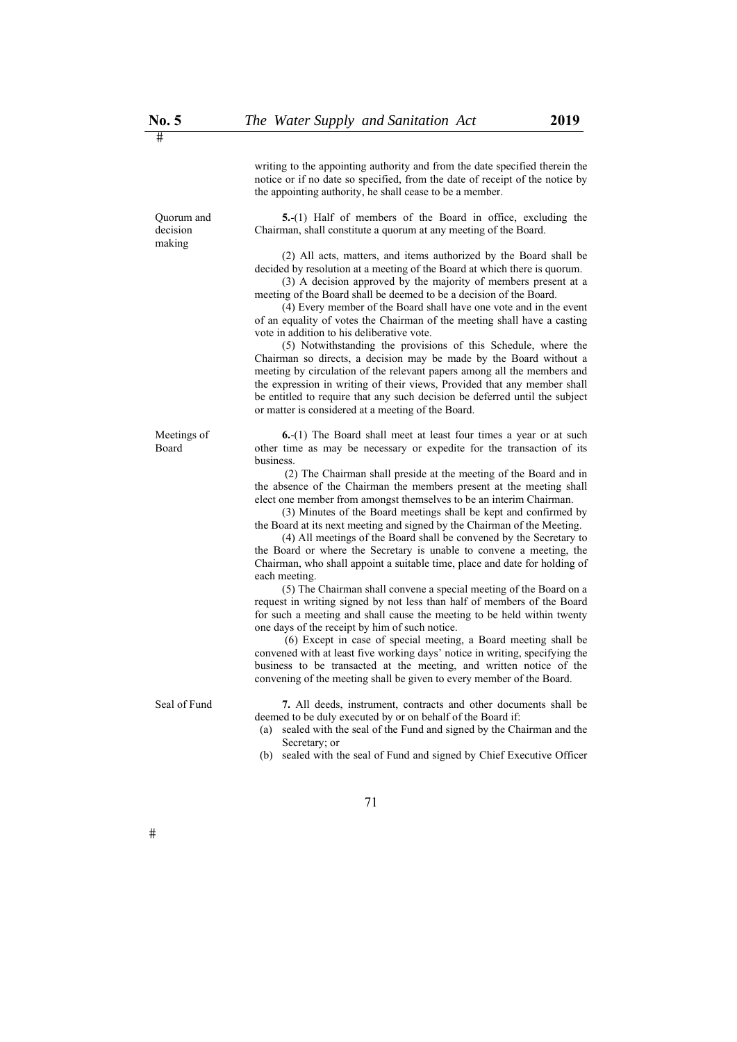writing to the appointing authority and from the date specified therein the notice or if no date so specified, from the date of receipt of the notice by the appointing authority, he shall cease to be a member.

Quorum and decision making

**5.**-(1) Half of members of the Board in office, excluding the Chairman, shall constitute a quorum at any meeting of the Board.

(2) All acts, matters, and items authorized by the Board shall be decided by resolution at a meeting of the Board at which there is quorum.

(3) A decision approved by the majority of members present at a meeting of the Board shall be deemed to be a decision of the Board.

(4) Every member of the Board shall have one vote and in the event of an equality of votes the Chairman of the meeting shall have a casting vote in addition to his deliberative vote.

(5) Notwithstanding the provisions of this Schedule, where the Chairman so directs, a decision may be made by the Board without a meeting by circulation of the relevant papers among all the members and the expression in writing of their views, Provided that any member shall be entitled to require that any such decision be deferred until the subject or matter is considered at a meeting of the Board.

Meetings of Board

**6.**-(1) The Board shall meet at least four times a year or at such other time as may be necessary or expedite for the transaction of its business.

(2) The Chairman shall preside at the meeting of the Board and in the absence of the Chairman the members present at the meeting shall elect one member from amongst themselves to be an interim Chairman.

(3) Minutes of the Board meetings shall be kept and confirmed by the Board at its next meeting and signed by the Chairman of the Meeting.

(4) All meetings of the Board shall be convened by the Secretary to the Board or where the Secretary is unable to convene a meeting, the Chairman, who shall appoint a suitable time, place and date for holding of each meeting.

(5) The Chairman shall convene a special meeting of the Board on a request in writing signed by not less than half of members of the Board for such a meeting and shall cause the meeting to be held within twenty one days of the receipt by him of such notice.

(6) Except in case of special meeting, a Board meeting shall be convened with at least five working days' notice in writing, specifying the business to be transacted at the meeting, and written notice of the convening of the meeting shall be given to every member of the Board.

Seal of Fund

**7.** All deeds, instrument, contracts and other documents shall be deemed to be duly executed by or on behalf of the Board if:

(a) sealed with the seal of the Fund and signed by the Chairman and the Secretary; or

(b) sealed with the seal of Fund and signed by Chief Executive Officer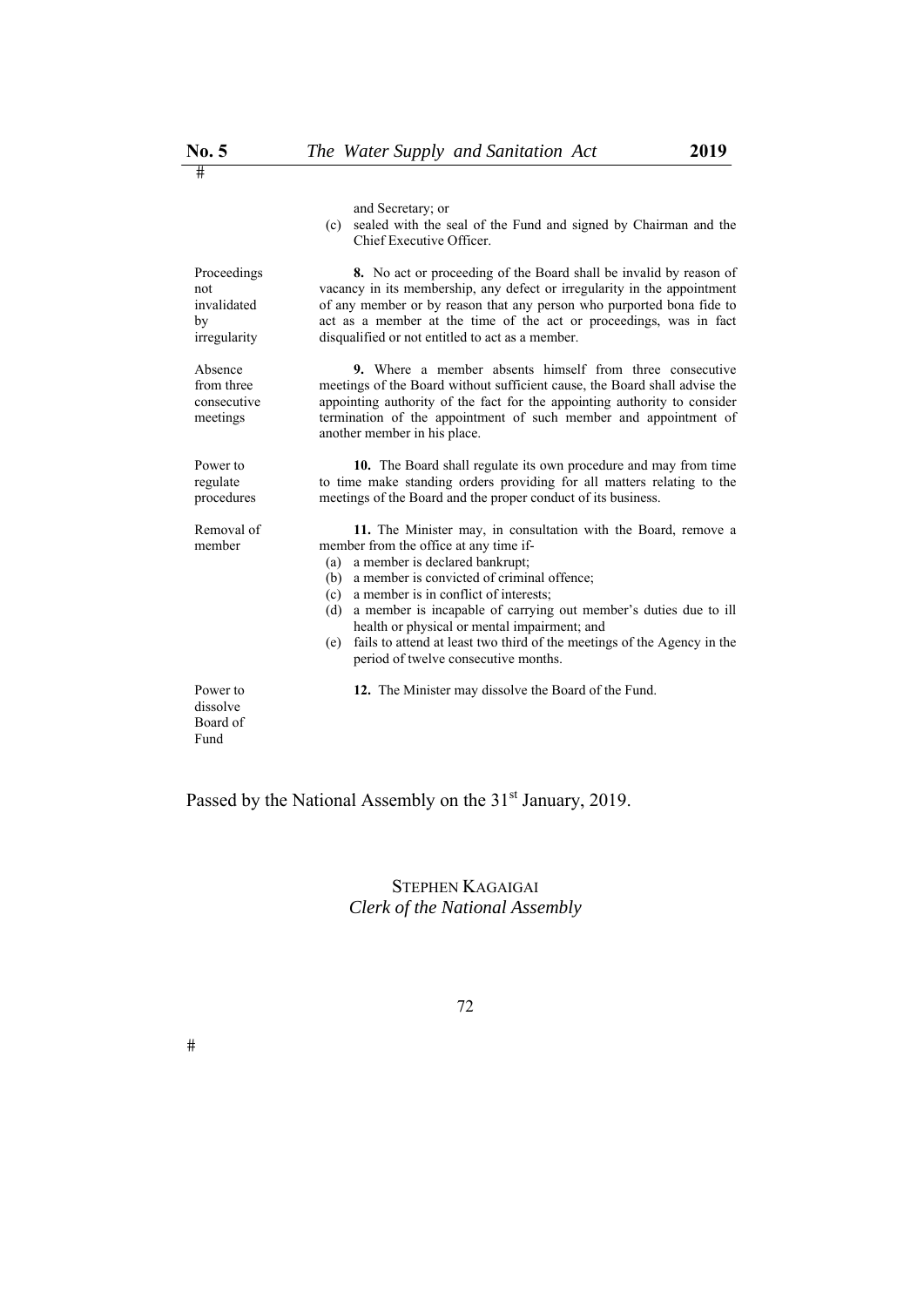and Secretary; or

(c) sealed with the seal of the Fund and signed by Chairman and the Chief Executive Officer.

Proceedings not invalidated by irregularity

**8.** No act or proceeding of the Board shall be invalid by reason of vacancy in its membership, any defect or irregularity in the appointment of any member or by reason that any person who purported bona fide to act as a member at the time of the act or proceedings, was in fact disqualified or not entitled to act as a member.

Absence from three consecutive meetings

**9.** Where a member absents himself from three consecutive meetings of the Board without sufficient cause, the Board shall advise the appointing authority of the fact for the appointing authority to consider termination of the appointment of such member and appointment of another member in his place.

Power to regulate procedures

**10.** The Board shall regulate its own procedure and may from time to time make standing orders providing for all matters relating to the meetings of the Board and the proper conduct of its business.

Removal of member

**11.** The Minister may, in consultation with the Board, remove a member from the office at any time if-

(a) a member is declared bankrupt;

(b) a member is convicted of criminal offence;

(c) a member is in conflict of interests;

(d) a member is incapable of carrying out member's duties due to ill health or physical or mental impairment; and

(e) fails to attend at least two third of the meetings of the Agency in the period of twelve consecutive months.

Power to dissolve Board of Fund

**12.** The Minister may dissolve the Board of the Fund.

Passed by the National Assembly on the 31st January, 2019.

STEPHEN KAGAIGAI
*Clerk of the National Assembly*